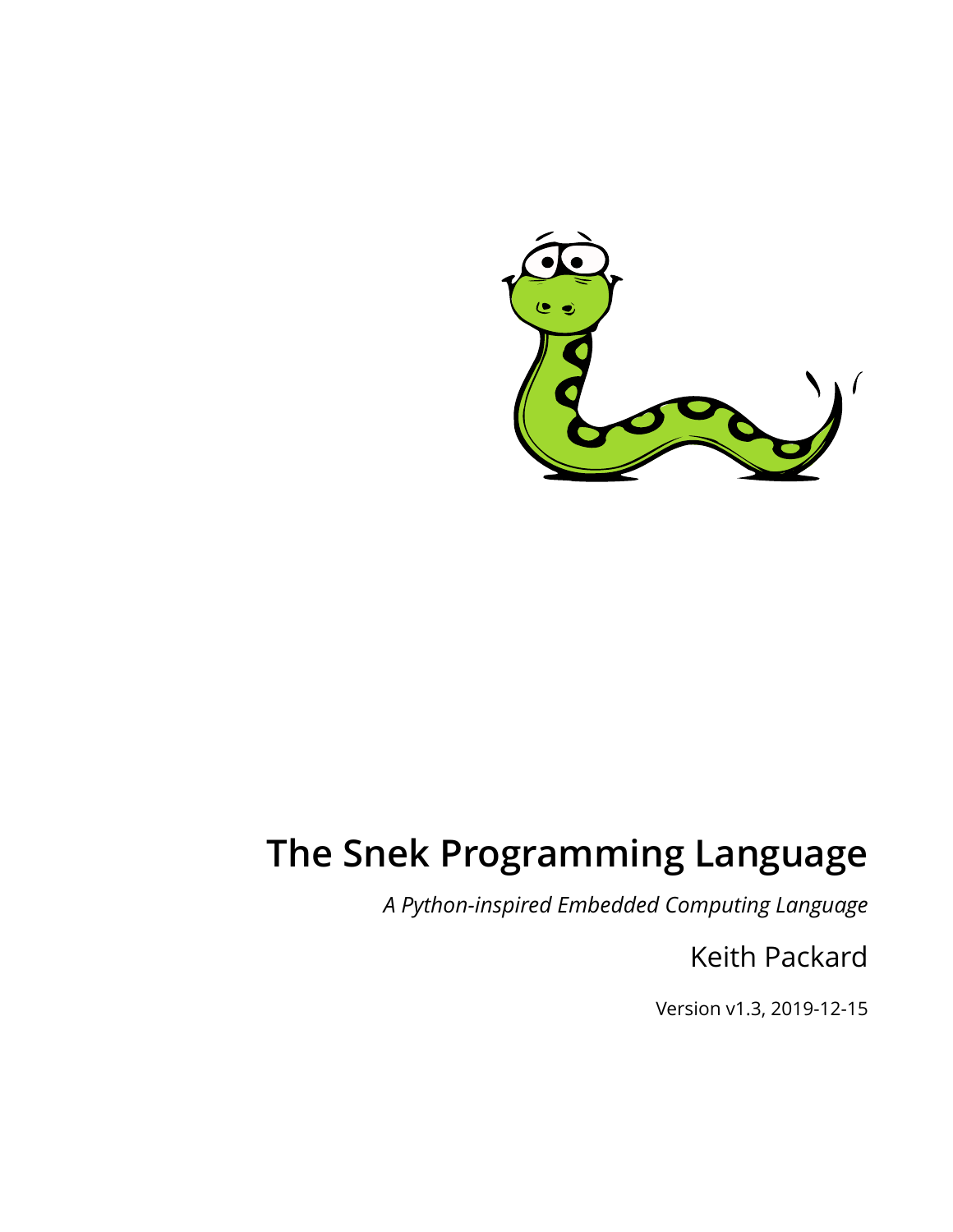# The Snek Programming Language

*A Python-inspired Embedded Computing Language*

Keith Packard

Version v1.3, 2019-12-15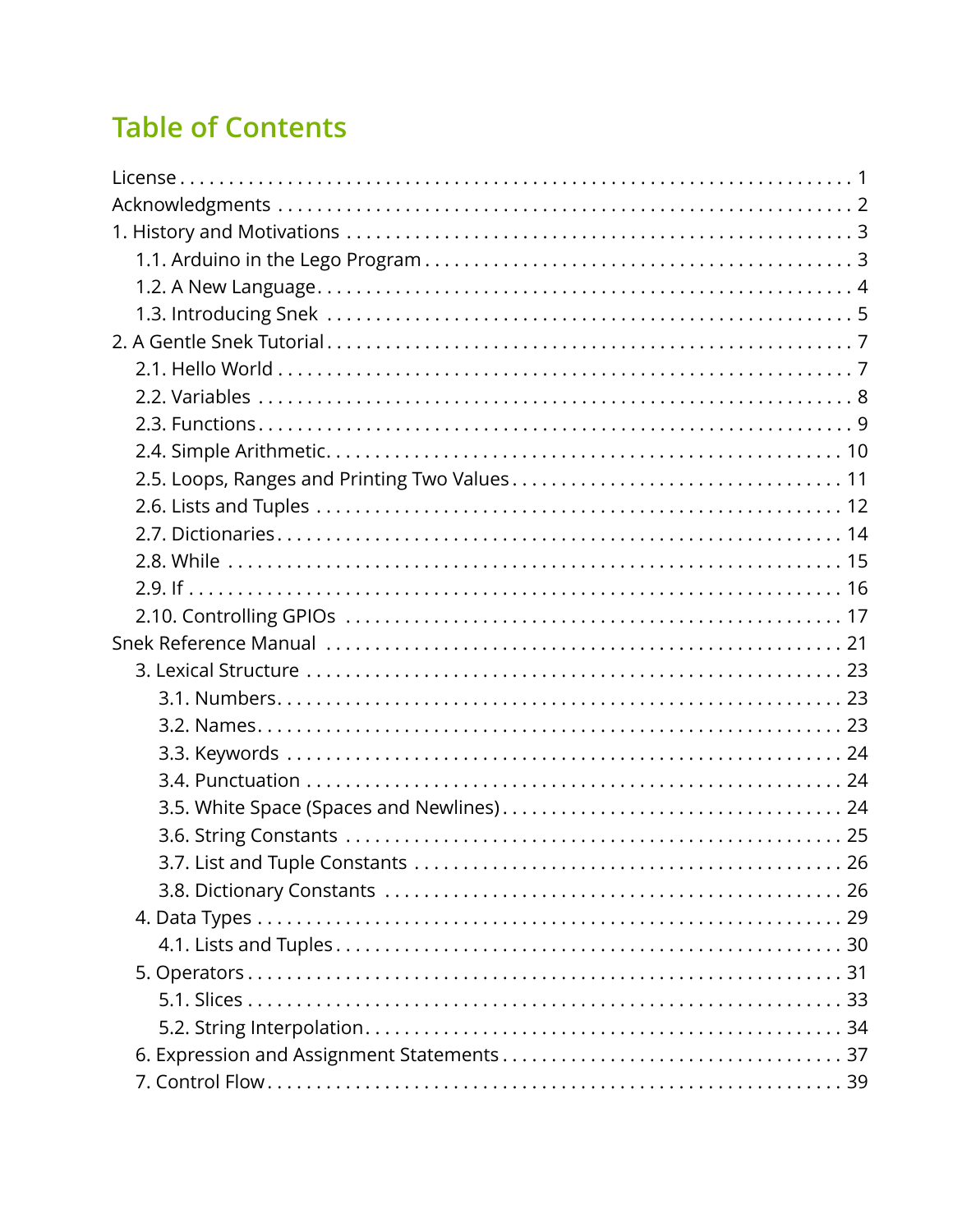# Table of Contents

- License . . . 1
- Acknowledgments . . . 2
- 1. History and Motivations . . . 3
  - 1.1. Arduino in the Lego Program . . . 3
  - 1.2. A New Language . . . 4
  - 1.3. Introducing Snek . . . 5
- 2. A Gentle Snek Tutorial . . . 7
  - 2.1. Hello World . . . 7
  - 2.2. Variables . . . 8
  - 2.3. Functions . . . 9
  - 2.4. Simple Arithmetic . . . 10
  - 2.5. Loops, Ranges and Printing Two Values . . . 11
  - 2.6. Lists and Tuples . . . 12
  - 2.7. Dictionaries . . . 14
  - 2.8. While . . . 15
  - 2.9. If . . . 16
  - 2.10. Controlling GPIOs . . . 17
- Snek Reference Manual . . . 21
  - 3. Lexical Structure . . . 23
    - 3.1. Numbers . . . 23
    - 3.2. Names . . . 23
    - 3.3. Keywords . . . 24
    - 3.4. Punctuation . . . 24
    - 3.5. White Space (Spaces and Newlines) . . . 24
    - 3.6. String Constants . . . 25
    - 3.7. List and Tuple Constants . . . 26
    - 3.8. Dictionary Constants . . . 26
  - 4. Data Types . . . 29
    - 4.1. Lists and Tuples . . . 30
  - 5. Operators . . . 31
    - 5.1. Slices . . . 33
    - 5.2. String Interpolation . . . 34
  - 6. Expression and Assignment Statements . . . 37
  - 7. Control Flow . . . 39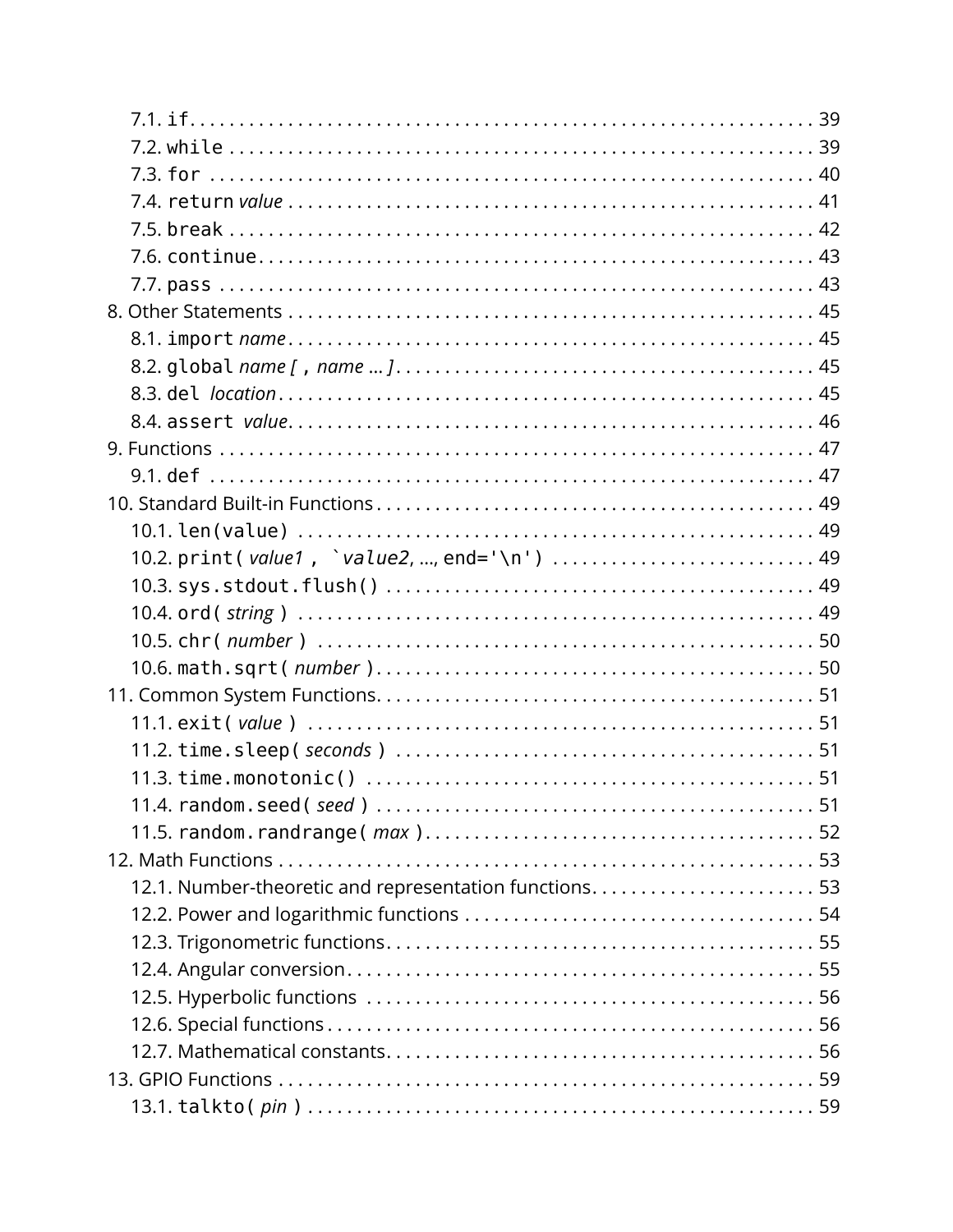- 7.1. `if` ... 39
- 7.2. `while` ... 39
- 7.3. `for` ... 40
- 7.4. `return` *value* ... 41
- 7.5. `break` ... 42
- 7.6. `continue` ... 43
- 7.7. `pass` ... 43

8. Other Statements ... 45
- 8.1. `import` *name* ... 45
- 8.2. `global` *name [* `,` *name ... ]* ... 45
- 8.3. `del` *location* ... 45
- 8.4. `assert` *value* ... 46

9. Functions ... 47
- 9.1. `def` ... 47

10. Standard Built-in Functions ... 49
- 10.1. `len(value)` ... 49
- 10.2. `print(` *value1* `,` `` `value2 ``, ..., `end='\n')` ... 49
- 10.3. `sys.stdout.flush()` ... 49
- 10.4. `ord(` *string* `)` ... 49
- 10.5. `chr(` *number* `)` ... 50
- 10.6. `math.sqrt(` *number* `)` ... 50

11. Common System Functions ... 51
- 11.1. `exit(` *value* `)` ... 51
- 11.2. `time.sleep(` *seconds* `)` ... 51
- 11.3. `time.monotonic()` ... 51
- 11.4. `random.seed(` *seed* `)` ... 51
- 11.5. `random.randrange(` *max* `)` ... 52

12. Math Functions ... 53
- 12.1. Number-theoretic and representation functions ... 53
- 12.2. Power and logarithmic functions ... 54
- 12.3. Trigonometric functions ... 55
- 12.4. Angular conversion ... 55
- 12.5. Hyperbolic functions ... 56
- 12.6. Special functions ... 56
- 12.7. Mathematical constants ... 56

13. GPIO Functions ... 59
- 13.1. `talkto(` *pin* `)` ... 59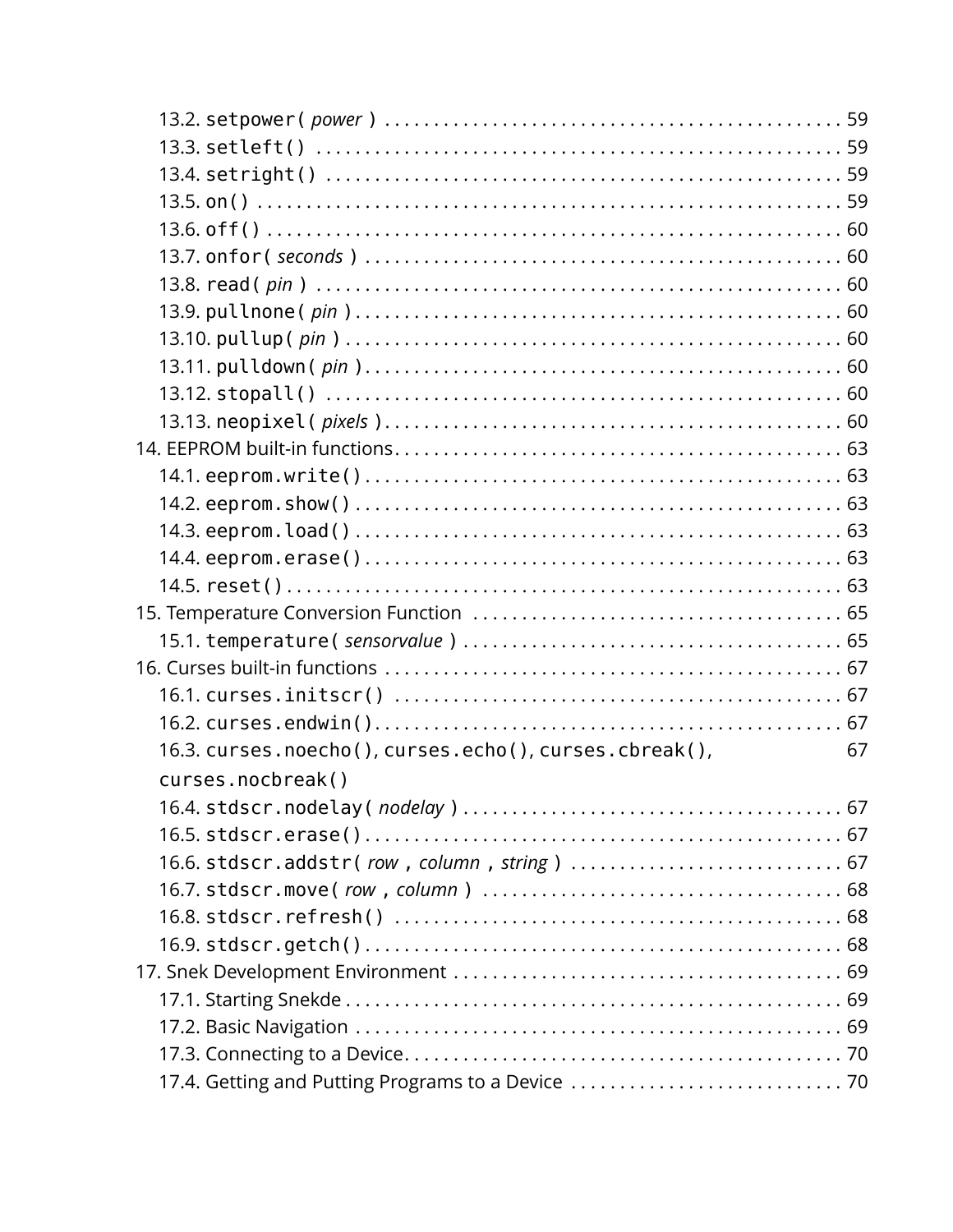- 13.2. `setpower(` *power* `)` .......... 59
- 13.3. `setleft()` .......... 59
- 13.4. `setright()` .......... 59
- 13.5. `on()` .......... 59
- 13.6. `off()` .......... 60
- 13.7. `onfor(` *seconds* `)` .......... 60
- 13.8. `read(` *pin* `)` .......... 60
- 13.9. `pullnone(` *pin* `)` .......... 60
- 13.10. `pullup(` *pin* `)` .......... 60
- 13.11. `pulldown(` *pin* `)` .......... 60
- 13.12. `stopall()` .......... 60
- 13.13. `neopixel(` *pixels* `)` .......... 60

14. EEPROM built-in functions .......... 63
- 14.1. `eeprom.write()` .......... 63
- 14.2. `eeprom.show()` .......... 63
- 14.3. `eeprom.load()` .......... 63
- 14.4. `eeprom.erase()` .......... 63
- 14.5. `reset()` .......... 63

15. Temperature Conversion Function .......... 65
- 15.1. `temperature(` *sensorvalue* `)` .......... 65

16. Curses built-in functions .......... 67
- 16.1. `curses.initscr()` .......... 67
- 16.2. `curses.endwin()` .......... 67
- 16.3. `curses.noecho()`, `curses.echo()`, `curses.cbreak()`, `curses.nocbreak()` .......... 67
- 16.4. `stdscr.nodelay(` *nodelay* `)` .......... 67
- 16.5. `stdscr.erase()` .......... 67
- 16.6. `stdscr.addstr(` *row* `,` *column* `,` *string* `)` .......... 67
- 16.7. `stdscr.move(` *row* `,` *column* `)` .......... 68
- 16.8. `stdscr.refresh()` .......... 68
- 16.9. `stdscr.getch()` .......... 68

17. Snek Development Environment .......... 69
- 17.1. Starting Snekde .......... 69
- 17.2. Basic Navigation .......... 69
- 17.3. Connecting to a Device .......... 70
- 17.4. Getting and Putting Programs to a Device .......... 70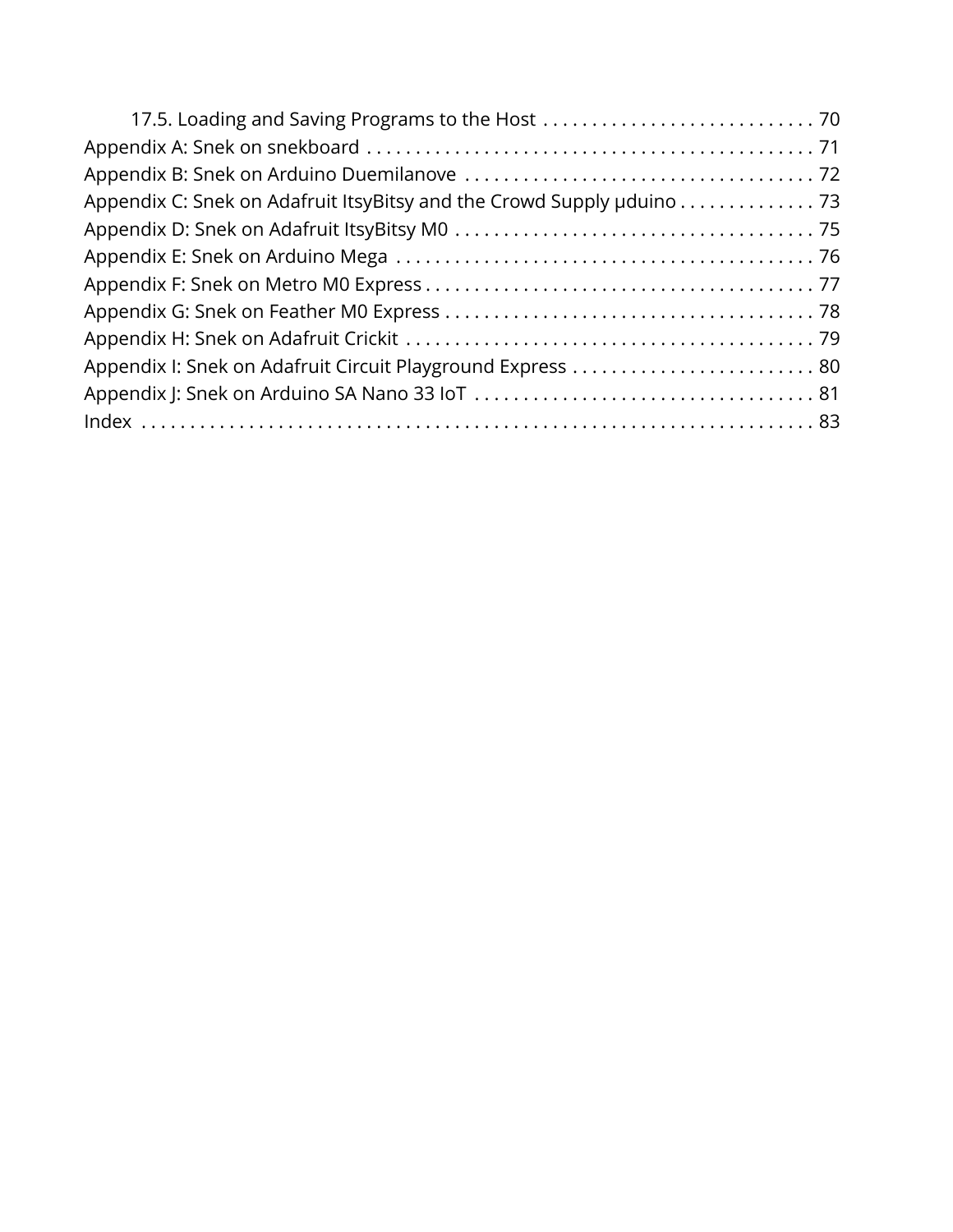- 17.5. Loading and Saving Programs to the Host . . . . . . . . . . . . . . . . . . . . . . . . . . . . 70

Appendix A: Snek on snekboard . . . . . . . . . . . . . . . . . . . . . . . . . . . . . . . . . . . . . . . . . . . . . 71
Appendix B: Snek on Arduino Duemilanove . . . . . . . . . . . . . . . . . . . . . . . . . . . . . . . . . . . . 72
Appendix C: Snek on Adafruit ItsyBitsy and the Crowd Supply µduino . . . . . . . . . . . . . . 73
Appendix D: Snek on Adafruit ItsyBitsy M0 . . . . . . . . . . . . . . . . . . . . . . . . . . . . . . . . . . . . . 75
Appendix E: Snek on Arduino Mega . . . . . . . . . . . . . . . . . . . . . . . . . . . . . . . . . . . . . . . . . . . 76
Appendix F: Snek on Metro M0 Express . . . . . . . . . . . . . . . . . . . . . . . . . . . . . . . . . . . . . . . . 77
Appendix G: Snek on Feather M0 Express . . . . . . . . . . . . . . . . . . . . . . . . . . . . . . . . . . . . . . 78
Appendix H: Snek on Adafruit Crickit . . . . . . . . . . . . . . . . . . . . . . . . . . . . . . . . . . . . . . . . . . 79
Appendix I: Snek on Adafruit Circuit Playground Express . . . . . . . . . . . . . . . . . . . . . . . . . 80
Appendix J: Snek on Arduino SA Nano 33 IoT . . . . . . . . . . . . . . . . . . . . . . . . . . . . . . . . . . . 81
Index . . . . . . . . . . . . . . . . . . . . . . . . . . . . . . . . . . . . . . . . . . . . . . . . . . . . . . . . . . . . . . . . . . . 83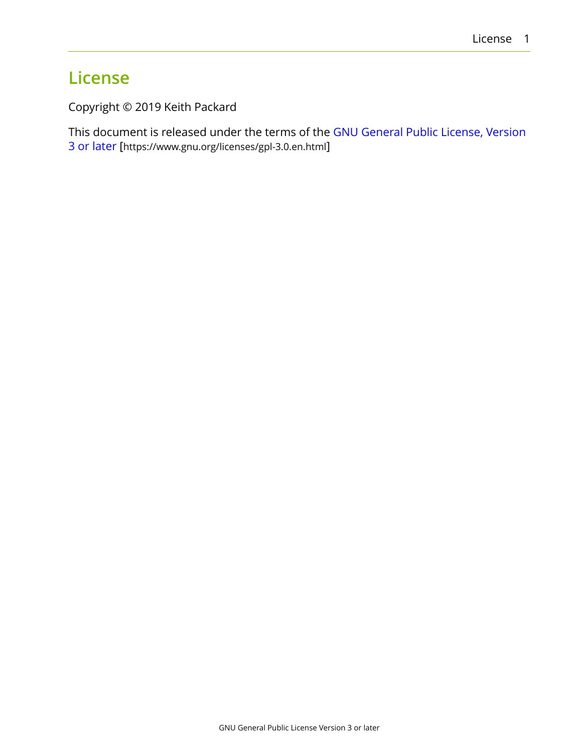# License

Copyright © 2019 Keith Packard

This document is released under the terms of the GNU General Public License, Version 3 or later [https://www.gnu.org/licenses/gpl-3.0.en.html]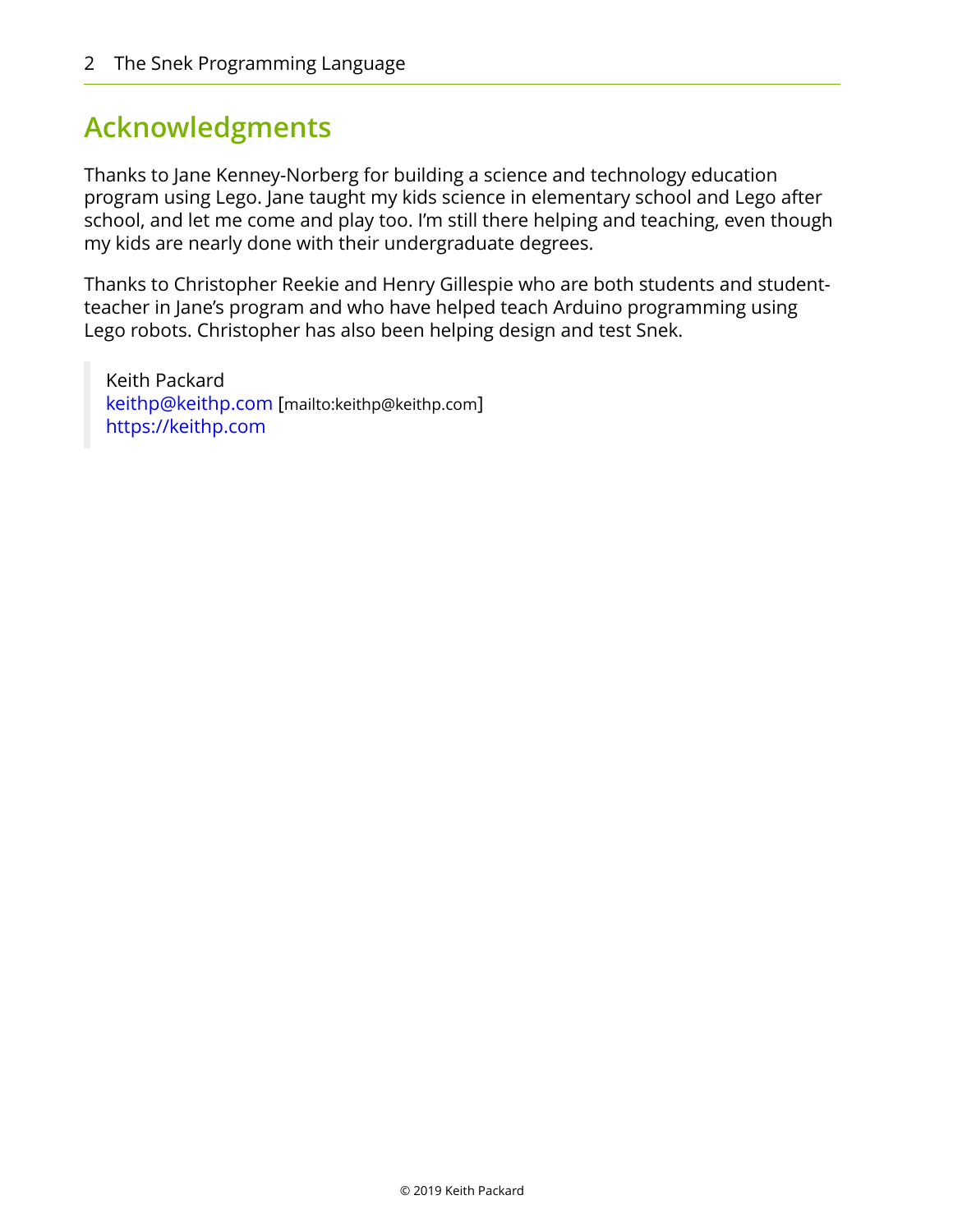## Acknowledgments

Thanks to Jane Kenney-Norberg for building a science and technology education program using Lego. Jane taught my kids science in elementary school and Lego after school, and let me come and play too. I'm still there helping and teaching, even though my kids are nearly done with their undergraduate degrees.

Thanks to Christopher Reekie and Henry Gillespie who are both students and student-teacher in Jane's program and who have helped teach Arduino programming using Lego robots. Christopher has also been helping design and test Snek.

> Keith Packard
> keithp@keithp.com [mailto:keithp@keithp.com]
> https://keithp.com

© 2019 Keith Packard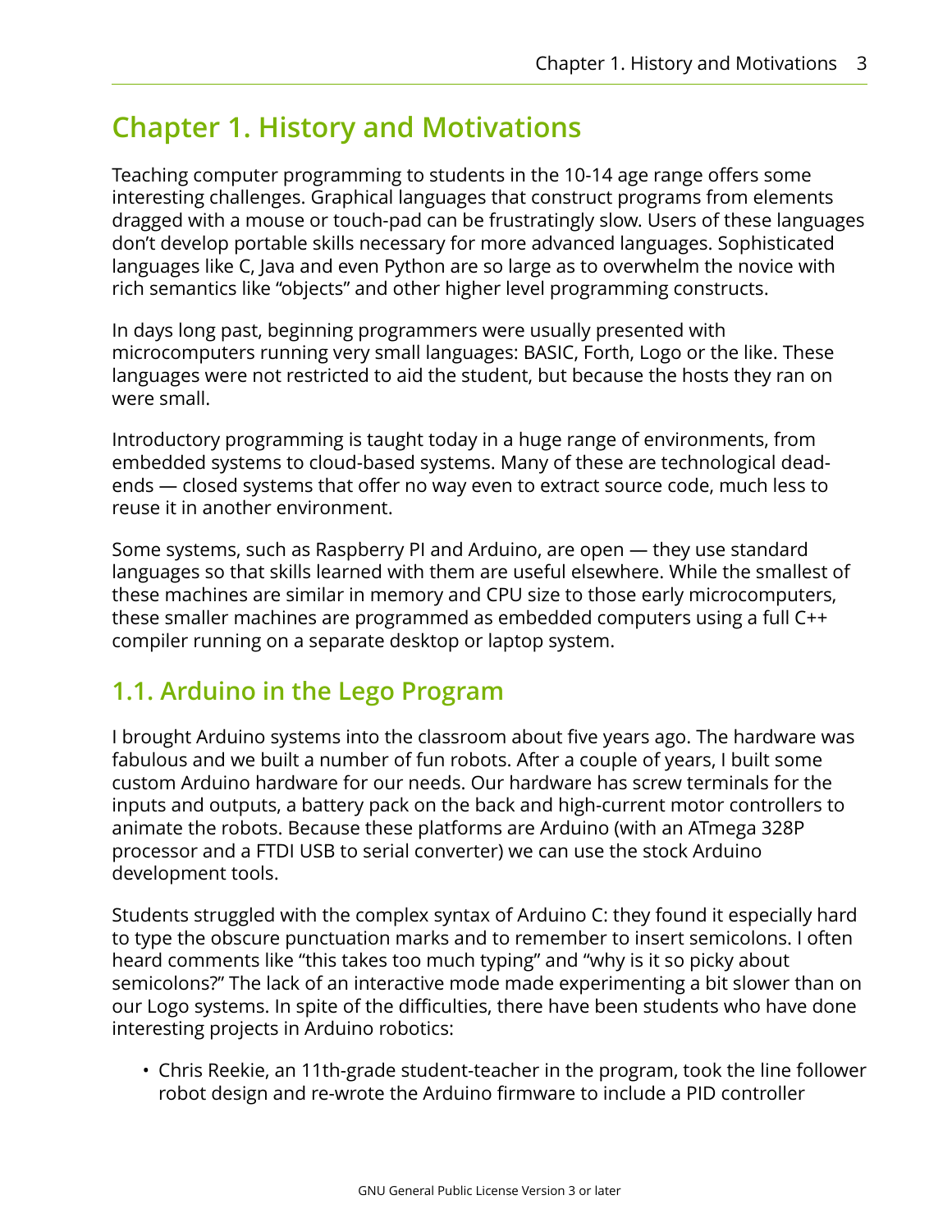# Chapter 1. History and Motivations

Teaching computer programming to students in the 10-14 age range offers some interesting challenges. Graphical languages that construct programs from elements dragged with a mouse or touch-pad can be frustratingly slow. Users of these languages don't develop portable skills necessary for more advanced languages. Sophisticated languages like C, Java and even Python are so large as to overwhelm the novice with rich semantics like "objects" and other higher level programming constructs.

In days long past, beginning programmers were usually presented with microcomputers running very small languages: BASIC, Forth, Logo or the like. These languages were not restricted to aid the student, but because the hosts they ran on were small.

Introductory programming is taught today in a huge range of environments, from embedded systems to cloud-based systems. Many of these are technological dead-ends — closed systems that offer no way even to extract source code, much less to reuse it in another environment.

Some systems, such as Raspberry PI and Arduino, are open — they use standard languages so that skills learned with them are useful elsewhere. While the smallest of these machines are similar in memory and CPU size to those early microcomputers, these smaller machines are programmed as embedded computers using a full C++ compiler running on a separate desktop or laptop system.

## 1.1. Arduino in the Lego Program

I brought Arduino systems into the classroom about five years ago. The hardware was fabulous and we built a number of fun robots. After a couple of years, I built some custom Arduino hardware for our needs. Our hardware has screw terminals for the inputs and outputs, a battery pack on the back and high-current motor controllers to animate the robots. Because these platforms are Arduino (with an ATmega 328P processor and a FTDI USB to serial converter) we can use the stock Arduino development tools.

Students struggled with the complex syntax of Arduino C: they found it especially hard to type the obscure punctuation marks and to remember to insert semicolons. I often heard comments like "this takes too much typing" and "why is it so picky about semicolons?" The lack of an interactive mode made experimenting a bit slower than on our Logo systems. In spite of the difficulties, there have been students who have done interesting projects in Arduino robotics:

- Chris Reekie, an 11th-grade student-teacher in the program, took the line follower robot design and re-wrote the Arduino firmware to include a PID controller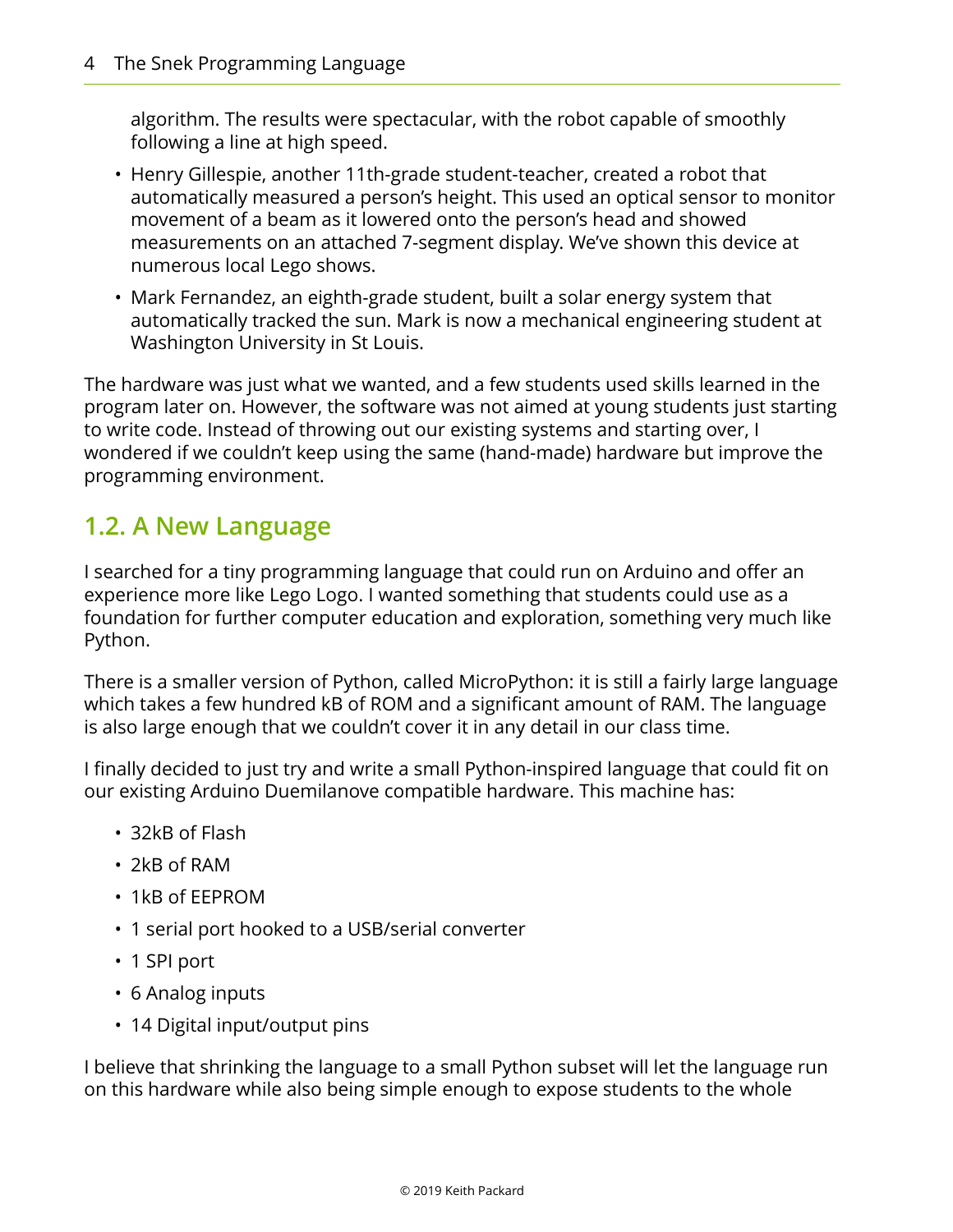algorithm. The results were spectacular, with the robot capable of smoothly following a line at high speed.

- Henry Gillespie, another 11th-grade student-teacher, created a robot that automatically measured a person's height. This used an optical sensor to monitor movement of a beam as it lowered onto the person's head and showed measurements on an attached 7-segment display. We've shown this device at numerous local Lego shows.
- Mark Fernandez, an eighth-grade student, built a solar energy system that automatically tracked the sun. Mark is now a mechanical engineering student at Washington University in St Louis.

The hardware was just what we wanted, and a few students used skills learned in the program later on. However, the software was not aimed at young students just starting to write code. Instead of throwing out our existing systems and starting over, I wondered if we couldn't keep using the same (hand-made) hardware but improve the programming environment.

## 1.2. A New Language

I searched for a tiny programming language that could run on Arduino and offer an experience more like Lego Logo. I wanted something that students could use as a foundation for further computer education and exploration, something very much like Python.

There is a smaller version of Python, called MicroPython: it is still a fairly large language which takes a few hundred kB of ROM and a significant amount of RAM. The language is also large enough that we couldn't cover it in any detail in our class time.

I finally decided to just try and write a small Python-inspired language that could fit on our existing Arduino Duemilanove compatible hardware. This machine has:

- 32kB of Flash
- 2kB of RAM
- 1kB of EEPROM
- 1 serial port hooked to a USB/serial converter
- 1 SPI port
- 6 Analog inputs
- 14 Digital input/output pins

I believe that shrinking the language to a small Python subset will let the language run on this hardware while also being simple enough to expose students to the whole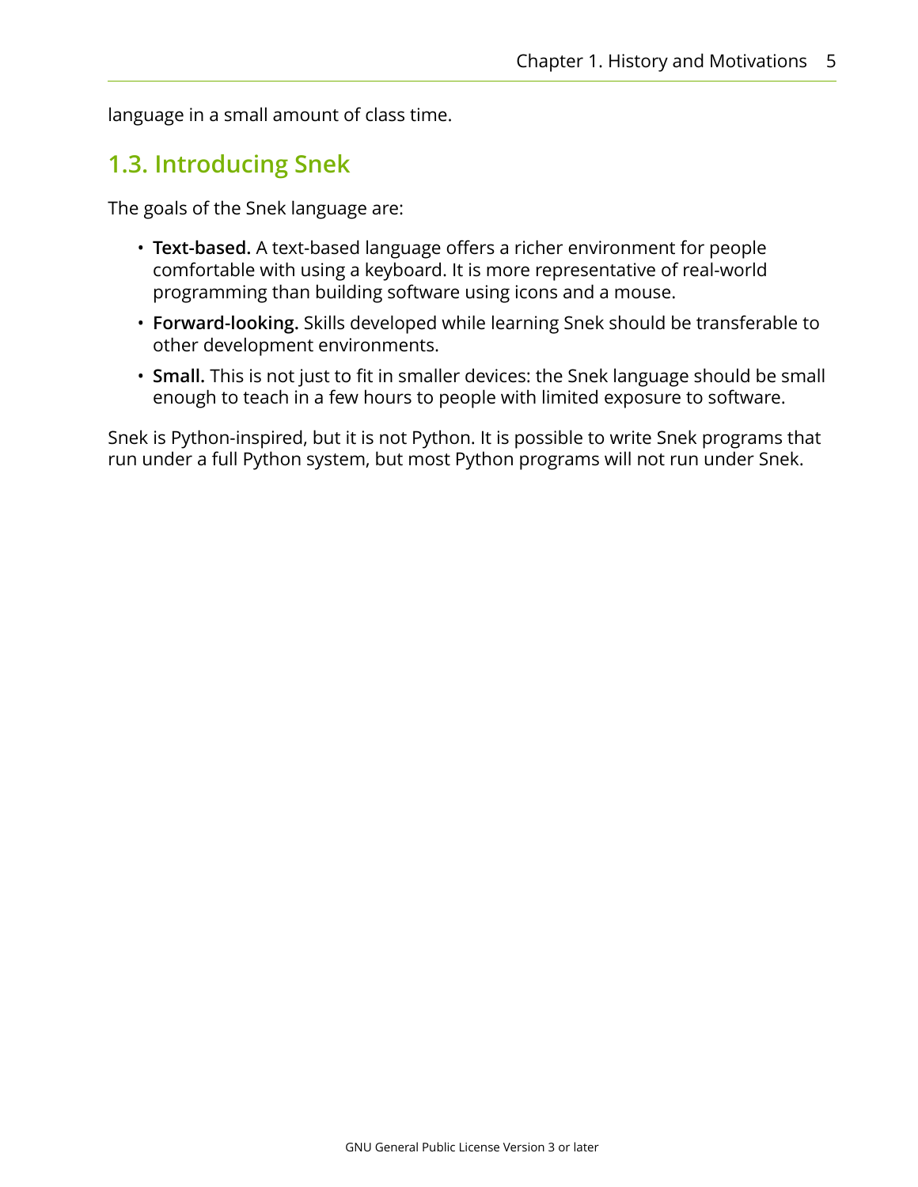language in a small amount of class time.

## 1.3. Introducing Snek

The goals of the Snek language are:

- **Text-based.** A text-based language offers a richer environment for people comfortable with using a keyboard. It is more representative of real-world programming than building software using icons and a mouse.
- **Forward-looking.** Skills developed while learning Snek should be transferable to other development environments.
- **Small.** This is not just to fit in smaller devices: the Snek language should be small enough to teach in a few hours to people with limited exposure to software.

Snek is Python-inspired, but it is not Python. It is possible to write Snek programs that run under a full Python system, but most Python programs will not run under Snek.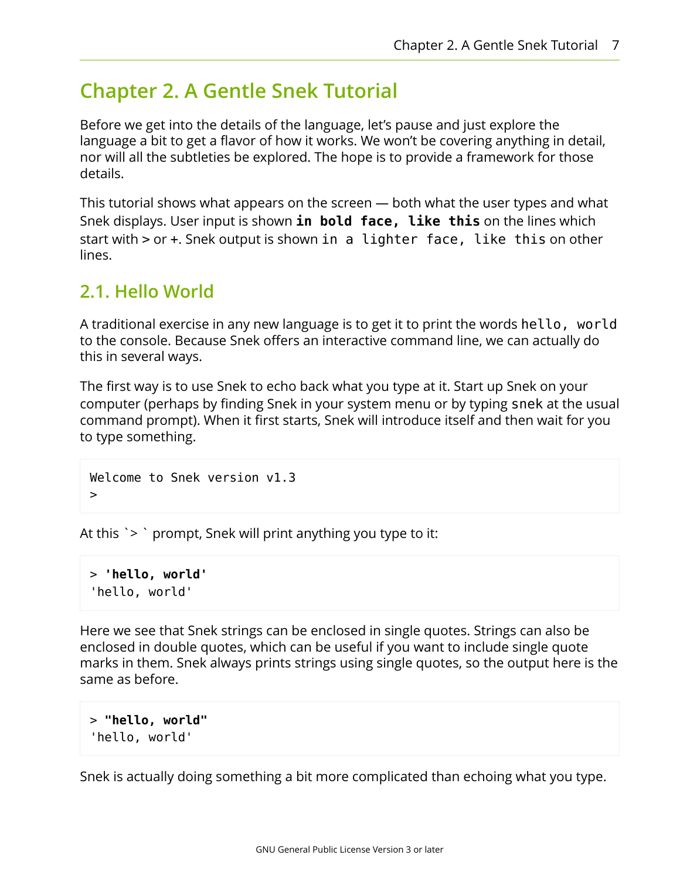# Chapter 2. A Gentle Snek Tutorial

Before we get into the details of the language, let's pause and just explore the language a bit to get a flavor of how it works. We won't be covering anything in detail, nor will all the subtleties be explored. The hope is to provide a framework for those details.

This tutorial shows what appears on the screen — both what the user types and what Snek displays. User input is shown **`in bold face, like this`** on the lines which start with > or +. Snek output is shown `in a lighter face, like this` on other lines.

## 2.1. Hello World

A traditional exercise in any new language is to get it to print the words `hello, world` to the console. Because Snek offers an interactive command line, we can actually do this in several ways.

The first way is to use Snek to echo back what you type at it. Start up Snek on your computer (perhaps by finding Snek in your system menu or by typing `snek` at the usual command prompt). When it first starts, Snek will introduce itself and then wait for you to type something.

```
Welcome to Snek version v1.3
>
```

At this `> ` prompt, Snek will print anything you type to it:

```
> 'hello, world'
'hello, world'
```

Here we see that Snek strings can be enclosed in single quotes. Strings can also be enclosed in double quotes, which can be useful if you want to include single quote marks in them. Snek always prints strings using single quotes, so the output here is the same as before.

```
> "hello, world"
'hello, world'
```

Snek is actually doing something a bit more complicated than echoing what you type.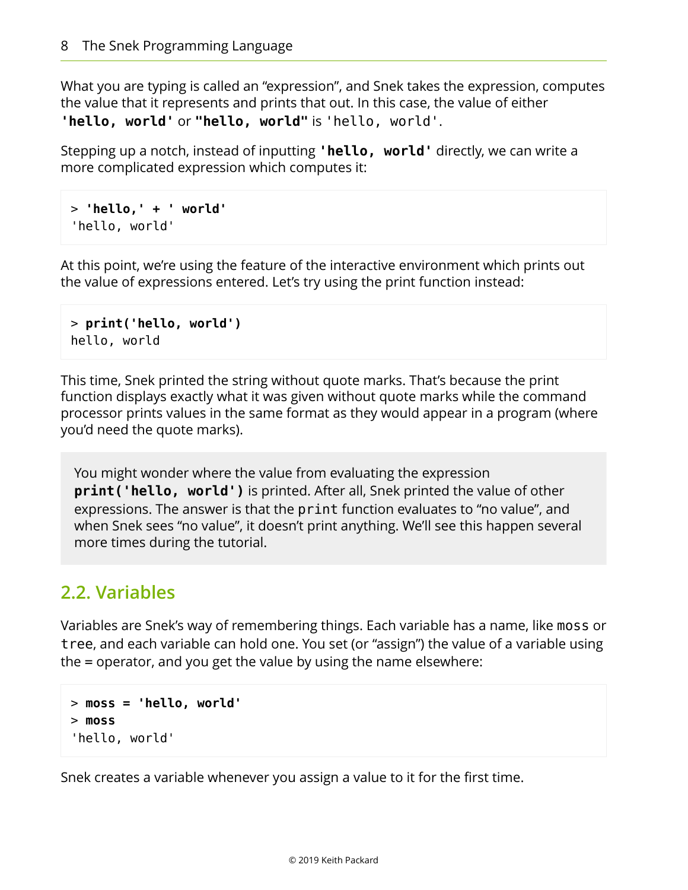What you are typing is called an “expression”, and Snek takes the expression, computes the value that it represents and prints that out. In this case, the value of either **`'hello, world'`** or **`"hello, world"`** is `'hello, world'`.

Stepping up a notch, instead of inputting **`'hello, world'`** directly, we can write a more complicated expression which computes it:

```
> 'hello,' + ' world'
'hello, world'
```

At this point, we’re using the feature of the interactive environment which prints out the value of expressions entered. Let’s try using the print function instead:

```
> print('hello, world')
hello, world
```

This time, Snek printed the string without quote marks. That’s because the print function displays exactly what it was given without quote marks while the command processor prints values in the same format as they would appear in a program (where you’d need the quote marks).

> You might wonder where the value from evaluating the expression **`print('hello, world')`** is printed. After all, Snek printed the value of other expressions. The answer is that the `print` function evaluates to “no value”, and when Snek sees “no value”, it doesn’t print anything. We’ll see this happen several more times during the tutorial.

## 2.2. Variables

Variables are Snek’s way of remembering things. Each variable has a name, like `moss` or `tree`, and each variable can hold one. You set (or “assign”) the value of a variable using the = operator, and you get the value by using the name elsewhere:

```
> moss = 'hello, world'
> moss
'hello, world'
```

Snek creates a variable whenever you assign a value to it for the first time.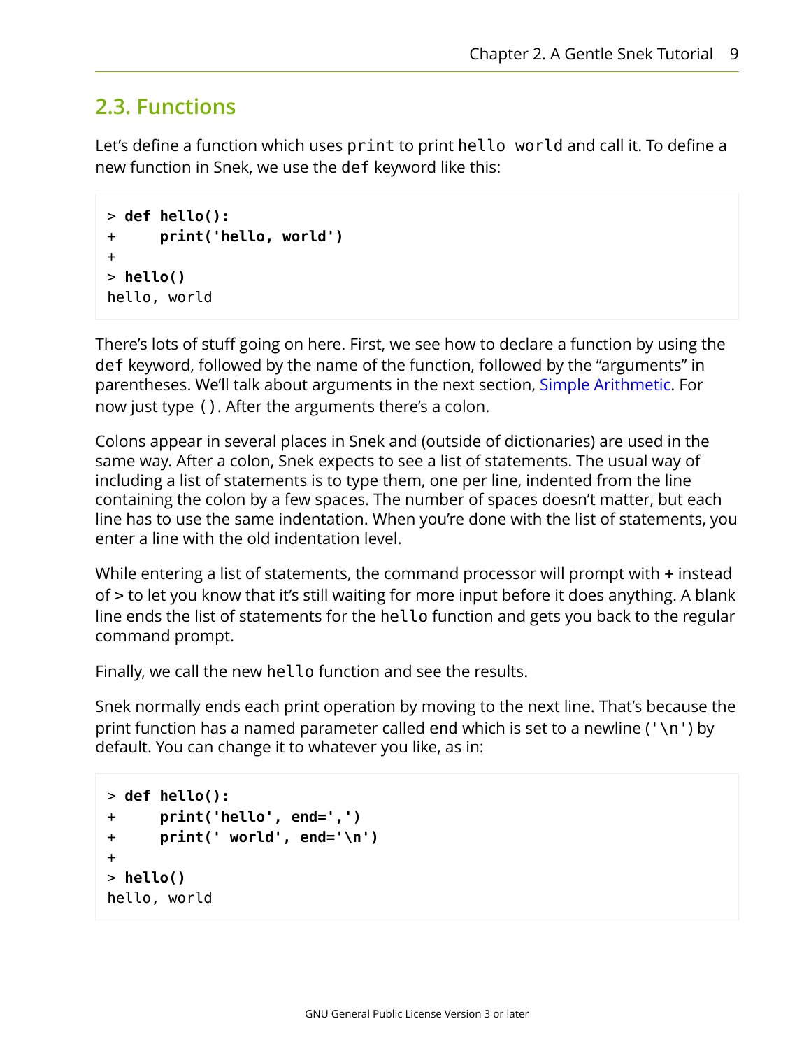## 2.3. Functions

Let's define a function which uses `print` to print `hello world` and call it. To define a new function in Snek, we use the `def` keyword like this:

```
> def hello():
+     print('hello, world')
+
> hello()
hello, world
```

There's lots of stuff going on here. First, we see how to declare a function by using the `def` keyword, followed by the name of the function, followed by the "arguments" in parentheses. We'll talk about arguments in the next section, Simple Arithmetic. For now just type `()`. After the arguments there's a colon.

Colons appear in several places in Snek and (outside of dictionaries) are used in the same way. After a colon, Snek expects to see a list of statements. The usual way of including a list of statements is to type them, one per line, indented from the line containing the colon by a few spaces. The number of spaces doesn't matter, but each line has to use the same indentation. When you're done with the list of statements, you enter a line with the old indentation level.

While entering a list of statements, the command processor will prompt with + instead of > to let you know that it's still waiting for more input before it does anything. A blank line ends the list of statements for the `hello` function and gets you back to the regular command prompt.

Finally, we call the new `hello` function and see the results.

Snek normally ends each print operation by moving to the next line. That's because the print function has a named parameter called `end` which is set to a newline (`'\n'`) by default. You can change it to whatever you like, as in:

```
> def hello():
+     print('hello', end=',')
+     print(' world', end='\n')
+
> hello()
hello, world
```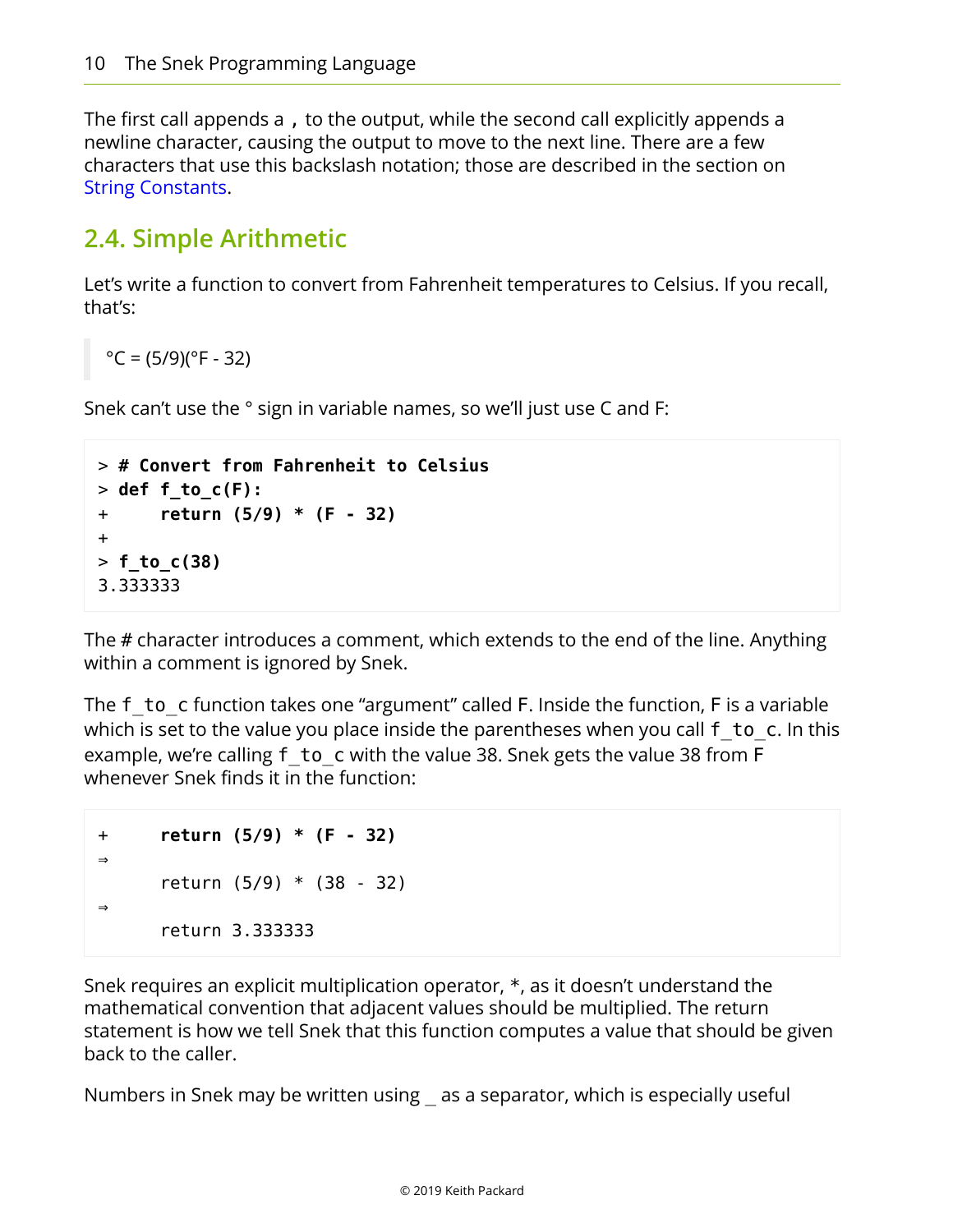The first call appends a `,` to the output, while the second call explicitly appends a newline character, causing the output to move to the next line. There are a few characters that use this backslash notation; those are described in the section on String Constants.

## 2.4. Simple Arithmetic

Let's write a function to convert from Fahrenheit temperatures to Celsius. If you recall, that's:

> °C = (5/9)(°F - 32)

Snek can't use the ° sign in variable names, so we'll just use C and F:

```
> # Convert from Fahrenheit to Celsius
> def f_to_c(F):
+     return (5/9) * (F - 32)
+
> f_to_c(38)
3.333333
```

The # character introduces a comment, which extends to the end of the line. Anything within a comment is ignored by Snek.

The `f_to_c` function takes one "argument" called F. Inside the function, F is a variable which is set to the value you place inside the parentheses when you call `f_to_c`. In this example, we're calling `f_to_c` with the value 38. Snek gets the value 38 from F whenever Snek finds it in the function:

```
+     return (5/9) * (F - 32)
⇒
      return (5/9) * (38 - 32)
⇒
      return 3.333333
```

Snek requires an explicit multiplication operator, *, as it doesn't understand the mathematical convention that adjacent values should be multiplied. The return statement is how we tell Snek that this function computes a value that should be given back to the caller.

Numbers in Snek may be written using _ as a separator, which is especially useful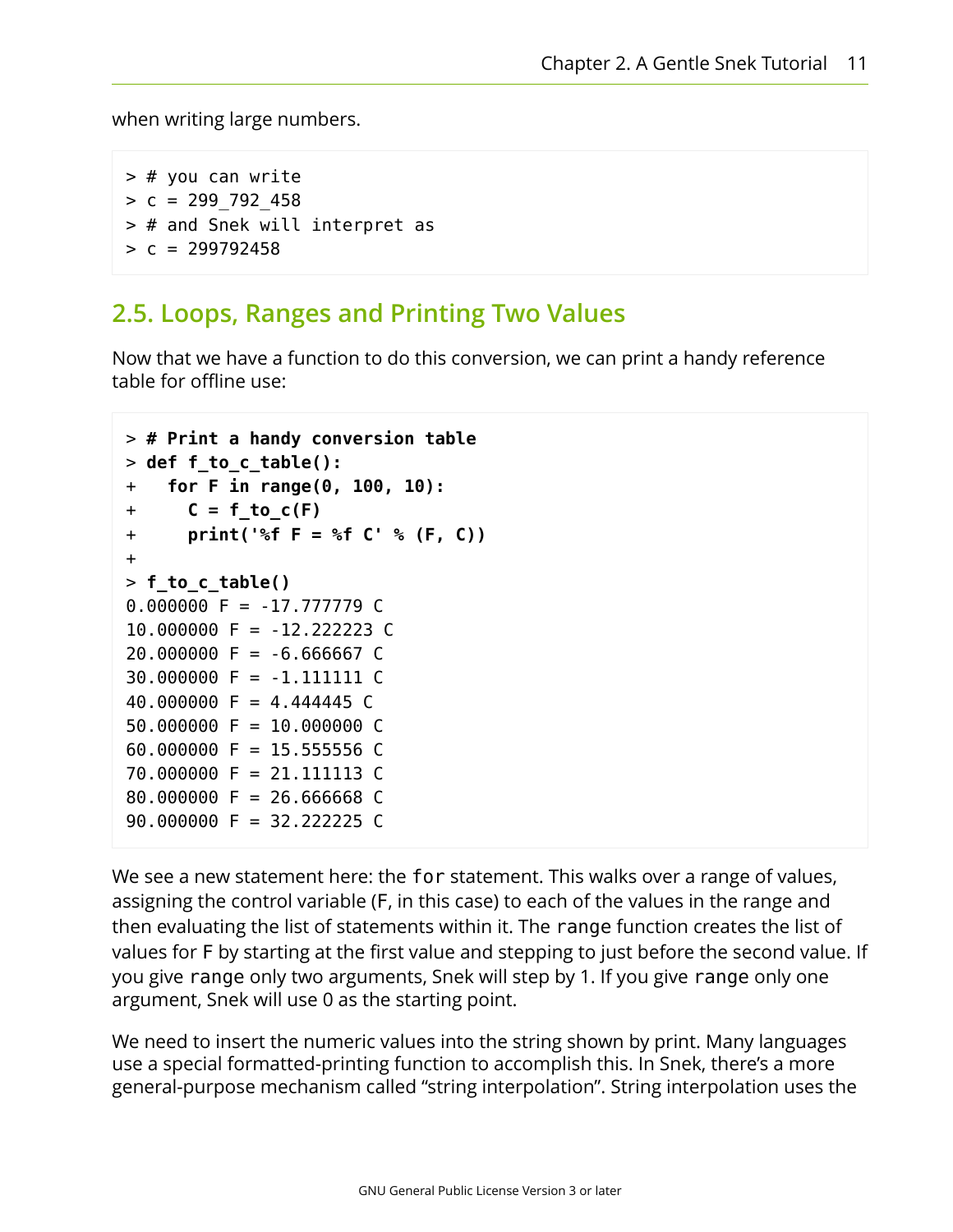when writing large numbers.

```
> # you can write
> c = 299_792_458
> # and Snek will interpret as
> c = 299792458
```

## 2.5. Loops, Ranges and Printing Two Values

Now that we have a function to do this conversion, we can print a handy reference table for offline use:

```
> # Print a handy conversion table
> def f_to_c_table():
+   for F in range(0, 100, 10):
+     C = f_to_c(F)
+     print('%f F = %f C' % (F, C))
+
> f_to_c_table()
0.000000 F = -17.777779 C
10.000000 F = -12.222223 C
20.000000 F = -6.666667 C
30.000000 F = -1.111111 C
40.000000 F = 4.444445 C
50.000000 F = 10.000000 C
60.000000 F = 15.555556 C
70.000000 F = 21.111113 C
80.000000 F = 26.666668 C
90.000000 F = 32.222225 C
```

We see a new statement here: the `for` statement. This walks over a range of values, assigning the control variable (`F`, in this case) to each of the values in the range and then evaluating the list of statements within it. The `range` function creates the list of values for `F` by starting at the first value and stepping to just before the second value. If you give `range` only two arguments, Snek will step by 1. If you give `range` only one argument, Snek will use 0 as the starting point.

We need to insert the numeric values into the string shown by print. Many languages use a special formatted-printing function to accomplish this. In Snek, there's a more general-purpose mechanism called "string interpolation". String interpolation uses the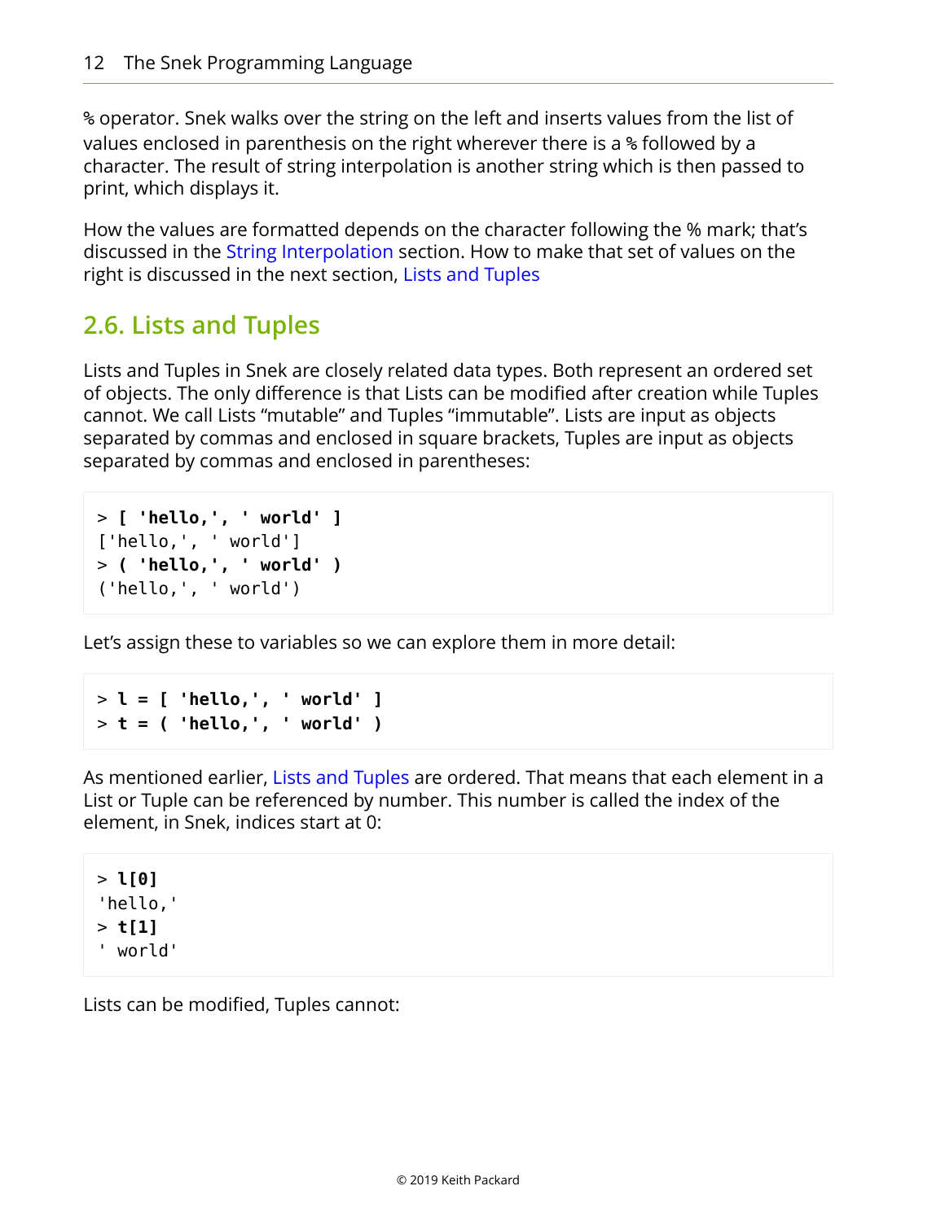`%` operator. Snek walks over the string on the left and inserts values from the list of values enclosed in parenthesis on the right wherever there is a `%` followed by a character. The result of string interpolation is another string which is then passed to print, which displays it.

How the values are formatted depends on the character following the % mark; that's discussed in the String Interpolation section. How to make that set of values on the right is discussed in the next section, Lists and Tuples

## 2.6. Lists and Tuples

Lists and Tuples in Snek are closely related data types. Both represent an ordered set of objects. The only difference is that Lists can be modified after creation while Tuples cannot. We call Lists "mutable" and Tuples "immutable". Lists are input as objects separated by commas and enclosed in square brackets, Tuples are input as objects separated by commas and enclosed in parentheses:

```
> [ 'hello,', ' world' ]
['hello,', ' world']
> ( 'hello,', ' world' )
('hello,', ' world')
```

Let's assign these to variables so we can explore them in more detail:

```
> l = [ 'hello,', ' world' ]
> t = ( 'hello,', ' world' )
```

As mentioned earlier, Lists and Tuples are ordered. That means that each element in a List or Tuple can be referenced by number. This number is called the index of the element, in Snek, indices start at 0:

```
> l[0]
'hello,'
> t[1]
' world'
```

Lists can be modified, Tuples cannot: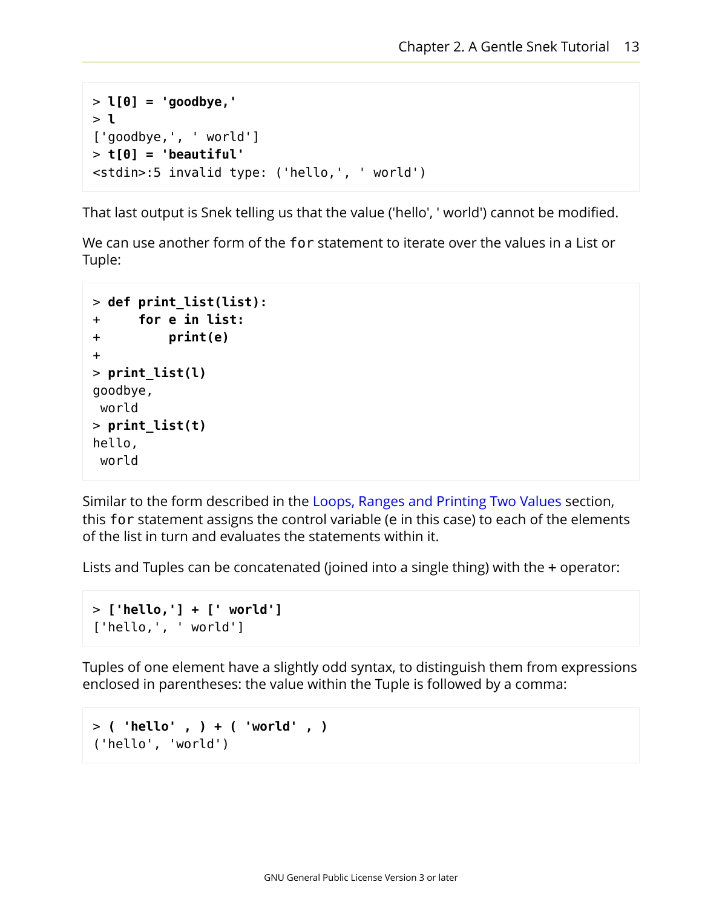```
> l[0] = 'goodbye,'
> l
['goodbye,', ' world']
> t[0] = 'beautiful'
<stdin>:5 invalid type: ('hello,', ' world')
```

That last output is Snek telling us that the value ('hello', ' world') cannot be modified.

We can use another form of the `for` statement to iterate over the values in a List or Tuple:

```
> def print_list(list):
+     for e in list:
+         print(e)
+
> print_list(l)
goodbye,
 world
> print_list(t)
hello,
 world
```

Similar to the form described in the Loops, Ranges and Printing Two Values section, this `for` statement assigns the control variable (`e` in this case) to each of the elements of the list in turn and evaluates the statements within it.

Lists and Tuples can be concatenated (joined into a single thing) with the + operator:

```
> ['hello,'] + [' world']
['hello,', ' world']
```

Tuples of one element have a slightly odd syntax, to distinguish them from expressions enclosed in parentheses: the value within the Tuple is followed by a comma:

```
> ( 'hello' , ) + ( 'world' , )
('hello', 'world')
```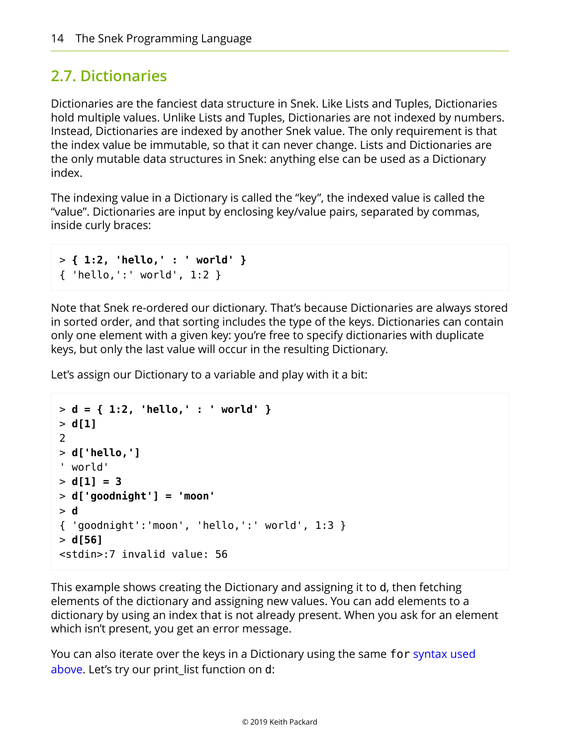## 2.7. Dictionaries

Dictionaries are the fanciest data structure in Snek. Like Lists and Tuples, Dictionaries hold multiple values. Unlike Lists and Tuples, Dictionaries are not indexed by numbers. Instead, Dictionaries are indexed by another Snek value. The only requirement is that the index value be immutable, so that it can never change. Lists and Dictionaries are the only mutable data structures in Snek: anything else can be used as a Dictionary index.

The indexing value in a Dictionary is called the “key”, the indexed value is called the “value”. Dictionaries are input by enclosing key/value pairs, separated by commas, inside curly braces:

```
> { 1:2, 'hello,' : ' world' }
{ 'hello,':' world', 1:2 }
```

Note that Snek re-ordered our dictionary. That’s because Dictionaries are always stored in sorted order, and that sorting includes the type of the keys. Dictionaries can contain only one element with a given key: you’re free to specify dictionaries with duplicate keys, but only the last value will occur in the resulting Dictionary.

Let’s assign our Dictionary to a variable and play with it a bit:

```
> d = { 1:2, 'hello,' : ' world' }
> d[1]
2
> d['hello,']
' world'
> d[1] = 3
> d['goodnight'] = 'moon'
> d
{ 'goodnight':'moon', 'hello,':' world', 1:3 }
> d[56]
<stdin>:7 invalid value: 56
```

This example shows creating the Dictionary and assigning it to d, then fetching elements of the dictionary and assigning new values. You can add elements to a dictionary by using an index that is not already present. When you ask for an element which isn’t present, you get an error message.

You can also iterate over the keys in a Dictionary using the same `for` syntax used above. Let’s try our print_list function on d: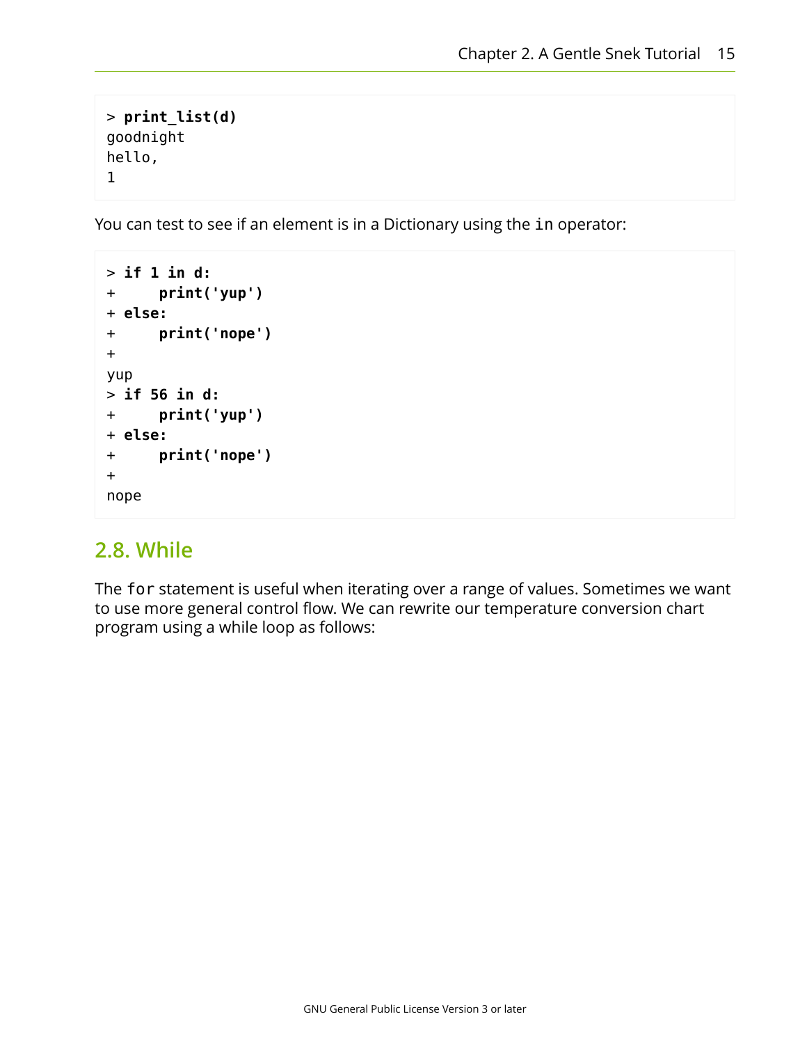```
> print_list(d)
goodnight
hello,
1
```

You can test to see if an element is in a Dictionary using the `in` operator:

```
> if 1 in d:
+     print('yup')
+ else:
+     print('nope')
+
yup
> if 56 in d:
+     print('yup')
+ else:
+     print('nope')
+
nope
```

## 2.8. While

The `for` statement is useful when iterating over a range of values. Sometimes we want to use more general control flow. We can rewrite our temperature conversion chart program using a while loop as follows: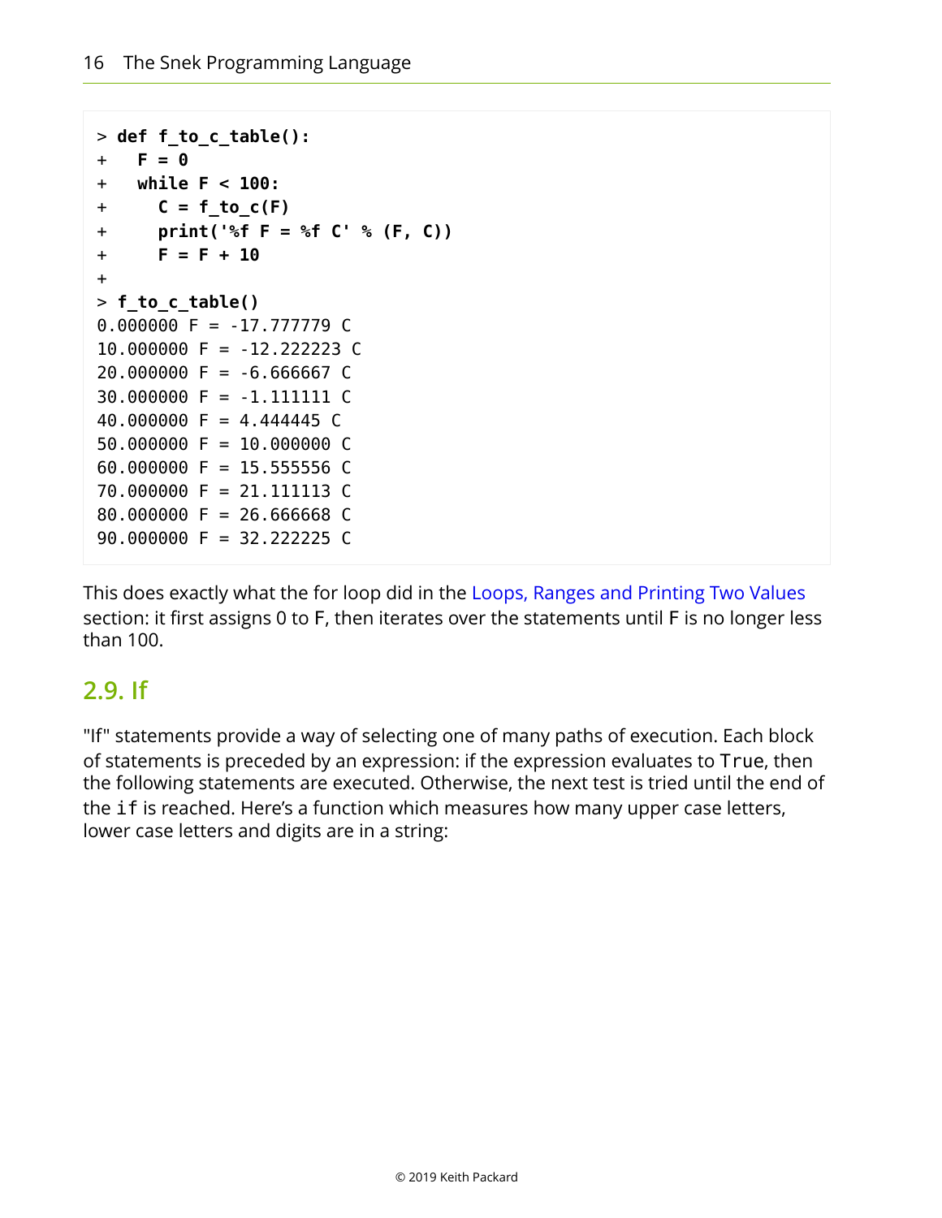```
> def f_to_c_table():
+   F = 0
+   while F < 100:
+     C = f_to_c(F)
+     print('%f F = %f C' % (F, C))
+     F = F + 10
+
> f_to_c_table()
0.000000 F = -17.777779 C
10.000000 F = -12.222223 C
20.000000 F = -6.666667 C
30.000000 F = -1.111111 C
40.000000 F = 4.444445 C
50.000000 F = 10.000000 C
60.000000 F = 15.555556 C
70.000000 F = 21.111113 C
80.000000 F = 26.666668 C
90.000000 F = 32.222225 C
```

This does exactly what the for loop did in the Loops, Ranges and Printing Two Values section: it first assigns 0 to F, then iterates over the statements until F is no longer less than 100.

## 2.9. If

"If" statements provide a way of selecting one of many paths of execution. Each block of statements is preceded by an expression: if the expression evaluates to `True`, then the following statements are executed. Otherwise, the next test is tried until the end of the `if` is reached. Here's a function which measures how many upper case letters, lower case letters and digits are in a string: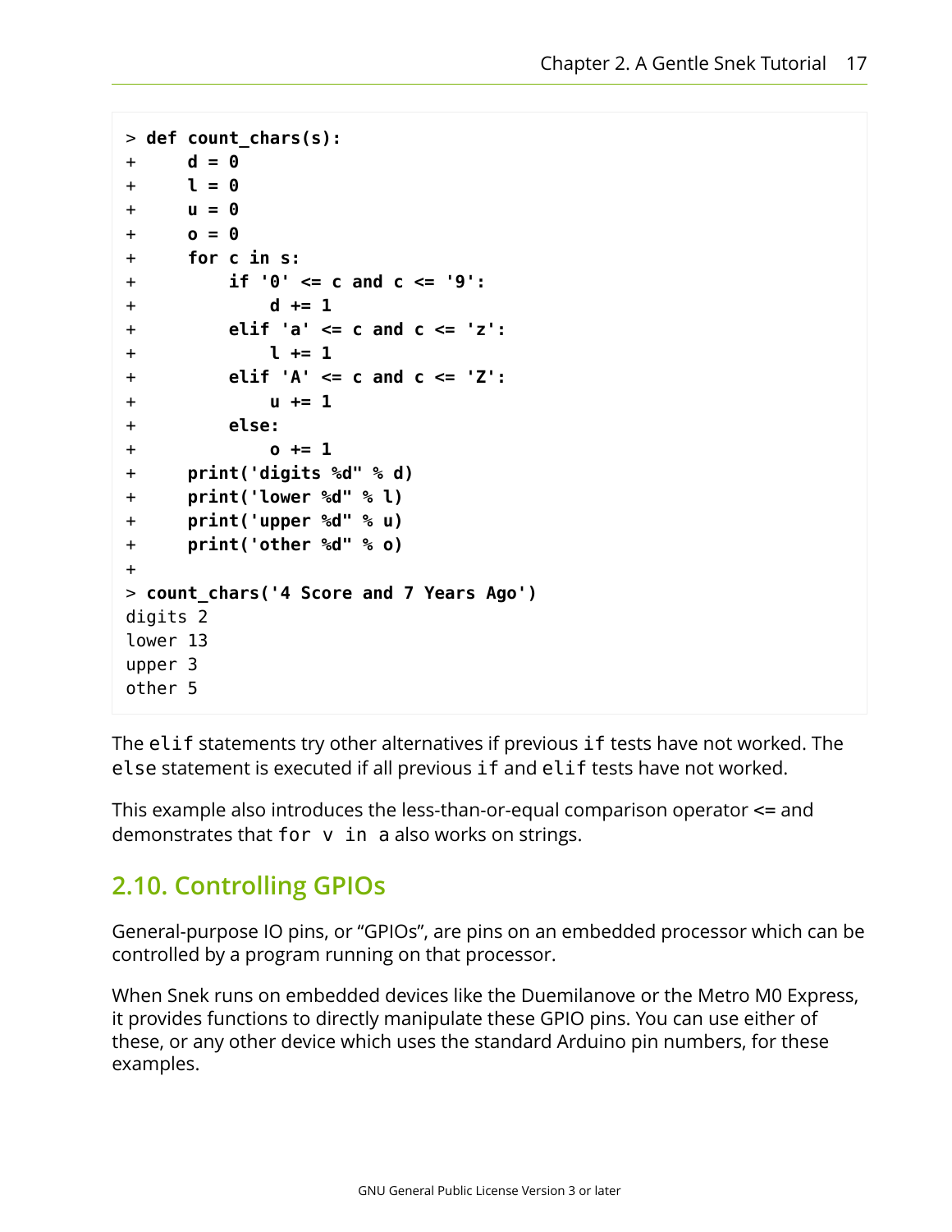```
> def count_chars(s):
+     d = 0
+     l = 0
+     u = 0
+     o = 0
+     for c in s:
+         if '0' <= c and c <= '9':
+             d += 1
+         elif 'a' <= c and c <= 'z':
+             l += 1
+         elif 'A' <= c and c <= 'Z':
+             u += 1
+         else:
+             o += 1
+     print('digits %d" % d)
+     print('lower %d" % l)
+     print('upper %d" % u)
+     print('other %d" % o)
+
> count_chars('4 Score and 7 Years Ago')
digits 2
lower 13
upper 3
other 5
```

The `elif` statements try other alternatives if previous `if` tests have not worked. The `else` statement is executed if all previous `if` and `elif` tests have not worked.

This example also introduces the less-than-or-equal comparison operator <= and demonstrates that `for v in a` also works on strings.

## 2.10. Controlling GPIOs

General-purpose IO pins, or “GPIOs”, are pins on an embedded processor which can be controlled by a program running on that processor.

When Snek runs on embedded devices like the Duemilanove or the Metro M0 Express, it provides functions to directly manipulate these GPIO pins. You can use either of these, or any other device which uses the standard Arduino pin numbers, for these examples.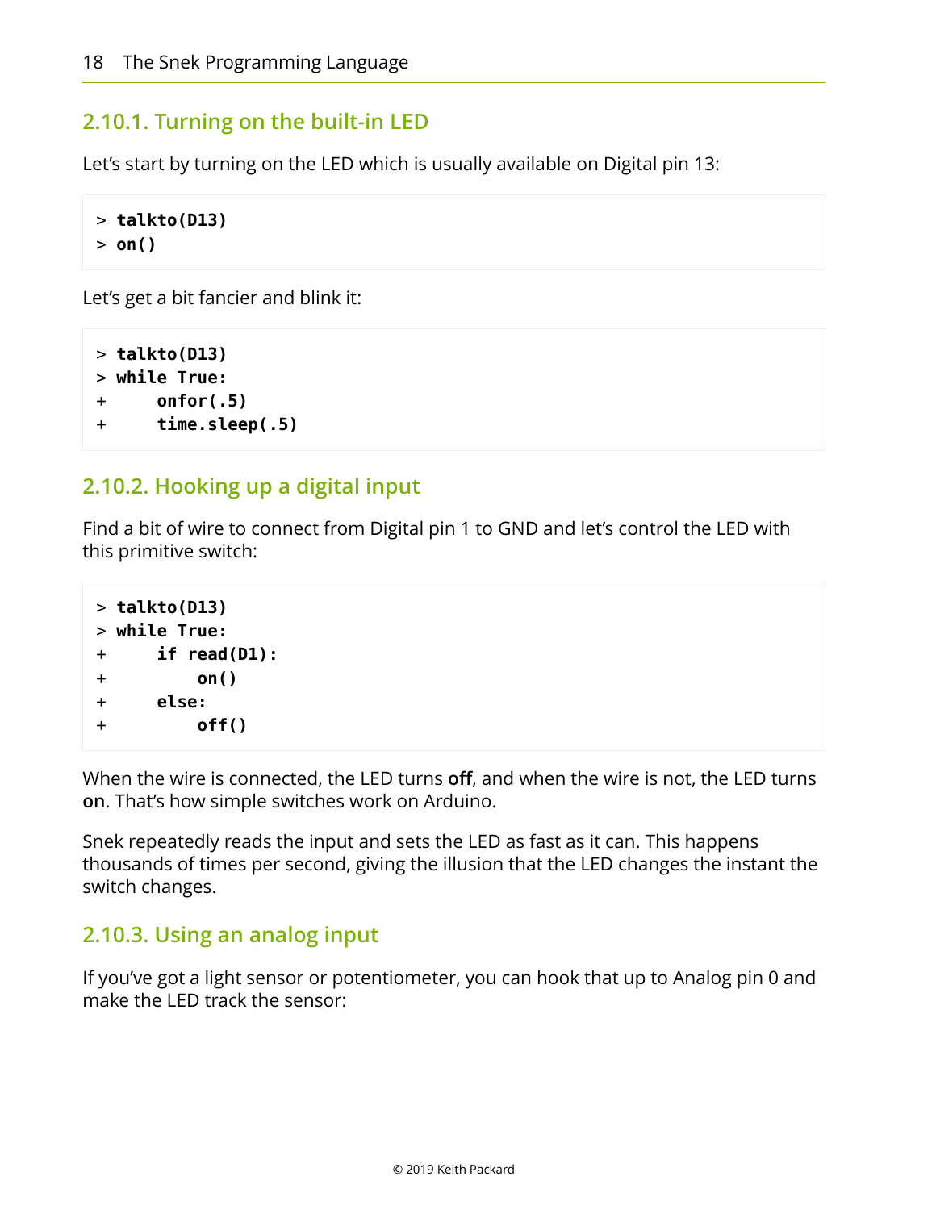### 2.10.1. Turning on the built-in LED

Let's start by turning on the LED which is usually available on Digital pin 13:

```
> talkto(D13)
> on()
```

Let's get a bit fancier and blink it:

```
> talkto(D13)
> while True:
+     onfor(.5)
+     time.sleep(.5)
```

### 2.10.2. Hooking up a digital input

Find a bit of wire to connect from Digital pin 1 to GND and let's control the LED with this primitive switch:

```
> talkto(D13)
> while True:
+     if read(D1):
+         on()
+     else:
+         off()
```

When the wire is connected, the LED turns **off**, and when the wire is not, the LED turns **on**. That's how simple switches work on Arduino.

Snek repeatedly reads the input and sets the LED as fast as it can. This happens thousands of times per second, giving the illusion that the LED changes the instant the switch changes.

### 2.10.3. Using an analog input

If you've got a light sensor or potentiometer, you can hook that up to Analog pin 0 and make the LED track the sensor: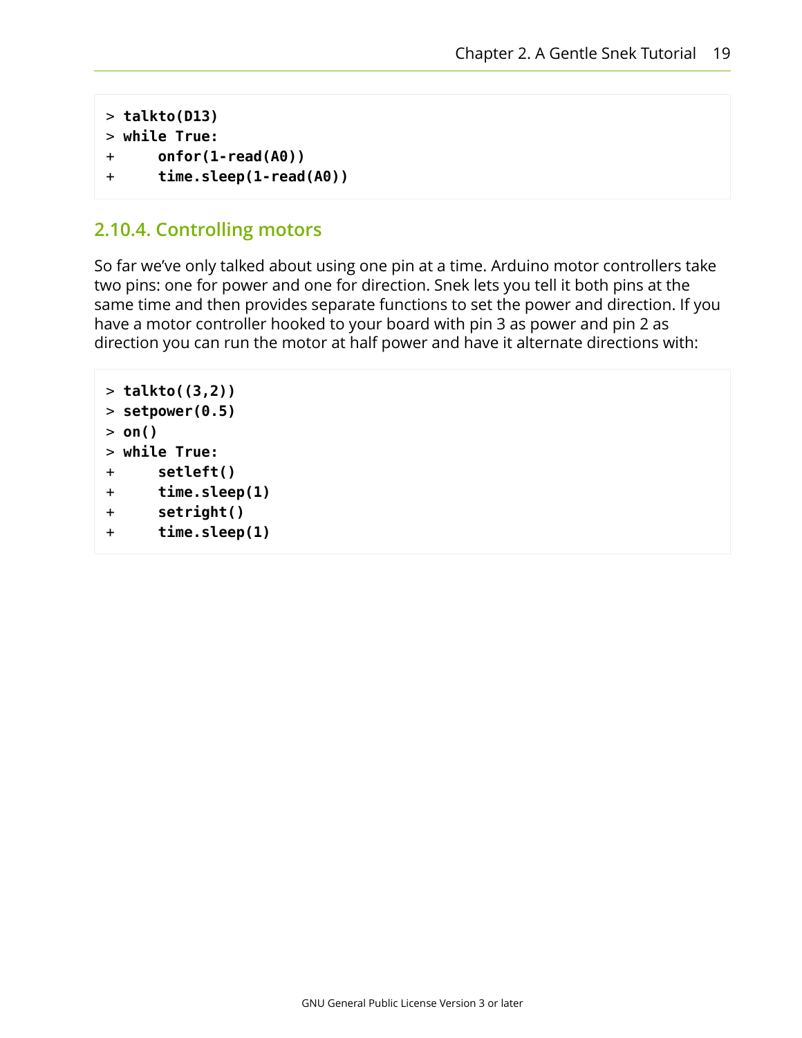```
> talkto(D13)
> while True:
+     onfor(1-read(A0))
+     time.sleep(1-read(A0))
```

### 2.10.4. Controlling motors

So far we've only talked about using one pin at a time. Arduino motor controllers take two pins: one for power and one for direction. Snek lets you tell it both pins at the same time and then provides separate functions to set the power and direction. If you have a motor controller hooked to your board with pin 3 as power and pin 2 as direction you can run the motor at half power and have it alternate directions with:

```
> talkto((3,2))
> setpower(0.5)
> on()
> while True:
+     setleft()
+     time.sleep(1)
+     setright()
+     time.sleep(1)
```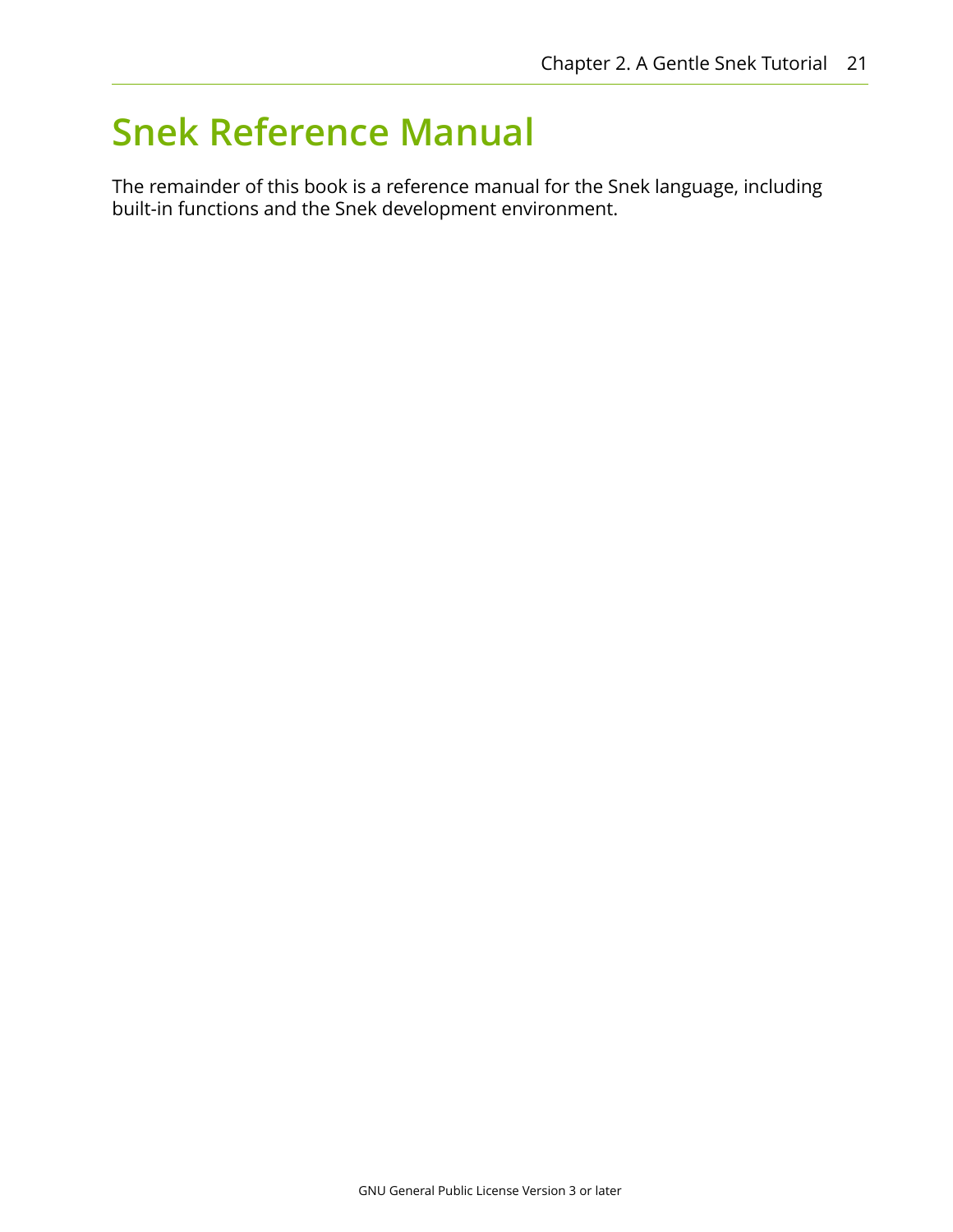# Snek Reference Manual

The remainder of this book is a reference manual for the Snek language, including built-in functions and the Snek development environment.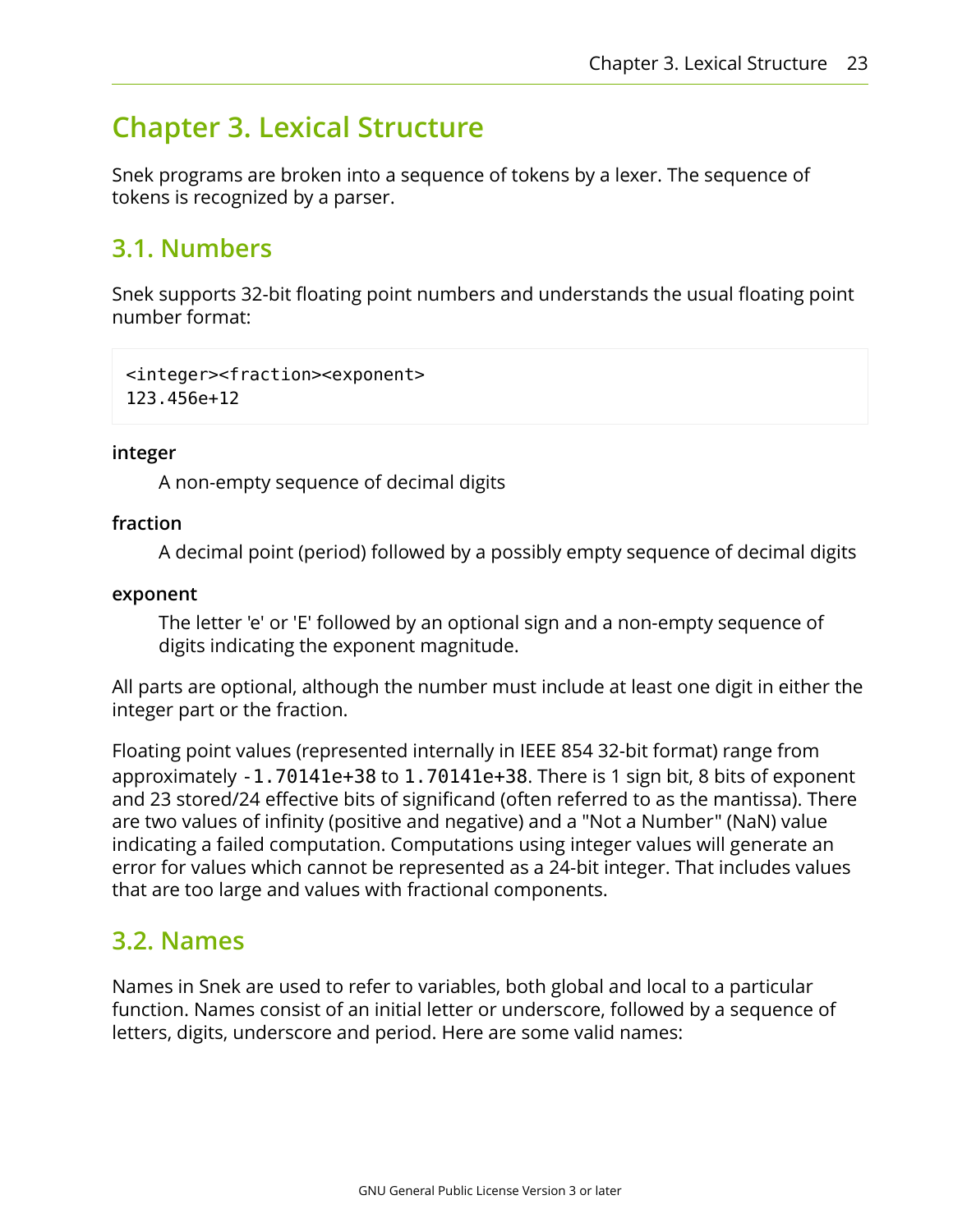# Chapter 3. Lexical Structure

Snek programs are broken into a sequence of tokens by a lexer. The sequence of tokens is recognized by a parser.

## 3.1. Numbers

Snek supports 32-bit floating point numbers and understands the usual floating point number format:

```
<integer><fraction><exponent>
123.456e+12
```

**integer**

A non-empty sequence of decimal digits

**fraction**

A decimal point (period) followed by a possibly empty sequence of decimal digits

**exponent**

The letter 'e' or 'E' followed by an optional sign and a non-empty sequence of digits indicating the exponent magnitude.

All parts are optional, although the number must include at least one digit in either the integer part or the fraction.

Floating point values (represented internally in IEEE 854 32-bit format) range from approximately `-1.70141e+38` to `1.70141e+38`. There is 1 sign bit, 8 bits of exponent and 23 stored/24 effective bits of significand (often referred to as the mantissa). There are two values of infinity (positive and negative) and a "Not a Number" (NaN) value indicating a failed computation. Computations using integer values will generate an error for values which cannot be represented as a 24-bit integer. That includes values that are too large and values with fractional components.

## 3.2. Names

Names in Snek are used to refer to variables, both global and local to a particular function. Names consist of an initial letter or underscore, followed by a sequence of letters, digits, underscore and period. Here are some valid names: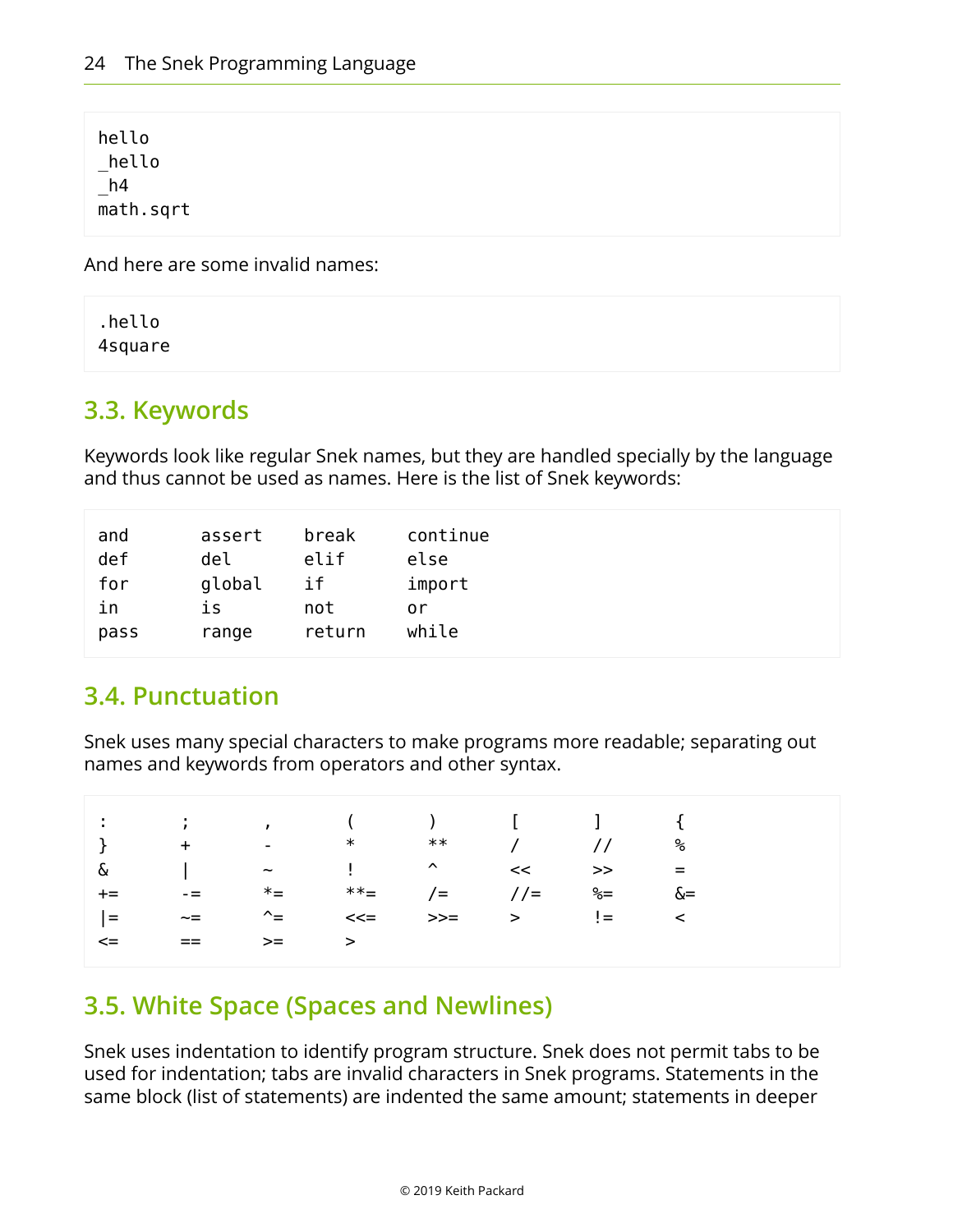```
hello
_hello
_h4
math.sqrt
```

And here are some invalid names:

```
.hello
4square
```

## 3.3. Keywords

Keywords look like regular Snek names, but they are handled specially by the language and thus cannot be used as names. Here is the list of Snek keywords:

```
and       assert    break     continue
def       del       elif      else
for       global    if        import
in        is        not       or
pass      range     return    while
```

## 3.4. Punctuation

Snek uses many special characters to make programs more readable; separating out names and keywords from operators and other syntax.

```
:       ;       ,       (       )       [       ]       {
}       +       -       *       **      /       //      %
&       |       ~       !       ^       <<      >>      =
+=      -=      *=      **=     /=      //=     %=      &=
|=      ~=      ^=      <<=     >>=     >       !=      <
<=      ==      >=      >
```

## 3.5. White Space (Spaces and Newlines)

Snek uses indentation to identify program structure. Snek does not permit tabs to be used for indentation; tabs are invalid characters in Snek programs. Statements in the same block (list of statements) are indented the same amount; statements in deeper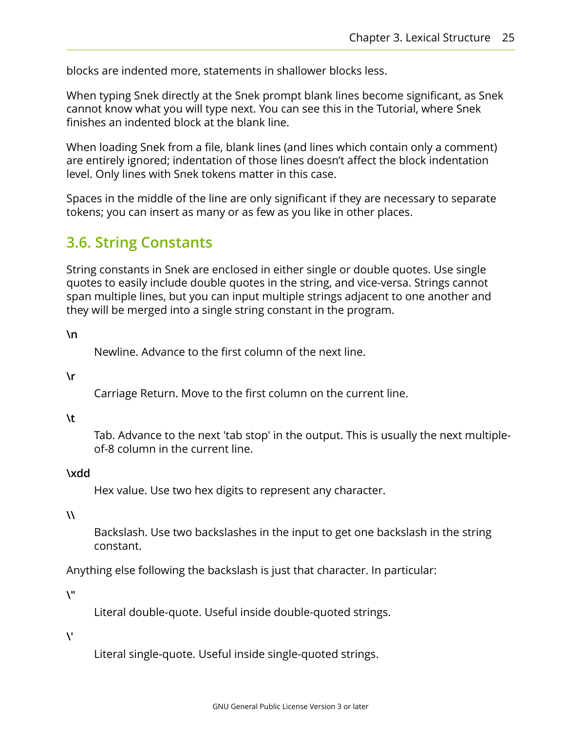blocks are indented more, statements in shallower blocks less.

When typing Snek directly at the Snek prompt blank lines become significant, as Snek cannot know what you will type next. You can see this in the Tutorial, where Snek finishes an indented block at the blank line.

When loading Snek from a file, blank lines (and lines which contain only a comment) are entirely ignored; indentation of those lines doesn't affect the block indentation level. Only lines with Snek tokens matter in this case.

Spaces in the middle of the line are only significant if they are necessary to separate tokens; you can insert as many or as few as you like in other places.

## 3.6. String Constants

String constants in Snek are enclosed in either single or double quotes. Use single quotes to easily include double quotes in the string, and vice-versa. Strings cannot span multiple lines, but you can input multiple strings adjacent to one another and they will be merged into a single string constant in the program.

**\n**

Newline. Advance to the first column of the next line.

**\r**

Carriage Return. Move to the first column on the current line.

**\t**

Tab. Advance to the next 'tab stop' in the output. This is usually the next multiple-of-8 column in the current line.

**\xdd**

Hex value. Use two hex digits to represent any character.

**\\**

Backslash. Use two backslashes in the input to get one backslash in the string constant.

Anything else following the backslash is just that character. In particular:

**\"**

Literal double-quote. Useful inside double-quoted strings.

**\'**

Literal single-quote. Useful inside single-quoted strings.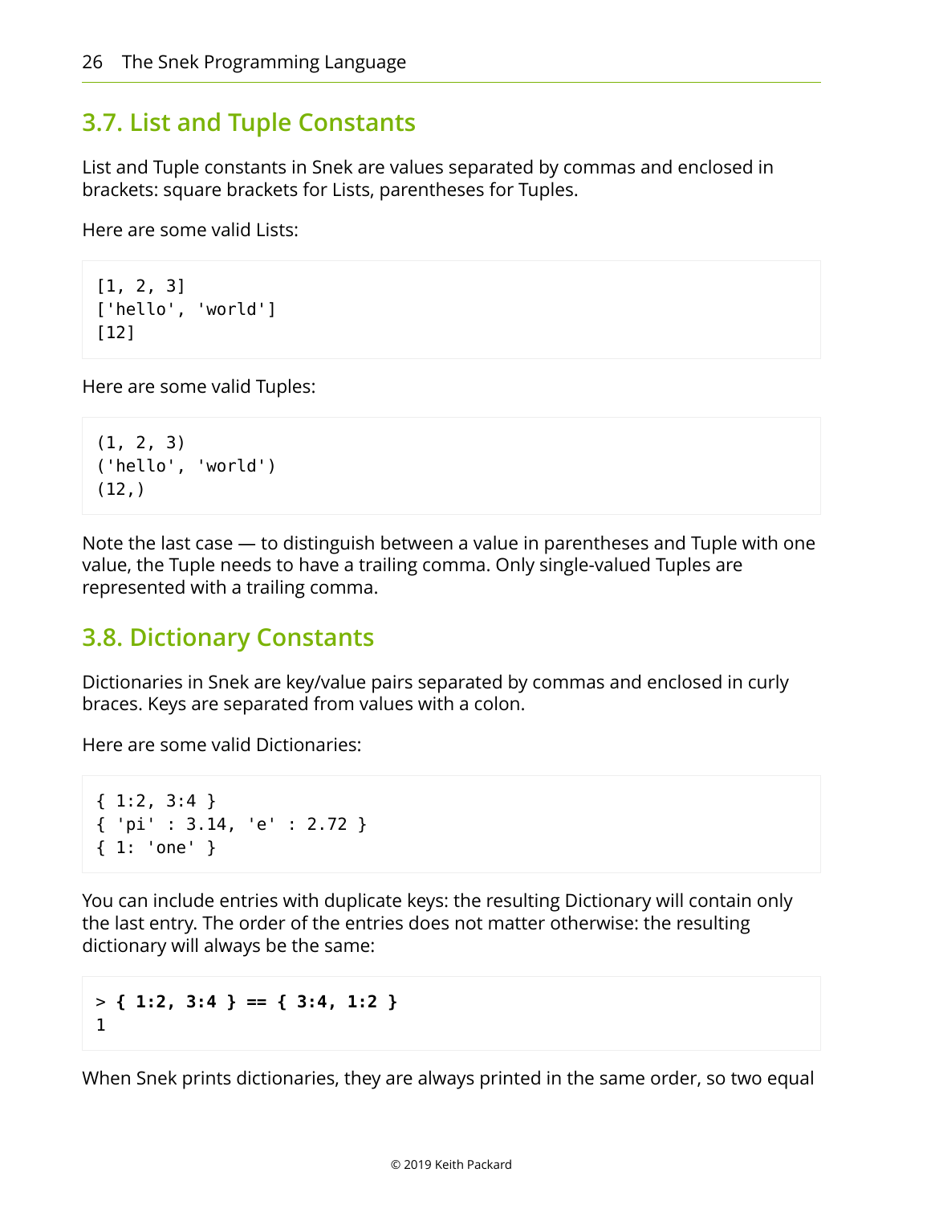## 3.7. List and Tuple Constants

List and Tuple constants in Snek are values separated by commas and enclosed in brackets: square brackets for Lists, parentheses for Tuples.

Here are some valid Lists:

```
[1, 2, 3]
['hello', 'world']
[12]
```

Here are some valid Tuples:

```
(1, 2, 3)
('hello', 'world')
(12,)
```

Note the last case — to distinguish between a value in parentheses and Tuple with one value, the Tuple needs to have a trailing comma. Only single-valued Tuples are represented with a trailing comma.

## 3.8. Dictionary Constants

Dictionaries in Snek are key/value pairs separated by commas and enclosed in curly braces. Keys are separated from values with a colon.

Here are some valid Dictionaries:

```
{ 1:2, 3:4 }
{ 'pi' : 3.14, 'e' : 2.72 }
{ 1: 'one' }
```

You can include entries with duplicate keys: the resulting Dictionary will contain only the last entry. The order of the entries does not matter otherwise: the resulting dictionary will always be the same:

```
> { 1:2, 3:4 } == { 3:4, 1:2 }
1
```

When Snek prints dictionaries, they are always printed in the same order, so two equal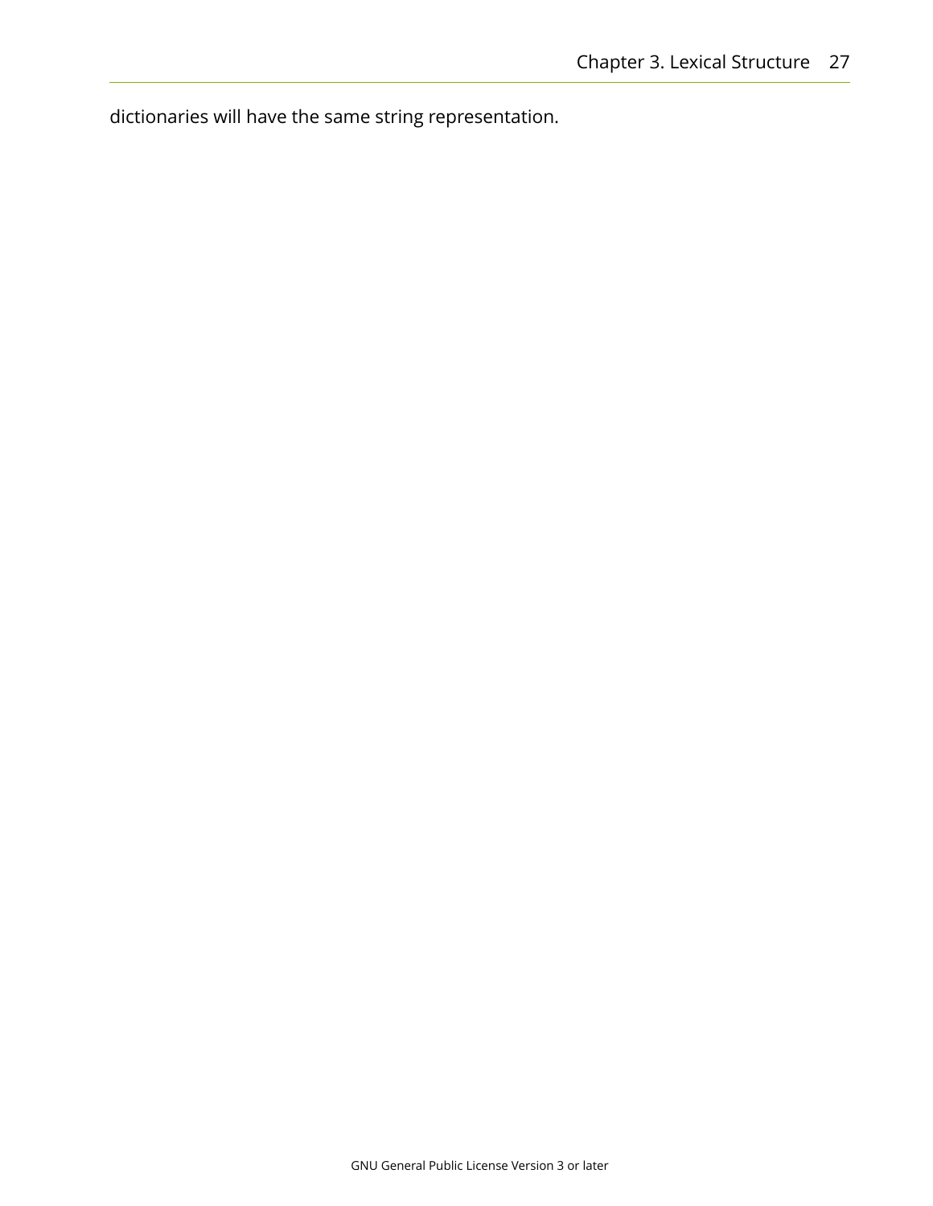dictionaries will have the same string representation.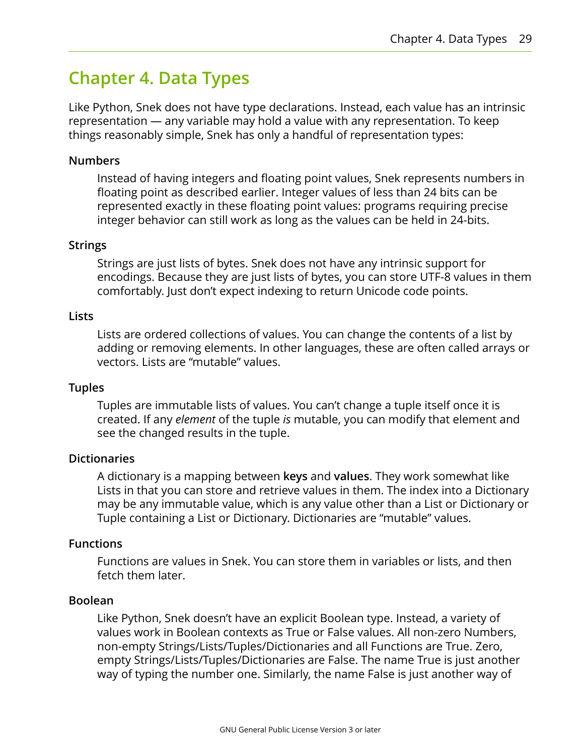# Chapter 4. Data Types

Like Python, Snek does not have type declarations. Instead, each value has an intrinsic representation — any variable may hold a value with any representation. To keep things reasonably simple, Snek has only a handful of representation types:

**Numbers**

Instead of having integers and floating point values, Snek represents numbers in floating point as described earlier. Integer values of less than 24 bits can be represented exactly in these floating point values: programs requiring precise integer behavior can still work as long as the values can be held in 24-bits.

**Strings**

Strings are just lists of bytes. Snek does not have any intrinsic support for encodings. Because they are just lists of bytes, you can store UTF-8 values in them comfortably. Just don't expect indexing to return Unicode code points.

**Lists**

Lists are ordered collections of values. You can change the contents of a list by adding or removing elements. In other languages, these are often called arrays or vectors. Lists are "mutable" values.

**Tuples**

Tuples are immutable lists of values. You can't change a tuple itself once it is created. If any *element* of the tuple *is* mutable, you can modify that element and see the changed results in the tuple.

**Dictionaries**

A dictionary is a mapping between **keys** and **values**. They work somewhat like Lists in that you can store and retrieve values in them. The index into a Dictionary may be any immutable value, which is any value other than a List or Dictionary or Tuple containing a List or Dictionary. Dictionaries are "mutable" values.

**Functions**

Functions are values in Snek. You can store them in variables or lists, and then fetch them later.

**Boolean**

Like Python, Snek doesn't have an explicit Boolean type. Instead, a variety of values work in Boolean contexts as True or False values. All non-zero Numbers, non-empty Strings/Lists/Tuples/Dictionaries and all Functions are True. Zero, empty Strings/Lists/Tuples/Dictionaries are False. The name True is just another way of typing the number one. Similarly, the name False is just another way of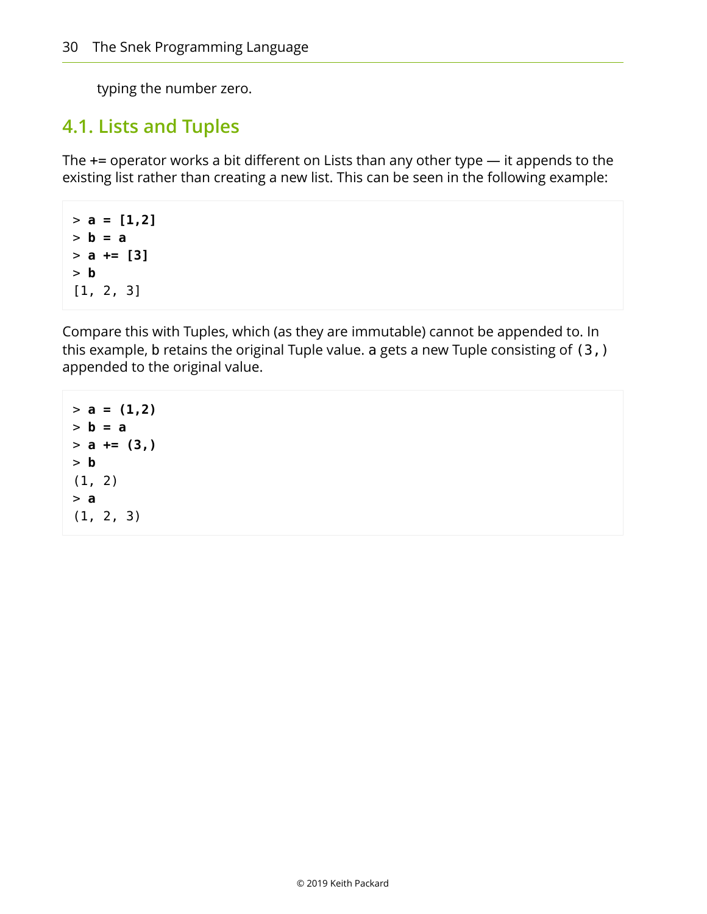typing the number zero.

## 4.1. Lists and Tuples

The += operator works a bit different on Lists than any other type — it appends to the existing list rather than creating a new list. This can be seen in the following example:

```
> a = [1,2]
> b = a
> a += [3]
> b
[1, 2, 3]
```

Compare this with Tuples, which (as they are immutable) cannot be appended to. In this example, b retains the original Tuple value. a gets a new Tuple consisting of `(3,)` appended to the original value.

```
> a = (1,2)
> b = a
> a += (3,)
> b
(1, 2)
> a
(1, 2, 3)
```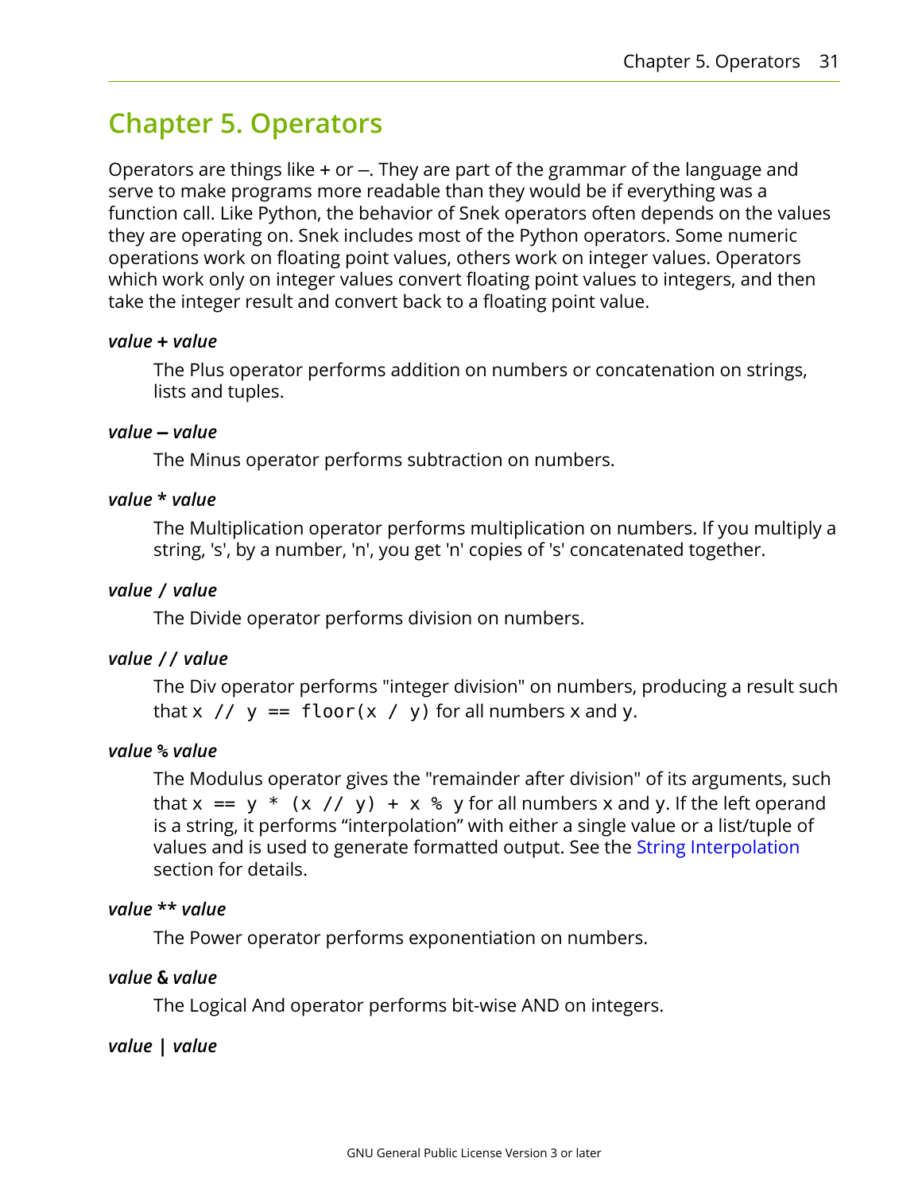# Chapter 5. Operators

Operators are things like + or –. They are part of the grammar of the language and serve to make programs more readable than they would be if everything was a function call. Like Python, the behavior of Snek operators often depends on the values they are operating on. Snek includes most of the Python operators. Some numeric operations work on floating point values, others work on integer values. Operators which work only on integer values convert floating point values to integers, and then take the integer result and convert back to a floating point value.

***value* + *value***

The Plus operator performs addition on numbers or concatenation on strings, lists and tuples.

***value* – *value***

The Minus operator performs subtraction on numbers.

***value* * *value***

The Multiplication operator performs multiplication on numbers. If you multiply a string, 's', by a number, 'n', you get 'n' copies of 's' concatenated together.

***value* / *value***

The Divide operator performs division on numbers.

***value* // *value***

The Div operator performs "integer division" on numbers, producing a result such that `x // y == floor(x / y)` for all numbers x and y.

***value* % *value***

The Modulus operator gives the "remainder after division" of its arguments, such that `x == y * (x // y) + x % y` for all numbers x and y. If the left operand is a string, it performs “interpolation” with either a single value or a list/tuple of values and is used to generate formatted output. See the String Interpolation section for details.

***value* ** *value***

The Power operator performs exponentiation on numbers.

***value* & *value***

The Logical And operator performs bit-wise AND on integers.

***value* | *value***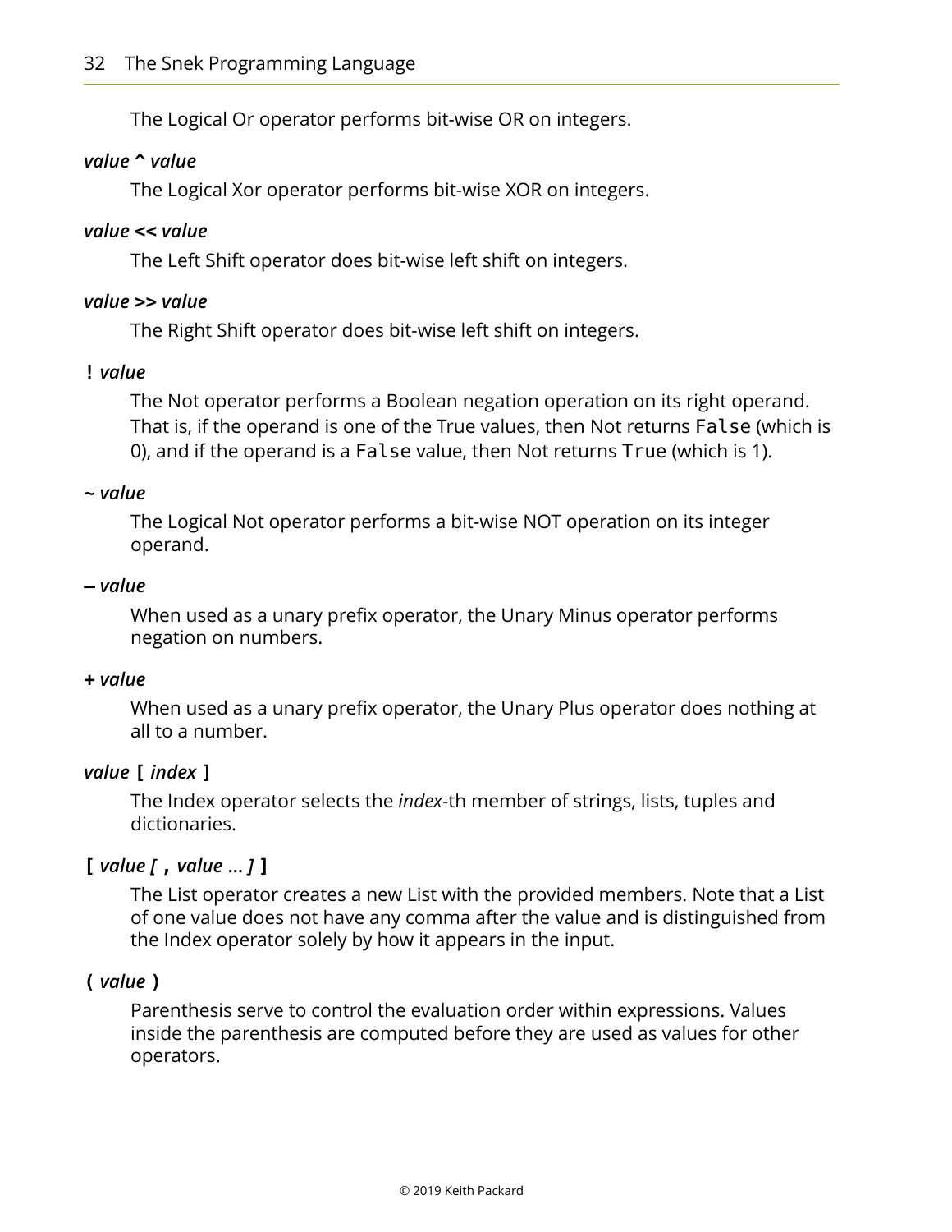The Logical Or operator performs bit-wise OR on integers.

***value* ^ *value***

The Logical Xor operator performs bit-wise XOR on integers.

***value* << *value***

The Left Shift operator does bit-wise left shift on integers.

***value* >> *value***

The Right Shift operator does bit-wise left shift on integers.

**!** ***value***

The Not operator performs a Boolean negation operation on its right operand. That is, if the operand is one of the True values, then Not returns `False` (which is 0), and if the operand is a `False` value, then Not returns `True` (which is 1).

**~ *value***

The Logical Not operator performs a bit-wise NOT operation on its integer operand.

**– *value***

When used as a unary prefix operator, the Unary Minus operator performs negation on numbers.

**+ *value***

When used as a unary prefix operator, the Unary Plus operator does nothing at all to a number.

***value* [ *index* ]**

The Index operator selects the *index*-th member of strings, lists, tuples and dictionaries.

**[ *value [* , *value ... ]* ]**

The List operator creates a new List with the provided members. Note that a List of one value does not have any comma after the value and is distinguished from the Index operator solely by how it appears in the input.

**( *value* )**

Parenthesis serve to control the evaluation order within expressions. Values inside the parenthesis are computed before they are used as values for other operators.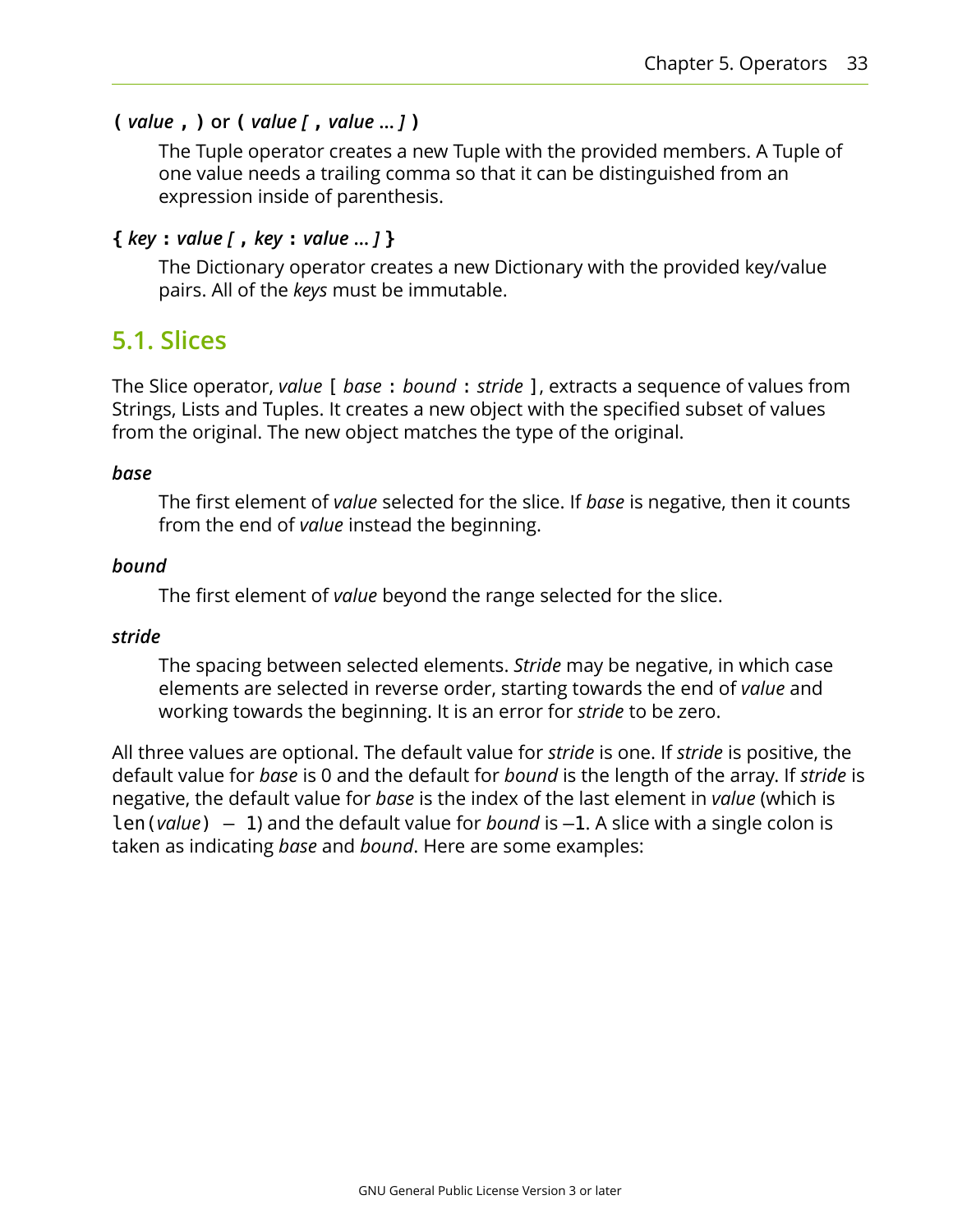**( *value* , )** or **( *value [* , *value … ]* )**

The Tuple operator creates a new Tuple with the provided members. A Tuple of one value needs a trailing comma so that it can be distinguished from an expression inside of parenthesis.

**{ *key* : *value [* , *key* : *value … ]* }**

The Dictionary operator creates a new Dictionary with the provided key/value pairs. All of the *keys* must be immutable.

## 5.1. Slices

The Slice operator, *value* `[` *base* `:` *bound* `:` *stride* `]`, extracts a sequence of values from Strings, Lists and Tuples. It creates a new object with the specified subset of values from the original. The new object matches the type of the original.

***base***

The first element of *value* selected for the slice. If *base* is negative, then it counts from the end of *value* instead the beginning.

***bound***

The first element of *value* beyond the range selected for the slice.

***stride***

The spacing between selected elements. *Stride* may be negative, in which case elements are selected in reverse order, starting towards the end of *value* and working towards the beginning. It is an error for *stride* to be zero.

All three values are optional. The default value for *stride* is one. If *stride* is positive, the default value for *base* is 0 and the default for *bound* is the length of the array. If *stride* is negative, the default value for *base* is the index of the last element in *value* (which is `len(`*value*`) - 1`) and the default value for *bound* is `-1`. A slice with a single colon is taken as indicating *base* and *bound*. Here are some examples: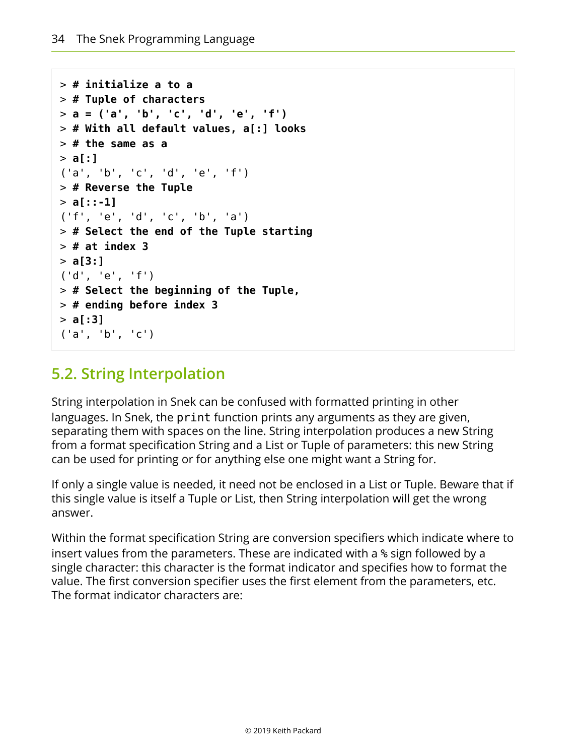```
> # initialize a to a
> # Tuple of characters
> a = ('a', 'b', 'c', 'd', 'e', 'f')
> # With all default values, a[:] looks
> # the same as a
> a[:]
('a', 'b', 'c', 'd', 'e', 'f')
> # Reverse the Tuple
> a[::-1]
('f', 'e', 'd', 'c', 'b', 'a')
> # Select the end of the Tuple starting
> # at index 3
> a[3:]
('d', 'e', 'f')
> # Select the beginning of the Tuple,
> # ending before index 3
> a[:3]
('a', 'b', 'c')
```

## 5.2. String Interpolation

String interpolation in Snek can be confused with formatted printing in other languages. In Snek, the `print` function prints any arguments as they are given, separating them with spaces on the line. String interpolation produces a new String from a format specification String and a List or Tuple of parameters: this new String can be used for printing or for anything else one might want a String for.

If only a single value is needed, it need not be enclosed in a List or Tuple. Beware that if this single value is itself a Tuple or List, then String interpolation will get the wrong answer.

Within the format specification String are conversion specifiers which indicate where to insert values from the parameters. These are indicated with a `%` sign followed by a single character: this character is the format indicator and specifies how to format the value. The first conversion specifier uses the first element from the parameters, etc. The format indicator characters are: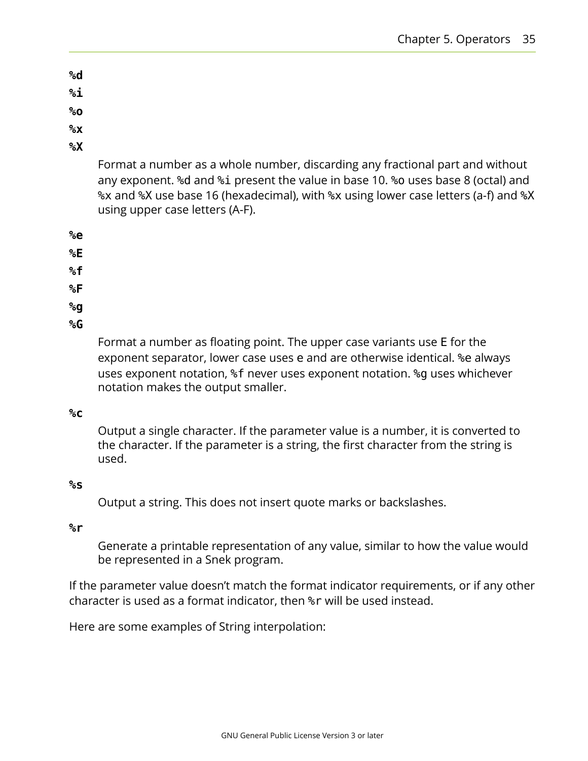**%d**

**%i**

**%o**

**%x**

**%X**

Format a number as a whole number, discarding any fractional part and without any exponent. `%d` and `%i` present the value in base 10. `%o` uses base 8 (octal) and `%x` and `%X` use base 16 (hexadecimal), with `%x` using lower case letters (a-f) and `%X` using upper case letters (A-F).

**%e**

**%E**

**%f**

**%F**

**%g**

**%G**

Format a number as floating point. The upper case variants use `E` for the exponent separator, lower case uses `e` and are otherwise identical. `%e` always uses exponent notation, `%f` never uses exponent notation. `%g` uses whichever notation makes the output smaller.

**%c**

Output a single character. If the parameter value is a number, it is converted to the character. If the parameter is a string, the first character from the string is used.

**%s**

Output a string. This does not insert quote marks or backslashes.

**%r**

Generate a printable representation of any value, similar to how the value would be represented in a Snek program.

If the parameter value doesn't match the format indicator requirements, or if any other character is used as a format indicator, then `%r` will be used instead.

Here are some examples of String interpolation: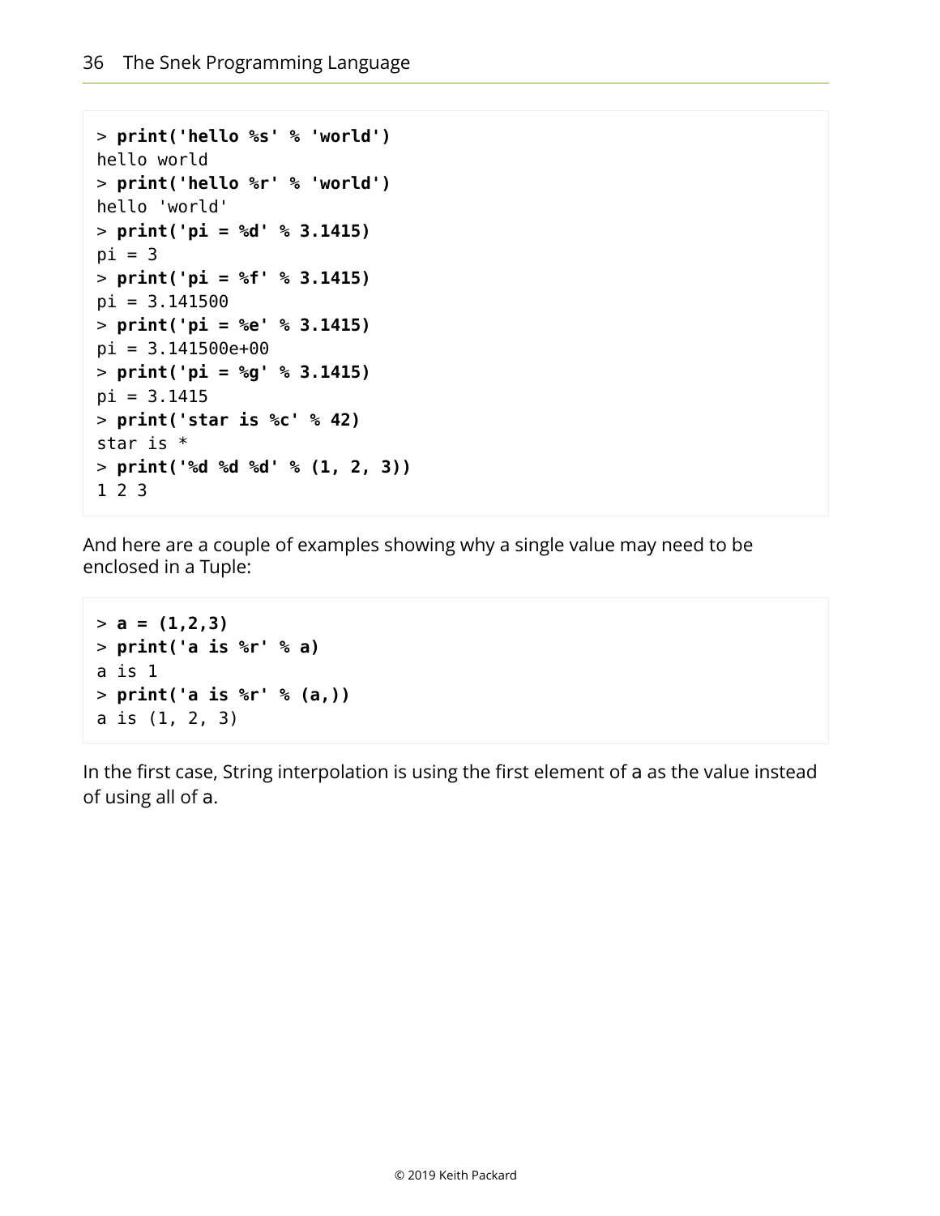```
> print('hello %s' % 'world')
hello world
> print('hello %r' % 'world')
hello 'world'
> print('pi = %d' % 3.1415)
pi = 3
> print('pi = %f' % 3.1415)
pi = 3.141500
> print('pi = %e' % 3.1415)
pi = 3.141500e+00
> print('pi = %g' % 3.1415)
pi = 3.1415
> print('star is %c' % 42)
star is *
> print('%d %d %d' % (1, 2, 3))
1 2 3
```

And here are a couple of examples showing why a single value may need to be enclosed in a Tuple:

```
> a = (1,2,3)
> print('a is %r' % a)
a is 1
> print('a is %r' % (a,))
a is (1, 2, 3)
```

In the first case, String interpolation is using the first element of a as the value instead of using all of a.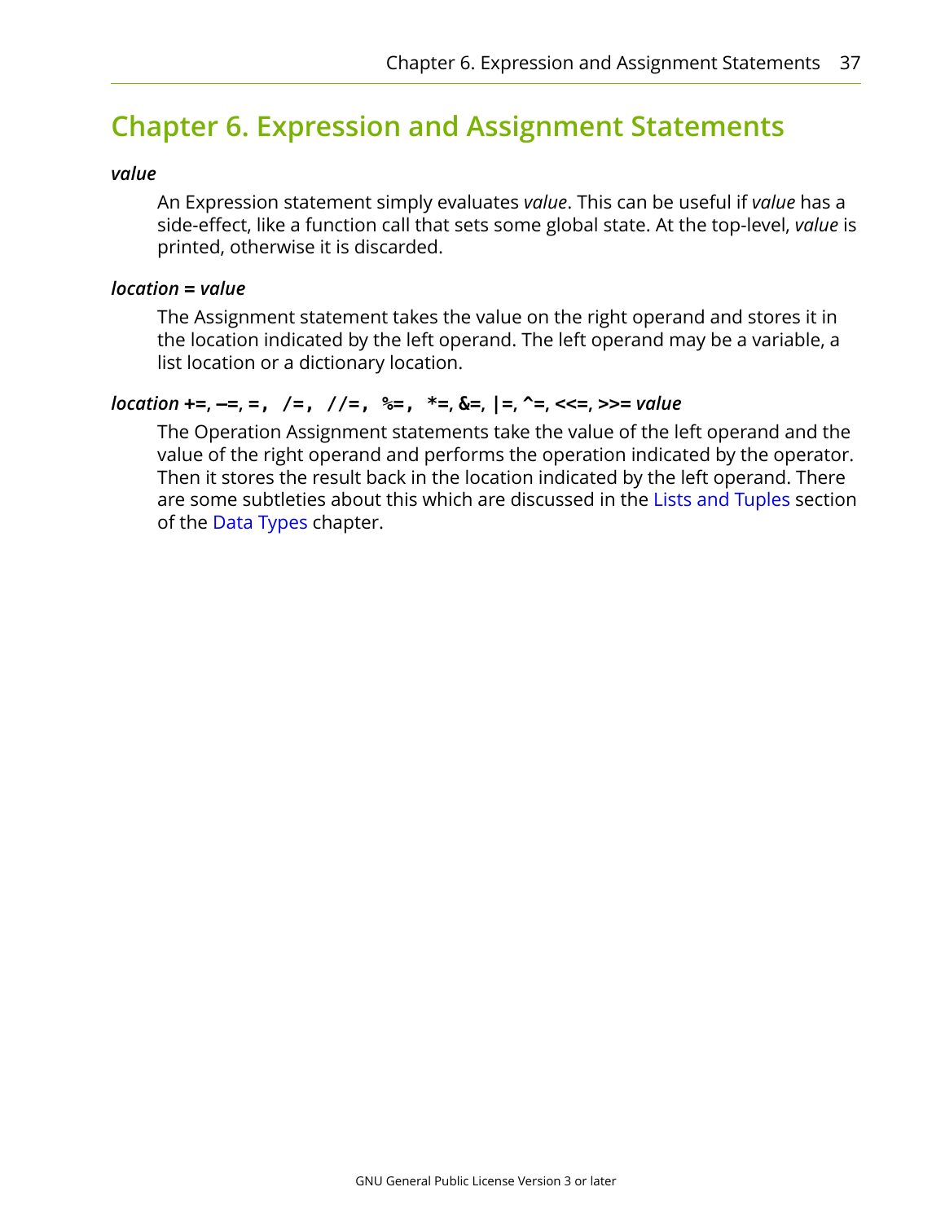# Chapter 6. Expression and Assignment Statements

***value***

An Expression statement simply evaluates *value*. This can be useful if *value* has a side-effect, like a function call that sets some global state. At the top-level, *value* is printed, otherwise it is discarded.

***location* = *value***

The Assignment statement takes the value on the right operand and stores it in the location indicated by the left operand. The left operand may be a variable, a list location or a dictionary location.

***location* +=, −=, =, /=, //=, %=, *=, &=, |=, ^=, <<=, >>= *value***

The Operation Assignment statements take the value of the left operand and the value of the right operand and performs the operation indicated by the operator. Then it stores the result back in the location indicated by the left operand. There are some subtleties about this which are discussed in the Lists and Tuples section of the Data Types chapter.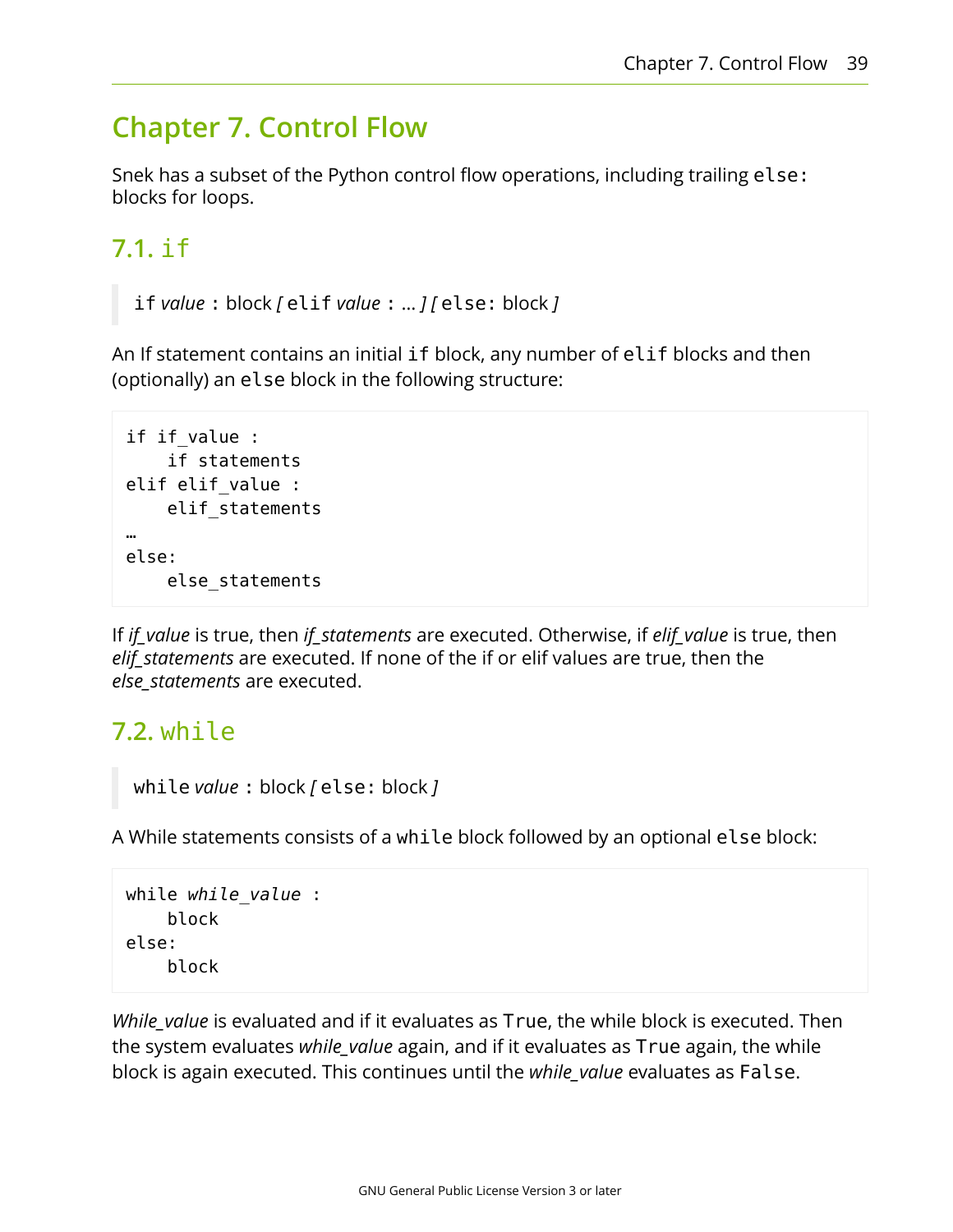# Chapter 7. Control Flow

Snek has a subset of the Python control flow operations, including trailing `else:` blocks for loops.

## 7.1. `if`

> `if` *value* `:` block *[* `elif` *value* `:` … *]* *[* `else:` block *]*

An If statement contains an initial `if` block, any number of `elif` blocks and then (optionally) an `else` block in the following structure:

```
if if_value :
    if statements
elif elif_value :
    elif_statements
…
else:
    else_statements
```

If *if_value* is true, then *if_statements* are executed. Otherwise, if *elif_value* is true, then *elif_statements* are executed. If none of the if or elif values are true, then the *else_statements* are executed.

## 7.2. `while`

> `while` *value* `:` block *[* `else:` block *]*

A While statements consists of a `while` block followed by an optional `else` block:

```
while while_value :
    block
else:
    block
```

*While_value* is evaluated and if it evaluates as `True`, the while block is executed. Then the system evaluates *while_value* again, and if it evaluates as `True` again, the while block is again executed. This continues until the *while_value* evaluates as `False`.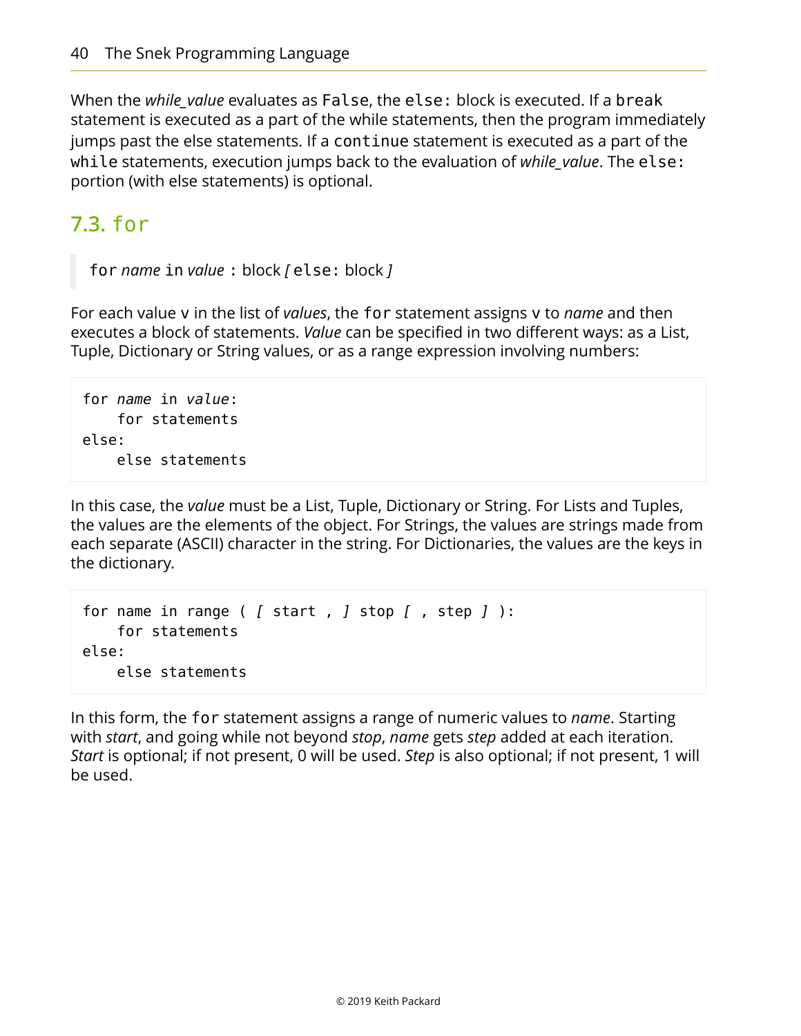When the *while_value* evaluates as `False`, the `else:` block is executed. If a `break` statement is executed as a part of the while statements, then the program immediately jumps past the else statements. If a `continue` statement is executed as a part of the `while` statements, execution jumps back to the evaluation of *while_value*. The `else:` portion (with else statements) is optional.

## 7.3. `for`

> `for` *name* `in` *value* `:` block *[* `else:` block *]*

For each value `v` in the list of *values*, the `for` statement assigns `v` to *name* and then executes a block of statements. *Value* can be specified in two different ways: as a List, Tuple, Dictionary or String values, or as a range expression involving numbers:

```
for name in value:
    for statements
else:
    else statements
```

In this case, the *value* must be a List, Tuple, Dictionary or String. For Lists and Tuples, the values are the elements of the object. For Strings, the values are strings made from each separate (ASCII) character in the string. For Dictionaries, the values are the keys in the dictionary.

```
for name in range ( [ start , ] stop [ , step ] ):
    for statements
else:
    else statements
```

In this form, the `for` statement assigns a range of numeric values to *name*. Starting with *start*, and going while not beyond *stop*, *name* gets *step* added at each iteration. *Start* is optional; if not present, 0 will be used. *Step* is also optional; if not present, 1 will be used.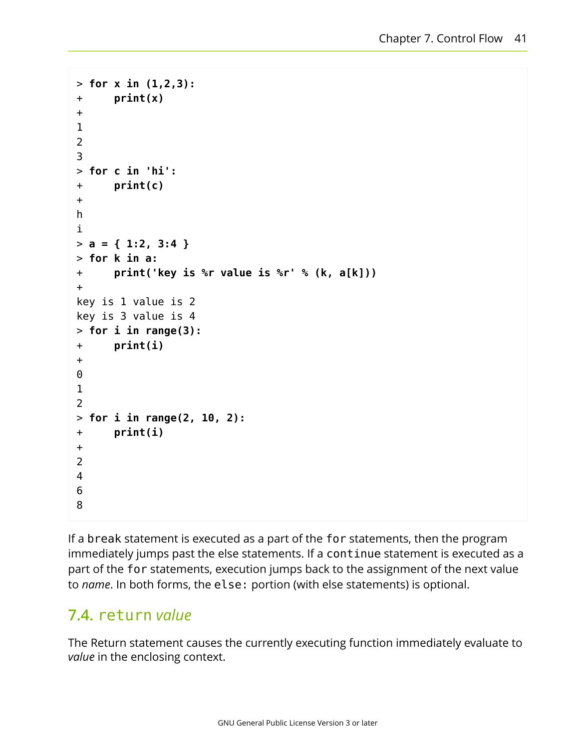```
> for x in (1,2,3):
+     print(x)
+
1
2
3
> for c in 'hi':
+     print(c)
+
h
i
> a = { 1:2, 3:4 }
> for k in a:
+     print('key is %r value is %r' % (k, a[k]))
+
key is 1 value is 2
key is 3 value is 4
> for i in range(3):
+     print(i)
+
0
1
2
> for i in range(2, 10, 2):
+     print(i)
+
2
4
6
8
```

If a `break` statement is executed as a part of the `for` statements, then the program immediately jumps past the else statements. If a `continue` statement is executed as a part of the `for` statements, execution jumps back to the assignment of the next value to *name*. In both forms, the `else:` portion (with else statements) is optional.

## 7.4. `return` *value*

The Return statement causes the currently executing function immediately evaluate to *value* in the enclosing context.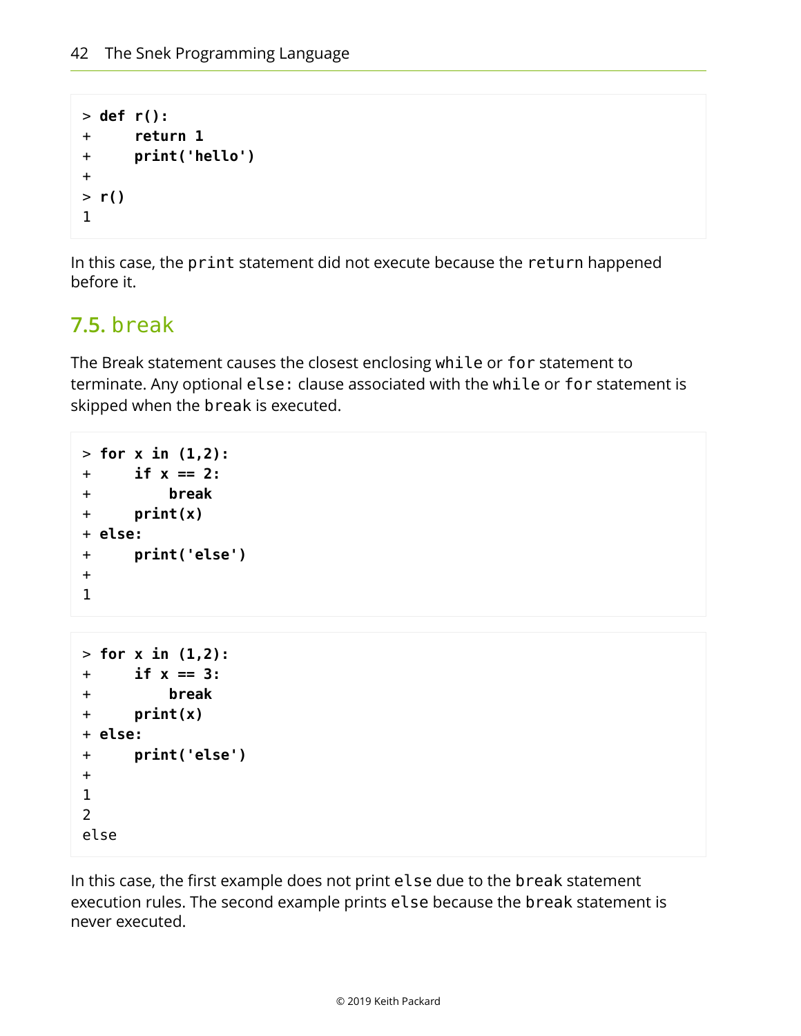```
> def r():
+     return 1
+     print('hello')
+
> r()
1
```

In this case, the `print` statement did not execute because the `return` happened before it.

## 7.5. break

The Break statement causes the closest enclosing `while` or `for` statement to terminate. Any optional `else:` clause associated with the `while` or `for` statement is skipped when the `break` is executed.

```
> for x in (1,2):
+     if x == 2:
+         break
+     print(x)
+ else:
+     print('else')
+
1
```

```
> for x in (1,2):
+     if x == 3:
+         break
+     print(x)
+ else:
+     print('else')
+
1
2
else
```

In this case, the first example does not print `else` due to the `break` statement execution rules. The second example prints `else` because the `break` statement is never executed.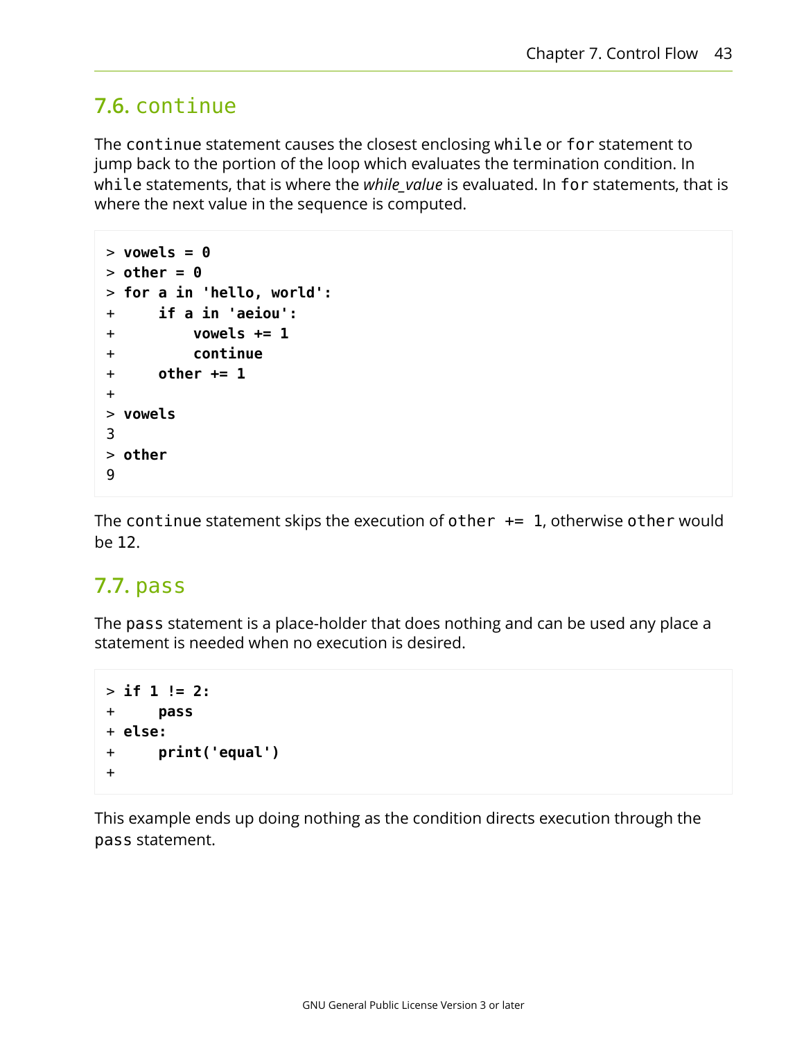## 7.6. `continue`

The `continue` statement causes the closest enclosing `while` or `for` statement to jump back to the portion of the loop which evaluates the termination condition. In `while` statements, that is where the *while_value* is evaluated. In `for` statements, that is where the next value in the sequence is computed.

```
> vowels = 0
> other = 0
> for a in 'hello, world':
+     if a in 'aeiou':
+         vowels += 1
+         continue
+     other += 1
+
> vowels
3
> other
9
```

The `continue` statement skips the execution of `other += 1`, otherwise `other` would be 12.

## 7.7. `pass`

The `pass` statement is a place-holder that does nothing and can be used any place a statement is needed when no execution is desired.

```
> if 1 != 2:
+     pass
+ else:
+     print('equal')
+
```

This example ends up doing nothing as the condition directs execution through the `pass` statement.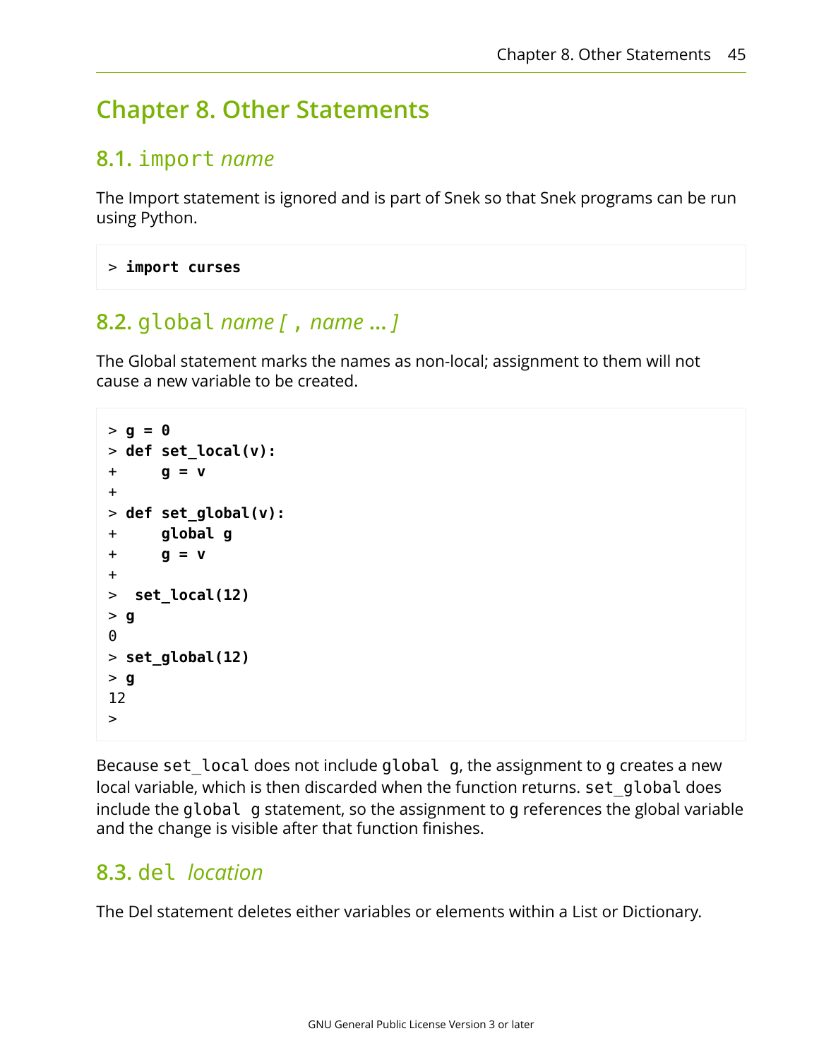# Chapter 8. Other Statements

## 8.1. `import` *name*

The Import statement is ignored and is part of Snek so that Snek programs can be run using Python.

```
> import curses
```

## 8.2. `global` *name [ , name … ]*

The Global statement marks the names as non-local; assignment to them will not cause a new variable to be created.

```
> g = 0
> def set_local(v):
+     g = v
+
> def set_global(v):
+     global g
+     g = v
+
>  set_local(12)
> g
0
> set_global(12)
> g
12
>
```

Because `set_local` does not include `global g`, the assignment to `g` creates a new local variable, which is then discarded when the function returns. `set_global` does include the `global g` statement, so the assignment to `g` references the global variable and the change is visible after that function finishes.

## 8.3. `del` *location*

The Del statement deletes either variables or elements within a List or Dictionary.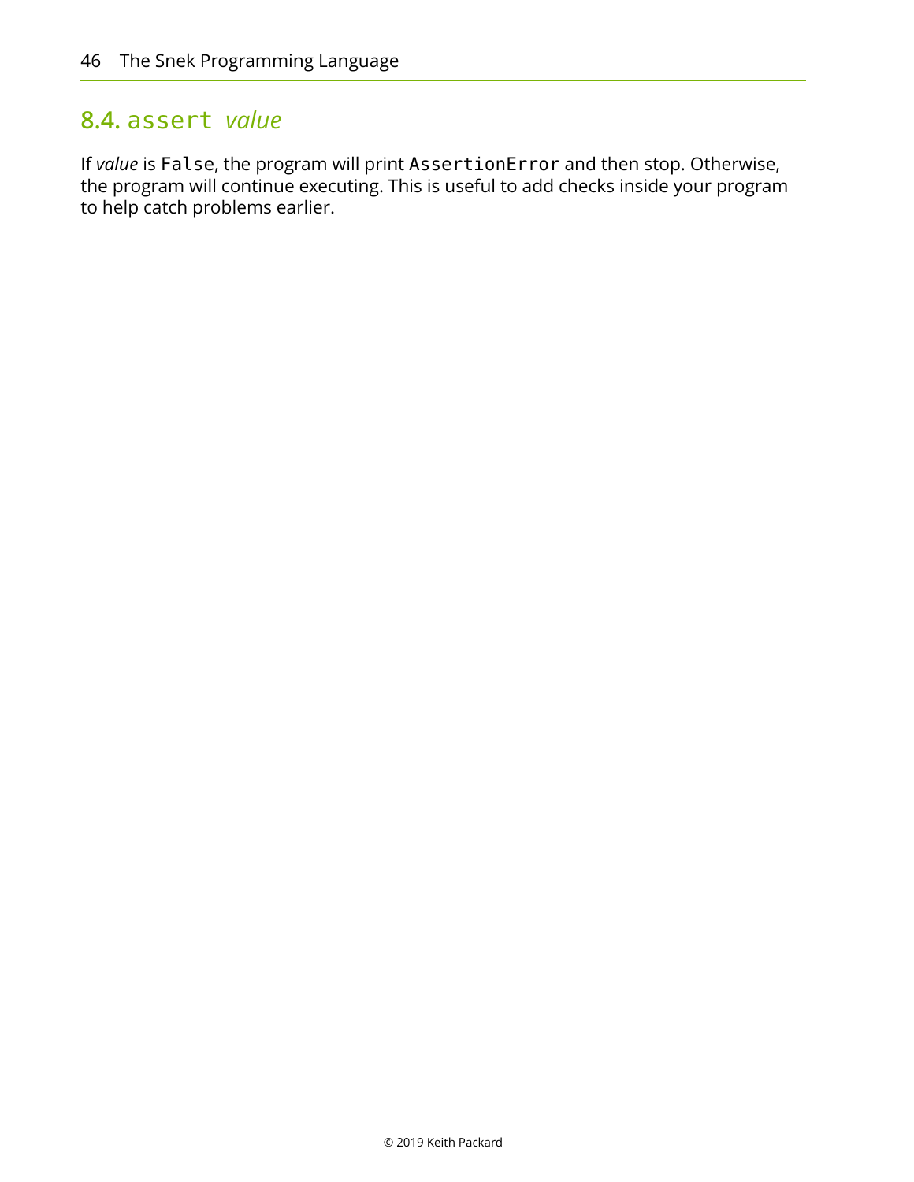## 8.4. `assert` *value*

If *value* is `False`, the program will print `AssertionError` and then stop. Otherwise, the program will continue executing. This is useful to add checks inside your program to help catch problems earlier.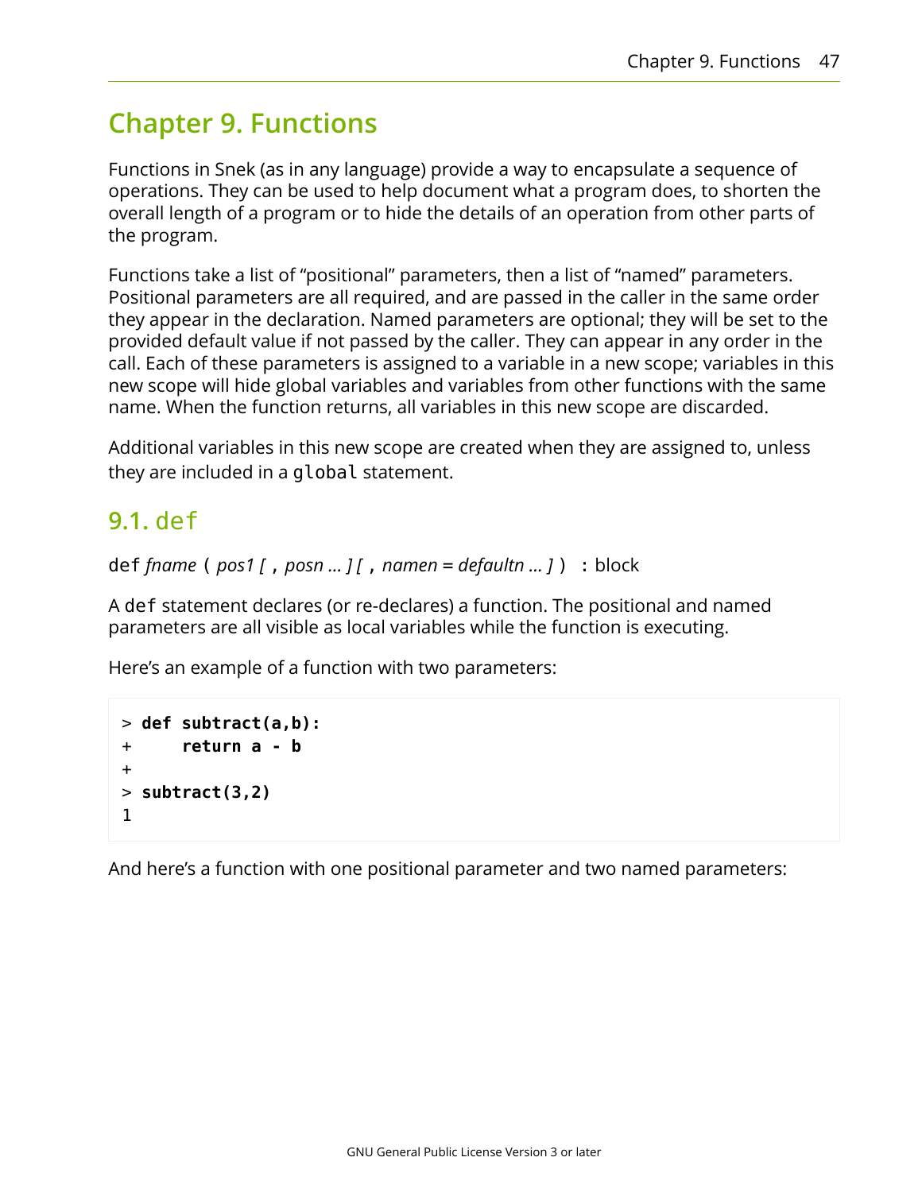# Chapter 9. Functions

Functions in Snek (as in any language) provide a way to encapsulate a sequence of operations. They can be used to help document what a program does, to shorten the overall length of a program or to hide the details of an operation from other parts of the program.

Functions take a list of “positional” parameters, then a list of “named” parameters. Positional parameters are all required, and are passed in the caller in the same order they appear in the declaration. Named parameters are optional; they will be set to the provided default value if not passed by the caller. They can appear in any order in the call. Each of these parameters is assigned to a variable in a new scope; variables in this new scope will hide global variables and variables from other functions with the same name. When the function returns, all variables in this new scope are discarded.

Additional variables in this new scope are created when they are assigned to, unless they are included in a `global` statement.

## 9.1. `def`

`def` *fname* `(` *pos1 [* `,` *posn … ] [* `,` *namen* = *defaultn … ]* `)` `:` block

A `def` statement declares (or re-declares) a function. The positional and named parameters are all visible as local variables while the function is executing.

Here’s an example of a function with two parameters:

```
> def subtract(a,b):
+     return a - b
+
> subtract(3,2)
1
```

And here’s a function with one positional parameter and two named parameters: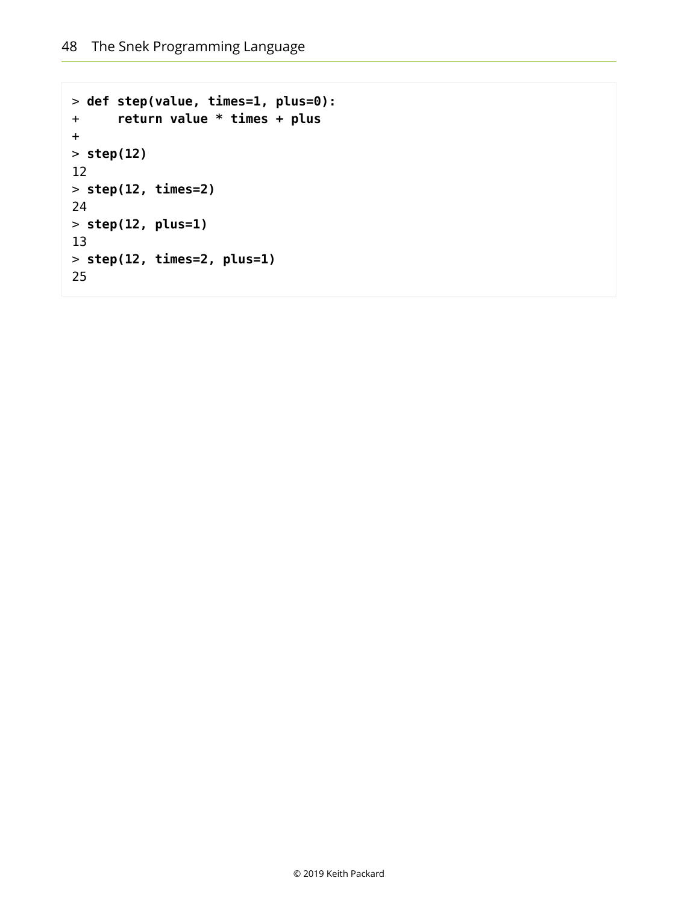```
> def step(value, times=1, plus=0):
+     return value * times + plus
+
> step(12)
12
> step(12, times=2)
24
> step(12, plus=1)
13
> step(12, times=2, plus=1)
25
```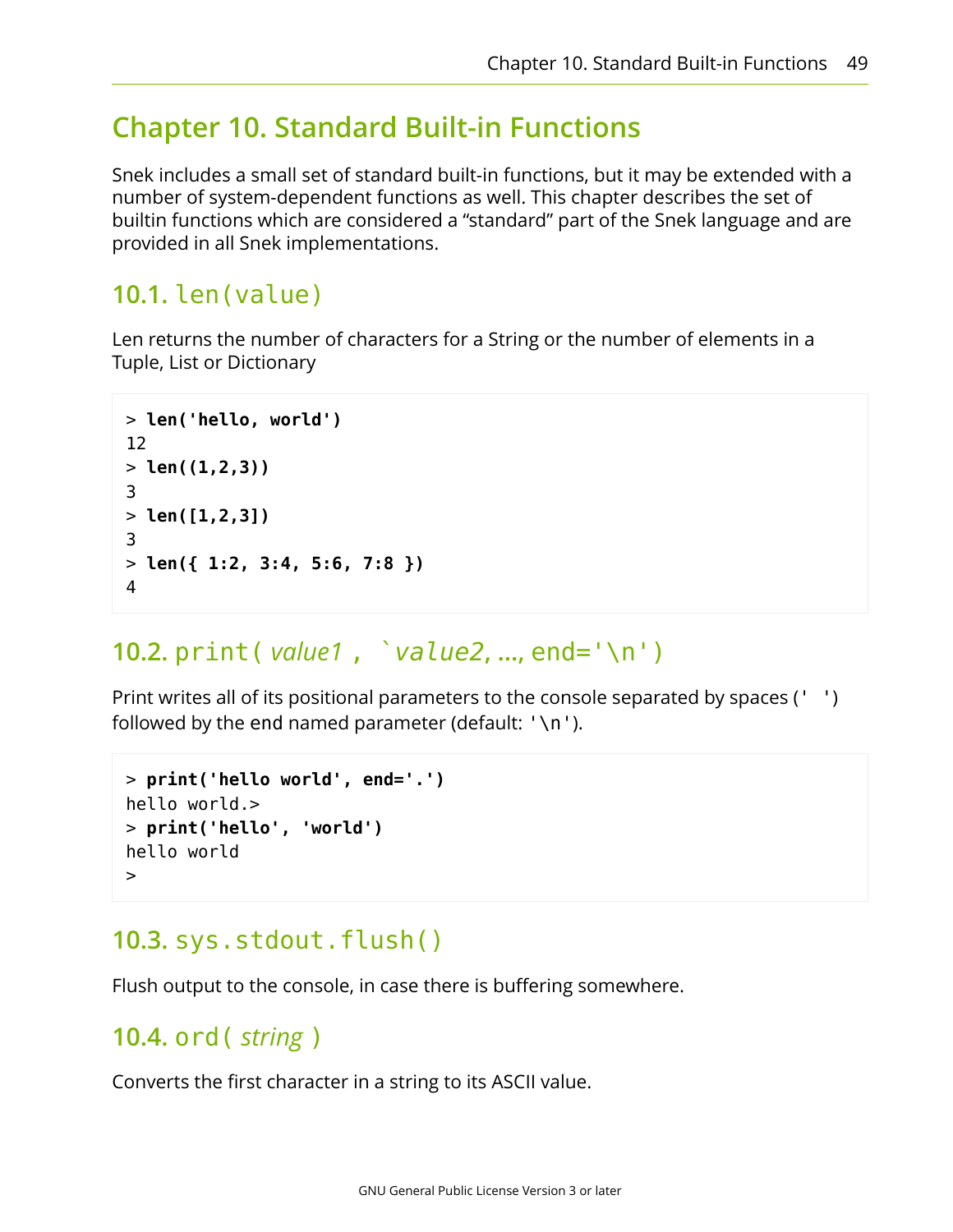# Chapter 10. Standard Built-in Functions

Snek includes a small set of standard built-in functions, but it may be extended with a number of system-dependent functions as well. This chapter describes the set of builtin functions which are considered a “standard” part of the Snek language and are provided in all Snek implementations.

## 10.1. `len(value)`

Len returns the number of characters for a String or the number of elements in a Tuple, List or Dictionary

```
> len('hello, world')
12
> len((1,2,3))
3
> len([1,2,3])
3
> len({ 1:2, 3:4, 5:6, 7:8 })
4
```

## 10.2. `print(` *value1* `, `` *value2*, ..., `end='\n')`

Print writes all of its positional parameters to the console separated by spaces (`' '`) followed by the `end` named parameter (default: `'\n'`).

```
> print('hello world', end='.')
hello world.>
> print('hello', 'world')
hello world
>
```

## 10.3. `sys.stdout.flush()`

Flush output to the console, in case there is buffering somewhere.

## 10.4. `ord(` *string* `)`

Converts the first character in a string to its ASCII value.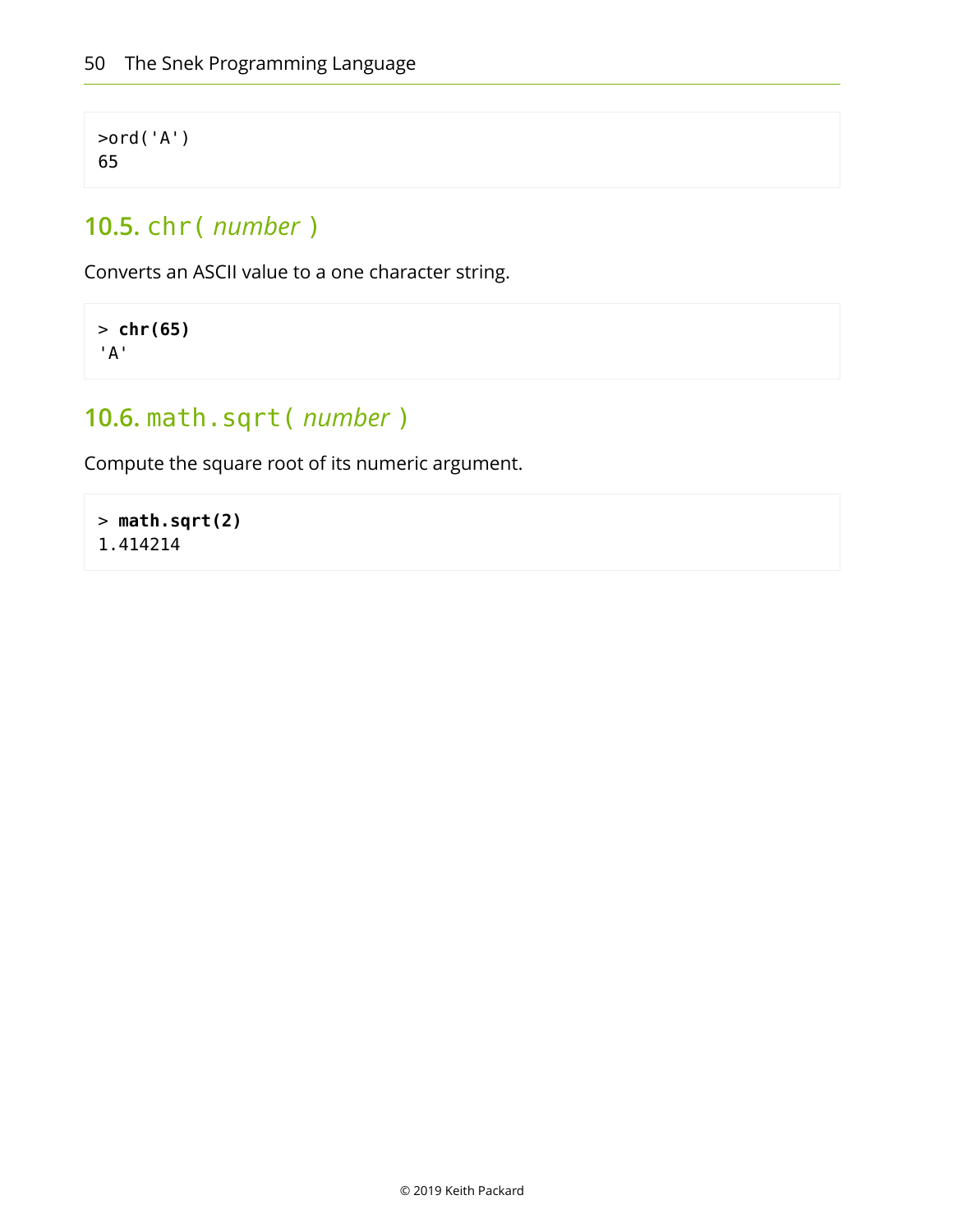```
>ord('A')
65
```

## 10.5. chr( *number* )

Converts an ASCII value to a one character string.

```
> chr(65)
'A'
```

## 10.6. math.sqrt( *number* )

Compute the square root of its numeric argument.

```
> math.sqrt(2)
1.414214
```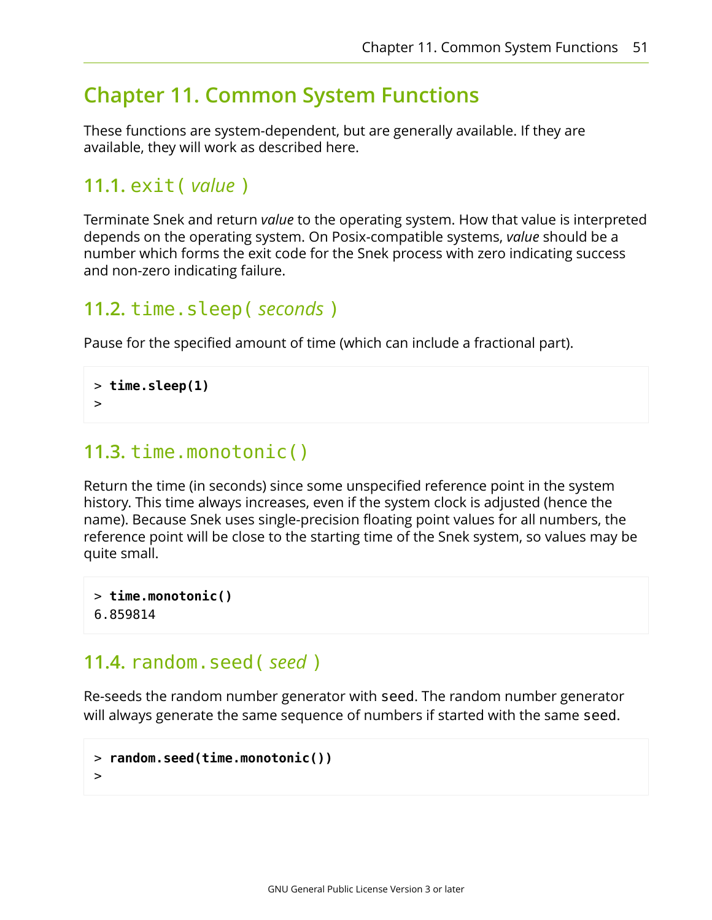# Chapter 11. Common System Functions

These functions are system-dependent, but are generally available. If they are available, they will work as described here.

## 11.1. `exit(` *value* `)`

Terminate Snek and return *value* to the operating system. How that value is interpreted depends on the operating system. On Posix-compatible systems, *value* should be a number which forms the exit code for the Snek process with zero indicating success and non-zero indicating failure.

## 11.2. `time.sleep(` *seconds* `)`

Pause for the specified amount of time (which can include a fractional part).

```
> time.sleep(1)
>
```

## 11.3. `time.monotonic()`

Return the time (in seconds) since some unspecified reference point in the system history. This time always increases, even if the system clock is adjusted (hence the name). Because Snek uses single-precision floating point values for all numbers, the reference point will be close to the starting time of the Snek system, so values may be quite small.

```
> time.monotonic()
6.859814
```

## 11.4. `random.seed(` *seed* `)`

Re-seeds the random number generator with `seed`. The random number generator will always generate the same sequence of numbers if started with the same `seed`.

```
> random.seed(time.monotonic())
>
```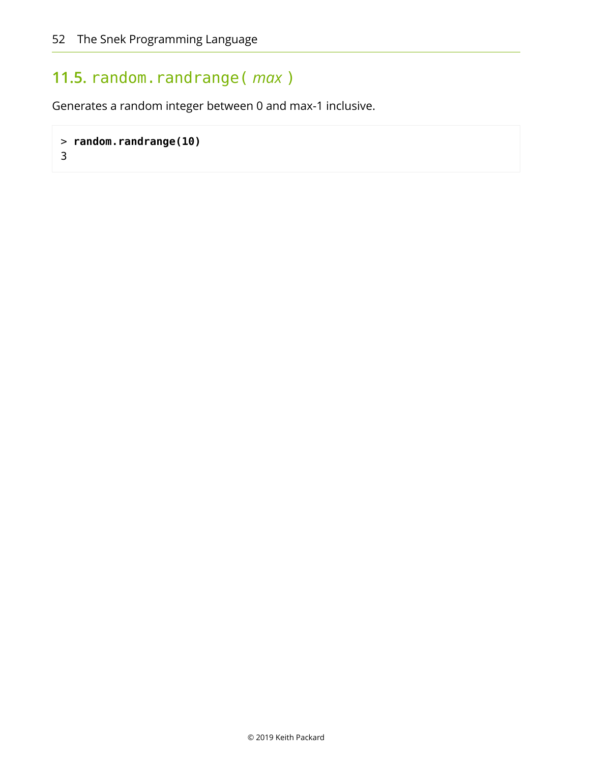## 11.5. `random.randrange(` *max* `)`

Generates a random integer between 0 and max-1 inclusive.

```
> random.randrange(10)
3
```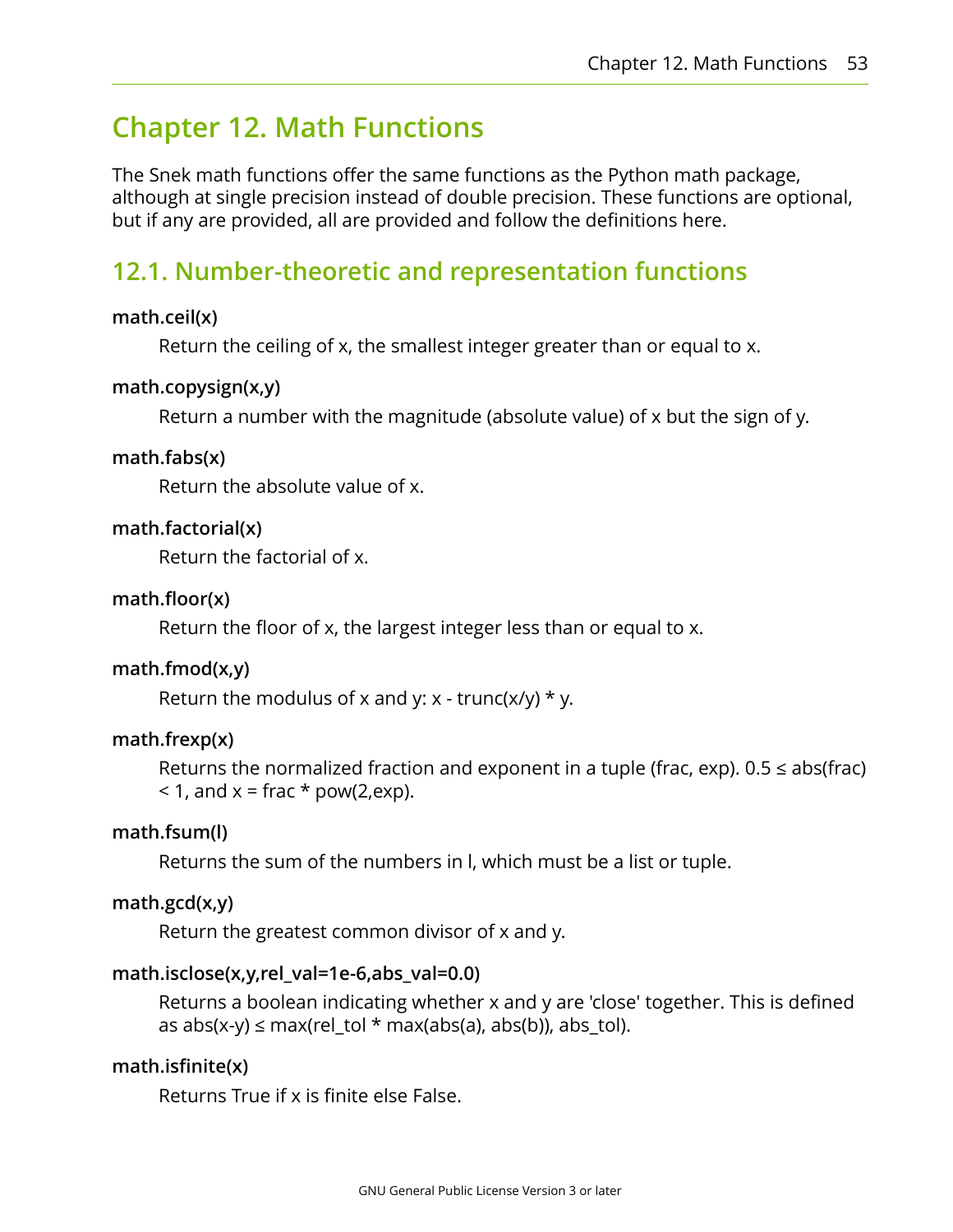# Chapter 12. Math Functions

The Snek math functions offer the same functions as the Python math package, although at single precision instead of double precision. These functions are optional, but if any are provided, all are provided and follow the definitions here.

## 12.1. Number-theoretic and representation functions

**math.ceil(x)**

Return the ceiling of x, the smallest integer greater than or equal to x.

**math.copysign(x,y)**

Return a number with the magnitude (absolute value) of x but the sign of y.

**math.fabs(x)**

Return the absolute value of x.

**math.factorial(x)**

Return the factorial of x.

**math.floor(x)**

Return the floor of x, the largest integer less than or equal to x.

**math.fmod(x,y)**

Return the modulus of x and y: x - trunc(x/y) * y.

**math.frexp(x)**

Returns the normalized fraction and exponent in a tuple (frac, exp). 0.5 ≤ abs(frac) < 1, and x = frac * pow(2,exp).

**math.fsum(l)**

Returns the sum of the numbers in l, which must be a list or tuple.

**math.gcd(x,y)**

Return the greatest common divisor of x and y.

**math.isclose(x,y,rel_val=1e-6,abs_val=0.0)**

Returns a boolean indicating whether x and y are 'close' together. This is defined as abs(x-y) ≤ max(rel_tol * max(abs(a), abs(b)), abs_tol).

**math.isfinite(x)**

Returns True if x is finite else False.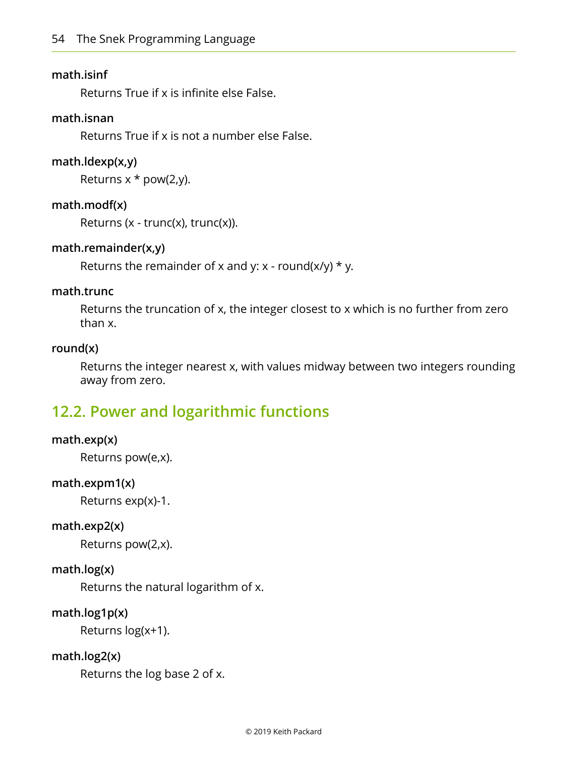**math.isinf**

Returns True if x is infinite else False.

**math.isnan**

Returns True if x is not a number else False.

**math.ldexp(x,y)**

Returns x * pow(2,y).

**math.modf(x)**

Returns (x - trunc(x), trunc(x)).

**math.remainder(x,y)**

Returns the remainder of x and y: x - round(x/y) * y.

**math.trunc**

Returns the truncation of x, the integer closest to x which is no further from zero than x.

**round(x)**

Returns the integer nearest x, with values midway between two integers rounding away from zero.

## 12.2. Power and logarithmic functions

**math.exp(x)**

Returns pow(e,x).

**math.expm1(x)**

Returns exp(x)-1.

**math.exp2(x)**

Returns pow(2,x).

**math.log(x)**

Returns the natural logarithm of x.

**math.log1p(x)**

Returns log(x+1).

**math.log2(x)**

Returns the log base 2 of x.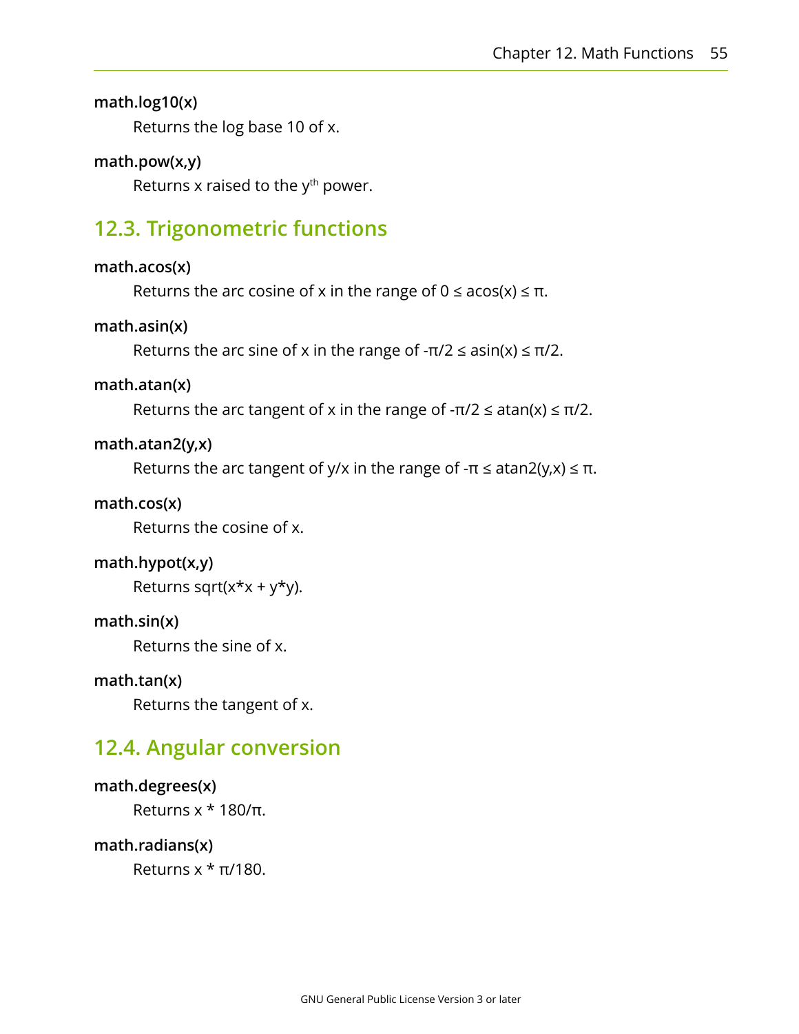**math.log10(x)**

Returns the log base 10 of x.

**math.pow(x,y)**

Returns x raised to the $y^{th}$ power.

## 12.3. Trigonometric functions

**math.acos(x)**

Returns the arc cosine of x in the range of $0 \le acos(x) \le \pi$.

**math.asin(x)**

Returns the arc sine of x in the range of $-\pi/2 \le asin(x) \le \pi/2$.

**math.atan(x)**

Returns the arc tangent of x in the range of $-\pi/2 \le atan(x) \le \pi/2$.

**math.atan2(y,x)**

Returns the arc tangent of y/x in the range of $-\pi \le atan2(y,x) \le \pi$.

**math.cos(x)**

Returns the cosine of x.

**math.hypot(x,y)**

Returns sqrt(x*x + y*y).

**math.sin(x)**

Returns the sine of x.

**math.tan(x)**

Returns the tangent of x.

## 12.4. Angular conversion

**math.degrees(x)**

Returns x * 180/π.

**math.radians(x)**

Returns x * π/180.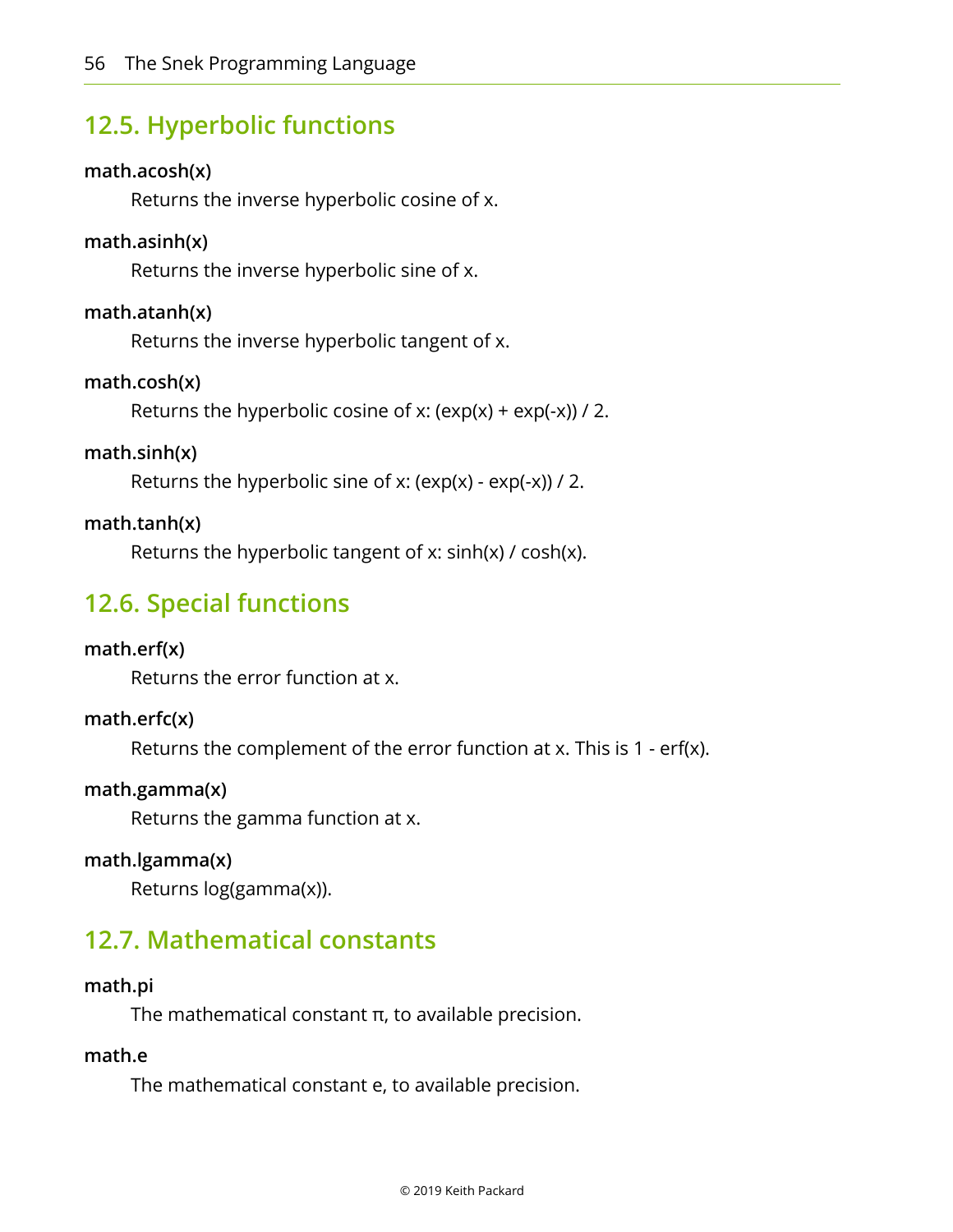## 12.5. Hyperbolic functions

**math.acosh(x)**

Returns the inverse hyperbolic cosine of x.

**math.asinh(x)**

Returns the inverse hyperbolic sine of x.

**math.atanh(x)**

Returns the inverse hyperbolic tangent of x.

**math.cosh(x)**

Returns the hyperbolic cosine of x: (exp(x) + exp(-x)) / 2.

**math.sinh(x)**

Returns the hyperbolic sine of x: (exp(x) - exp(-x)) / 2.

**math.tanh(x)**

Returns the hyperbolic tangent of x: sinh(x) / cosh(x).

## 12.6. Special functions

**math.erf(x)**

Returns the error function at x.

**math.erfc(x)**

Returns the complement of the error function at x. This is 1 - erf(x).

**math.gamma(x)**

Returns the gamma function at x.

**math.lgamma(x)**

Returns log(gamma(x)).

## 12.7. Mathematical constants

**math.pi**

The mathematical constant π, to available precision.

**math.e**

The mathematical constant e, to available precision.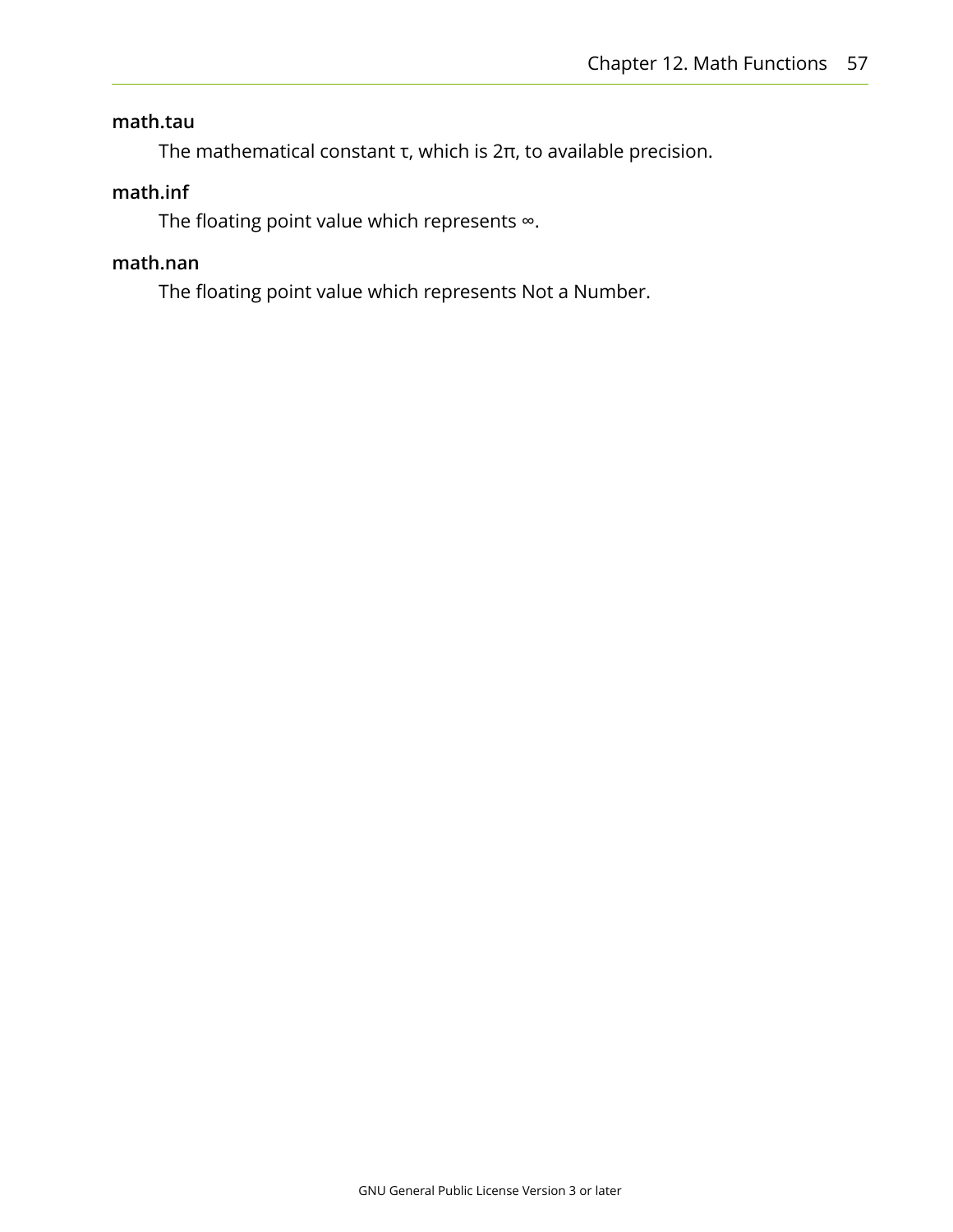**math.tau**

The mathematical constant τ, which is 2π, to available precision.

**math.inf**

The floating point value which represents ∞.

**math.nan**

The floating point value which represents Not a Number.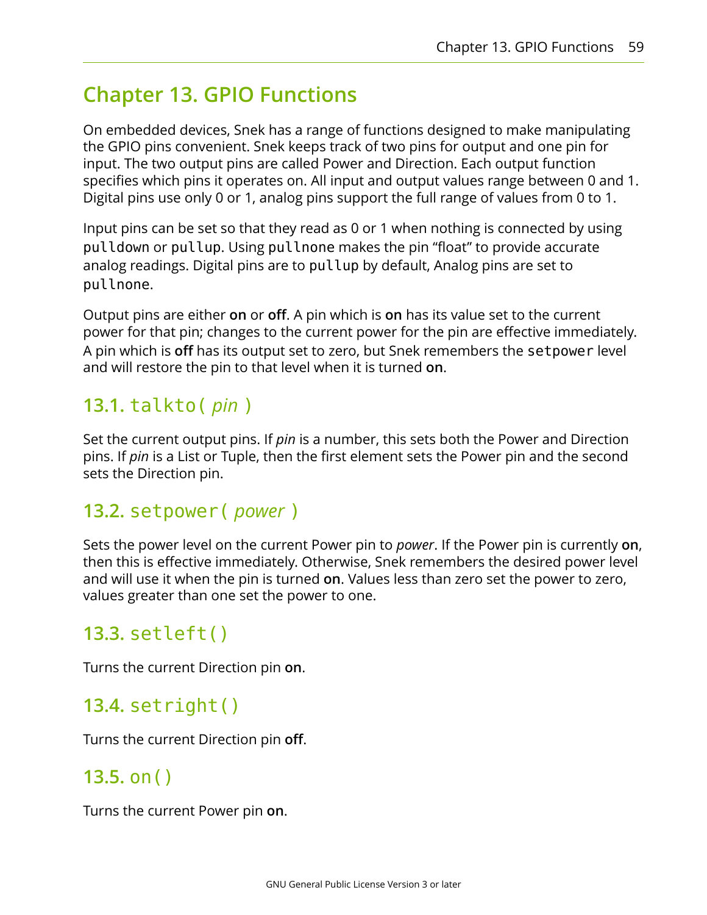# Chapter 13. GPIO Functions

On embedded devices, Snek has a range of functions designed to make manipulating the GPIO pins convenient. Snek keeps track of two pins for output and one pin for input. The two output pins are called Power and Direction. Each output function specifies which pins it operates on. All input and output values range between 0 and 1. Digital pins use only 0 or 1, analog pins support the full range of values from 0 to 1.

Input pins can be set so that they read as 0 or 1 when nothing is connected by using `pulldown` or `pullup`. Using `pullnone` makes the pin “float” to provide accurate analog readings. Digital pins are to `pullup` by default, Analog pins are set to `pullnone`.

Output pins are either **on** or **off**. A pin which is **on** has its value set to the current power for that pin; changes to the current power for the pin are effective immediately. A pin which is **off** has its output set to zero, but Snek remembers the `setpower` level and will restore the pin to that level when it is turned **on**.

## 13.1. `talkto(` *pin* `)`

Set the current output pins. If *pin* is a number, this sets both the Power and Direction pins. If *pin* is a List or Tuple, then the first element sets the Power pin and the second sets the Direction pin.

## 13.2. `setpower(` *power* `)`

Sets the power level on the current Power pin to *power*. If the Power pin is currently **on**, then this is effective immediately. Otherwise, Snek remembers the desired power level and will use it when the pin is turned **on**. Values less than zero set the power to zero, values greater than one set the power to one.

## 13.3. `setleft()`

Turns the current Direction pin **on**.

## 13.4. `setright()`

Turns the current Direction pin **off**.

## 13.5. `on()`

Turns the current Power pin **on**.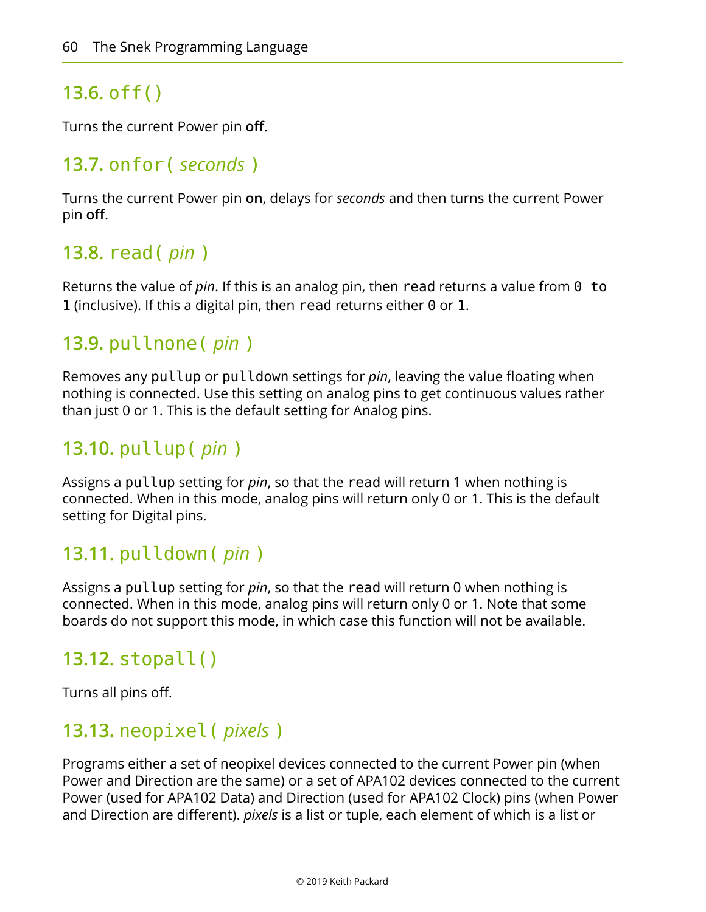## 13.6. `off()`

Turns the current Power pin **off**.

## 13.7. `onfor(` *seconds* `)`

Turns the current Power pin **on**, delays for *seconds* and then turns the current Power pin **off**.

## 13.8. `read(` *pin* `)`

Returns the value of *pin*. If this is an analog pin, then `read` returns a value from `0 to 1` (inclusive). If this a digital pin, then `read` returns either `0` or `1`.

## 13.9. `pullnone(` *pin* `)`

Removes any `pullup` or `pulldown` settings for *pin*, leaving the value floating when nothing is connected. Use this setting on analog pins to get continuous values rather than just 0 or 1. This is the default setting for Analog pins.

## 13.10. `pullup(` *pin* `)`

Assigns a `pullup` setting for *pin*, so that the `read` will return 1 when nothing is connected. When in this mode, analog pins will return only 0 or 1. This is the default setting for Digital pins.

## 13.11. `pulldown(` *pin* `)`

Assigns a `pullup` setting for *pin*, so that the `read` will return 0 when nothing is connected. When in this mode, analog pins will return only 0 or 1. Note that some boards do not support this mode, in which case this function will not be available.

## 13.12. `stopall()`

Turns all pins off.

## 13.13. `neopixel(` *pixels* `)`

Programs either a set of neopixel devices connected to the current Power pin (when Power and Direction are the same) or a set of APA102 devices connected to the current Power (used for APA102 Data) and Direction (used for APA102 Clock) pins (when Power and Direction are different). *pixels* is a list or tuple, each element of which is a list or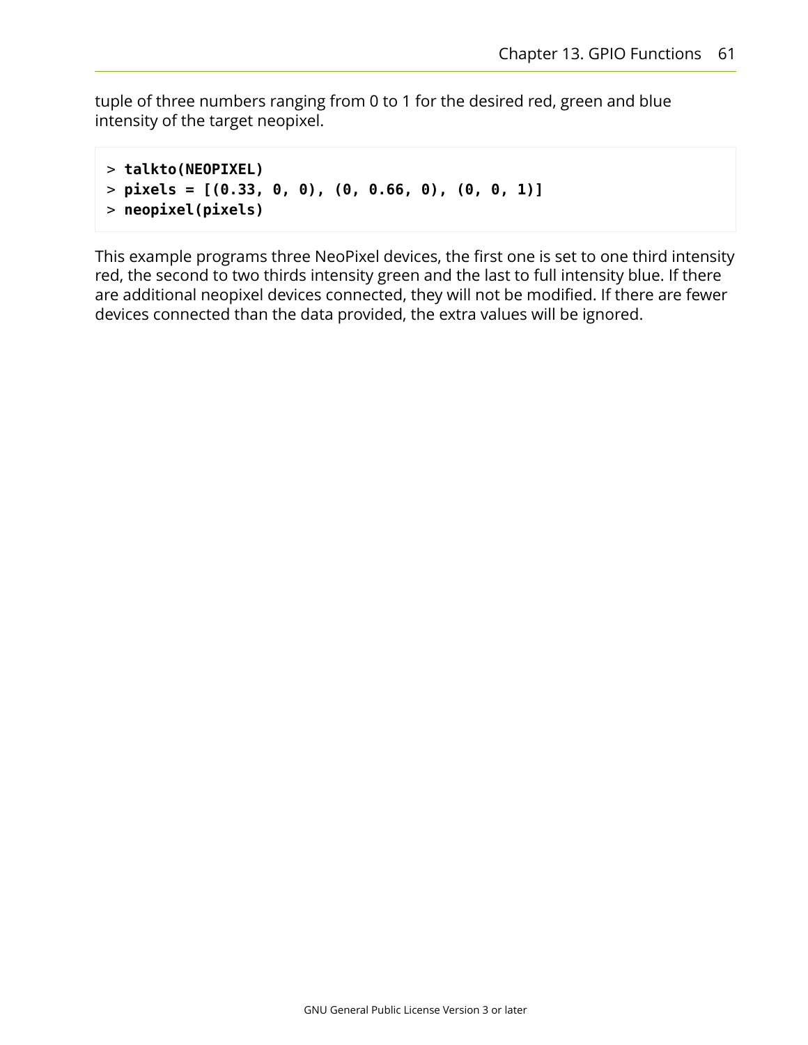tuple of three numbers ranging from 0 to 1 for the desired red, green and blue intensity of the target neopixel.

```
> talkto(NEOPIXEL)
> pixels = [(0.33, 0, 0), (0, 0.66, 0), (0, 0, 1)]
> neopixel(pixels)
```

This example programs three NeoPixel devices, the first one is set to one third intensity red, the second to two thirds intensity green and the last to full intensity blue. If there are additional neopixel devices connected, they will not be modified. If there are fewer devices connected than the data provided, the extra values will be ignored.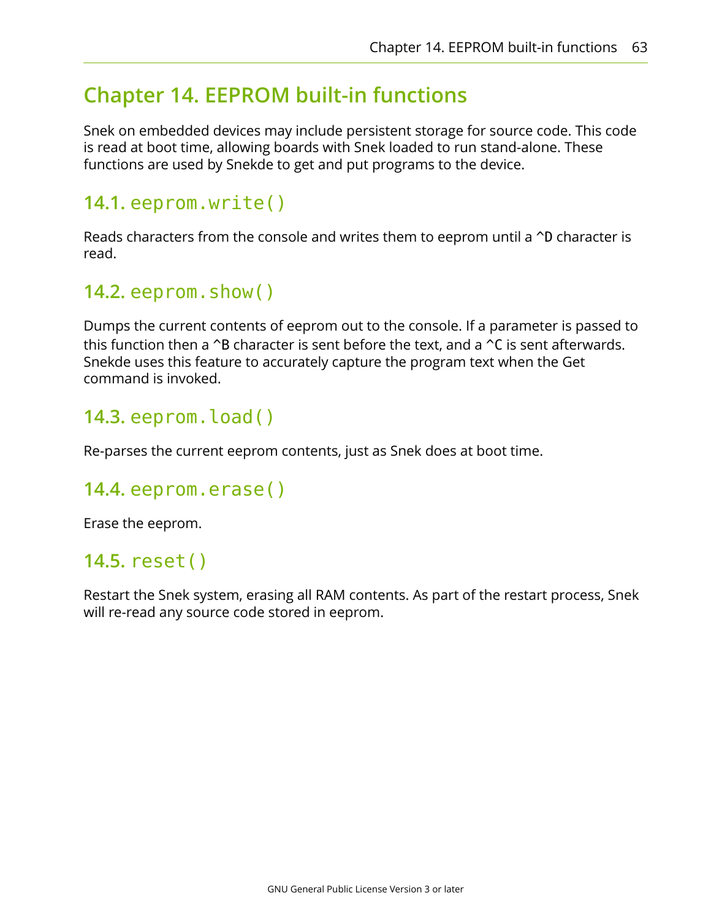# Chapter 14. EEPROM built-in functions

Snek on embedded devices may include persistent storage for source code. This code is read at boot time, allowing boards with Snek loaded to run stand-alone. These functions are used by Snekde to get and put programs to the device.

## 14.1. `eeprom.write()`

Reads characters from the console and writes them to eeprom until a `^D` character is read.

## 14.2. `eeprom.show()`

Dumps the current contents of eeprom out to the console. If a parameter is passed to this function then a `^B` character is sent before the text, and a `^C` is sent afterwards. Snekde uses this feature to accurately capture the program text when the Get command is invoked.

## 14.3. `eeprom.load()`

Re-parses the current eeprom contents, just as Snek does at boot time.

## 14.4. `eeprom.erase()`

Erase the eeprom.

## 14.5. `reset()`

Restart the Snek system, erasing all RAM contents. As part of the restart process, Snek will re-read any source code stored in eeprom.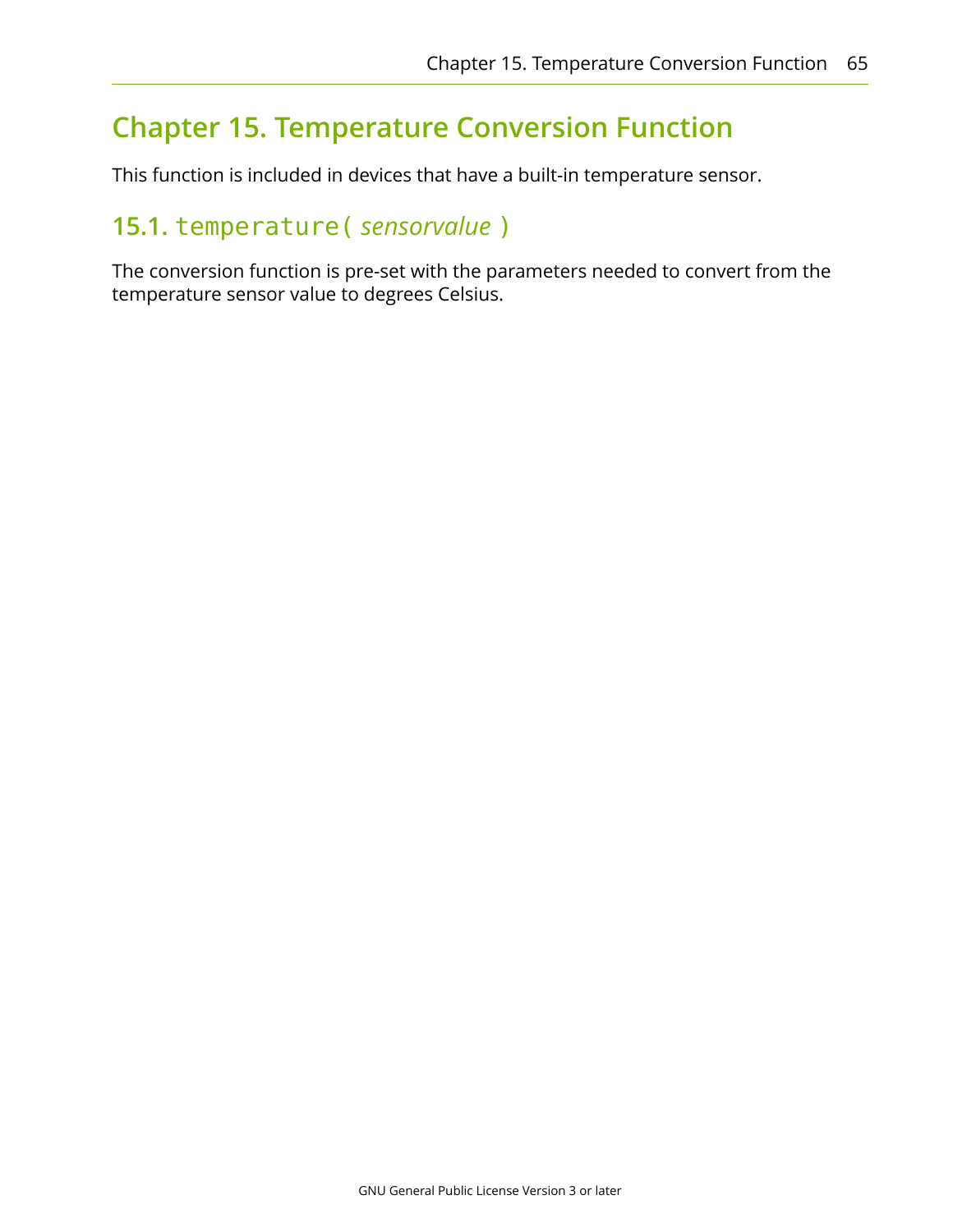# Chapter 15. Temperature Conversion Function

This function is included in devices that have a built-in temperature sensor.

## 15.1. `temperature(` *sensorvalue* `)`

The conversion function is pre-set with the parameters needed to convert from the temperature sensor value to degrees Celsius.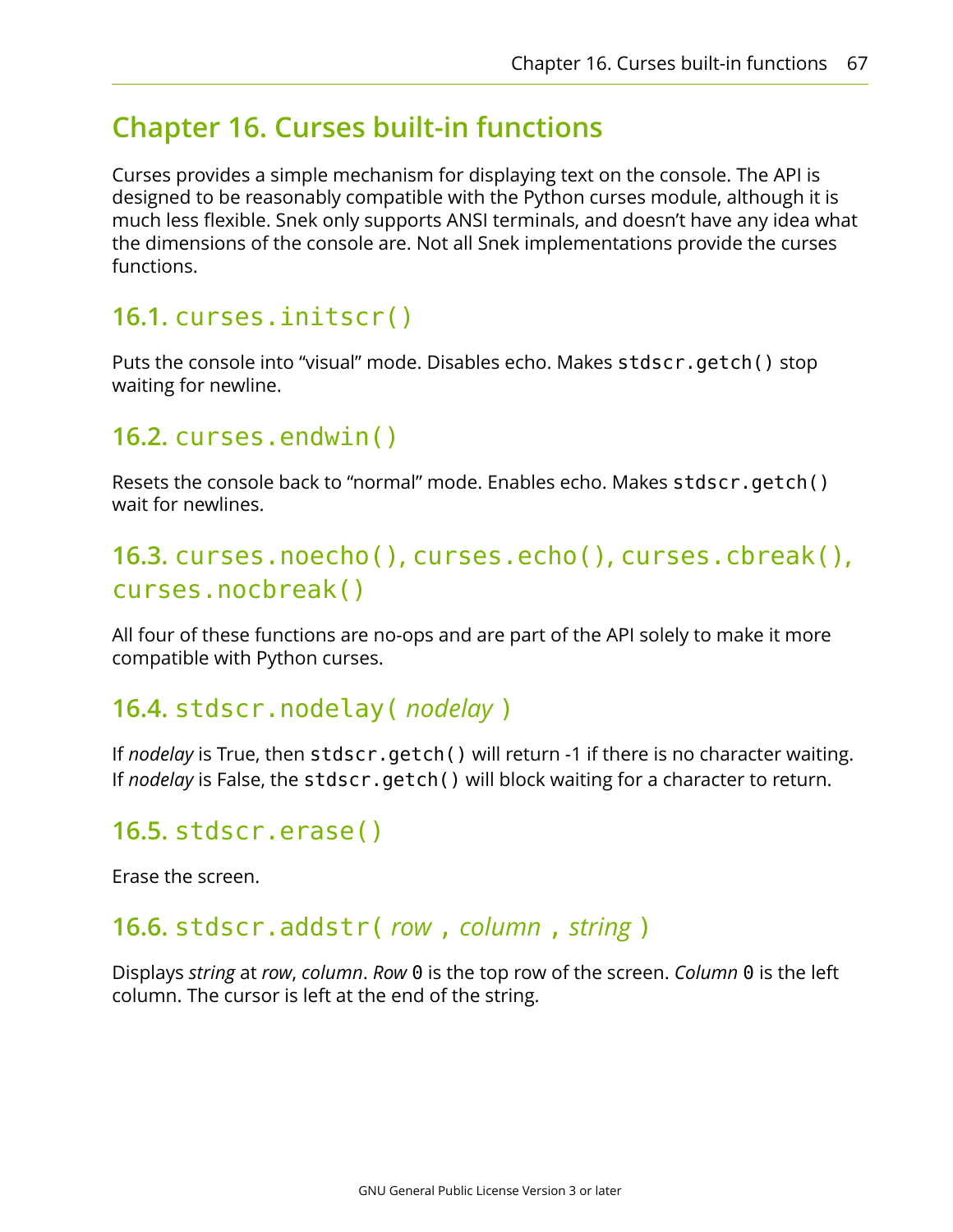# Chapter 16. Curses built-in functions

Curses provides a simple mechanism for displaying text on the console. The API is designed to be reasonably compatible with the Python curses module, although it is much less flexible. Snek only supports ANSI terminals, and doesn't have any idea what the dimensions of the console are. Not all Snek implementations provide the curses functions.

## 16.1. `curses.initscr()`

Puts the console into "visual" mode. Disables echo. Makes `stdscr.getch()` stop waiting for newline.

## 16.2. `curses.endwin()`

Resets the console back to "normal" mode. Enables echo. Makes `stdscr.getch()` wait for newlines.

## 16.3. `curses.noecho()`, `curses.echo()`, `curses.cbreak()`, `curses.nocbreak()`

All four of these functions are no-ops and are part of the API solely to make it more compatible with Python curses.

## 16.4. `stdscr.nodelay(` *nodelay* `)`

If *nodelay* is True, then `stdscr.getch()` will return -1 if there is no character waiting. If *nodelay* is False, the `stdscr.getch()` will block waiting for a character to return.

## 16.5. `stdscr.erase()`

Erase the screen.

## 16.6. `stdscr.addstr(` *row* `,` *column* `,` *string* `)`

Displays *string* at *row*, *column*. *Row* `0` is the top row of the screen. *Column* `0` is the left column. The cursor is left at the end of the string.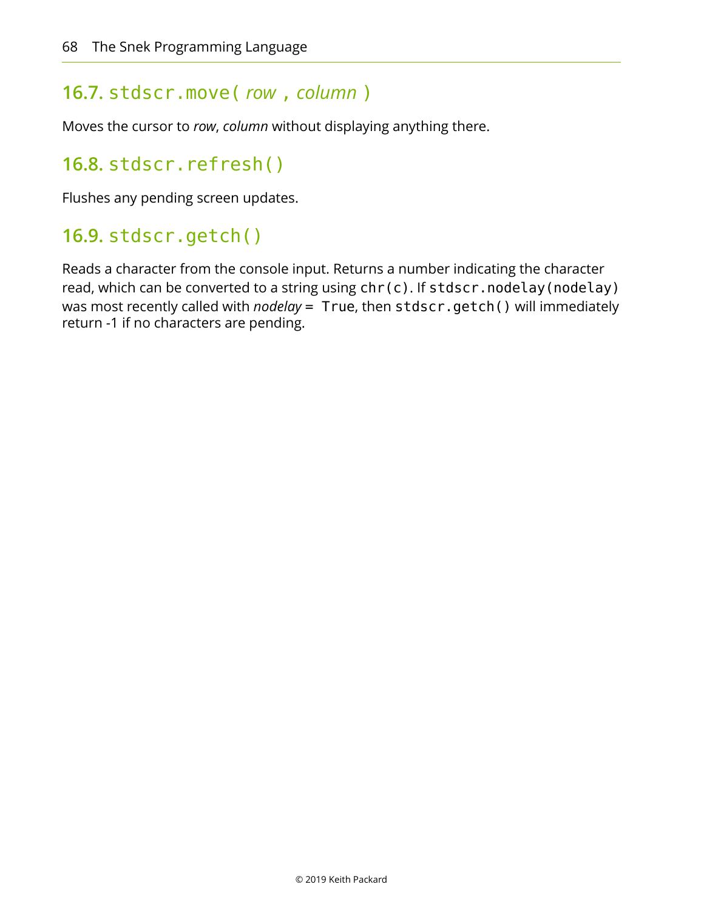## 16.7. `stdscr.move(` *row* `,` *column* `)`

Moves the cursor to *row*, *column* without displaying anything there.

## 16.8. `stdscr.refresh()`

Flushes any pending screen updates.

## 16.9. `stdscr.getch()`

Reads a character from the console input. Returns a number indicating the character read, which can be converted to a string using `chr(c)`. If `stdscr.nodelay(nodelay)` was most recently called with *nodelay* `= True`, then `stdscr.getch()` will immediately return -1 if no characters are pending.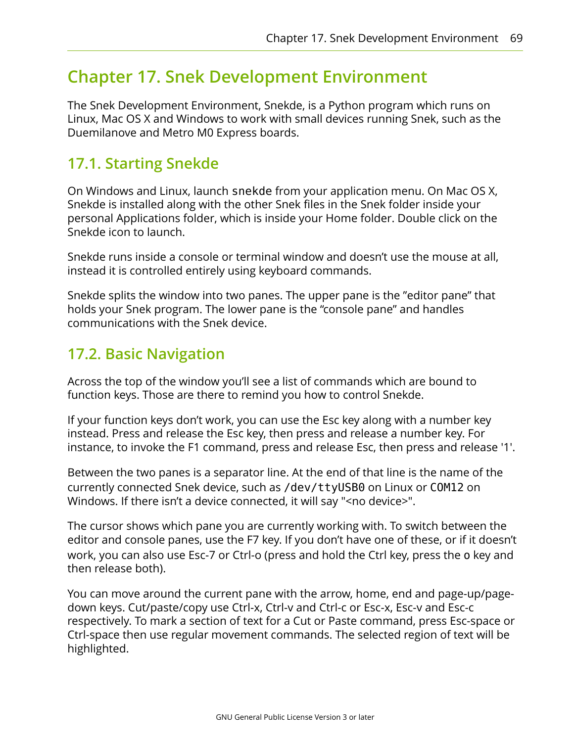# Chapter 17. Snek Development Environment

The Snek Development Environment, Snekde, is a Python program which runs on Linux, Mac OS X and Windows to work with small devices running Snek, such as the Duemilanove and Metro M0 Express boards.

## 17.1. Starting Snekde

On Windows and Linux, launch `snekde` from your application menu. On Mac OS X, Snekde is installed along with the other Snek files in the Snek folder inside your personal Applications folder, which is inside your Home folder. Double click on the Snekde icon to launch.

Snekde runs inside a console or terminal window and doesn't use the mouse at all, instead it is controlled entirely using keyboard commands.

Snekde splits the window into two panes. The upper pane is the ”editor pane” that holds your Snek program. The lower pane is the “console pane” and handles communications with the Snek device.

## 17.2. Basic Navigation

Across the top of the window you'll see a list of commands which are bound to function keys. Those are there to remind you how to control Snekde.

If your function keys don't work, you can use the Esc key along with a number key instead. Press and release the Esc key, then press and release a number key. For instance, to invoke the F1 command, press and release Esc, then press and release '1'.

Between the two panes is a separator line. At the end of that line is the name of the currently connected Snek device, such as `/dev/ttyUSB0` on Linux or `COM12` on Windows. If there isn't a device connected, it will say "<no device>".

The cursor shows which pane you are currently working with. To switch between the editor and console panes, use the F7 key. If you don't have one of these, or if it doesn't work, you can also use Esc-7 or Ctrl-o (press and hold the Ctrl key, press the `o` key and then release both).

You can move around the current pane with the arrow, home, end and page-up/page-down keys. Cut/paste/copy use Ctrl-x, Ctrl-v and Ctrl-c or Esc-x, Esc-v and Esc-c respectively. To mark a section of text for a Cut or Paste command, press Esc-space or Ctrl-space then use regular movement commands. The selected region of text will be highlighted.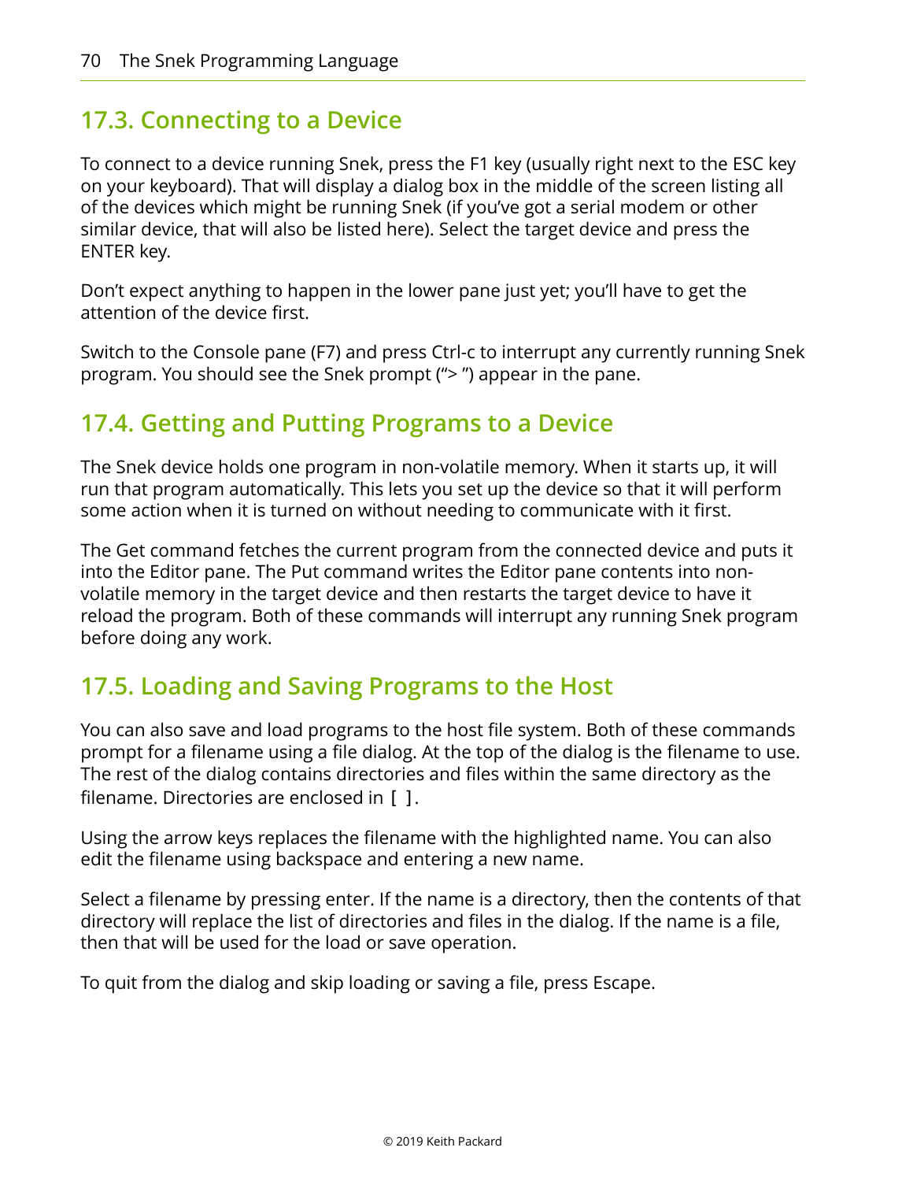## 17.3. Connecting to a Device

To connect to a device running Snek, press the F1 key (usually right next to the ESC key on your keyboard). That will display a dialog box in the middle of the screen listing all of the devices which might be running Snek (if you've got a serial modem or other similar device, that will also be listed here). Select the target device and press the ENTER key.

Don't expect anything to happen in the lower pane just yet; you'll have to get the attention of the device first.

Switch to the Console pane (F7) and press Ctrl-c to interrupt any currently running Snek program. You should see the Snek prompt ("> ") appear in the pane.

## 17.4. Getting and Putting Programs to a Device

The Snek device holds one program in non-volatile memory. When it starts up, it will run that program automatically. This lets you set up the device so that it will perform some action when it is turned on without needing to communicate with it first.

The Get command fetches the current program from the connected device and puts it into the Editor pane. The Put command writes the Editor pane contents into non-volatile memory in the target device and then restarts the target device to have it reload the program. Both of these commands will interrupt any running Snek program before doing any work.

## 17.5. Loading and Saving Programs to the Host

You can also save and load programs to the host file system. Both of these commands prompt for a filename using a file dialog. At the top of the dialog is the filename to use. The rest of the dialog contains directories and files within the same directory as the filename. Directories are enclosed in `[ ]`.

Using the arrow keys replaces the filename with the highlighted name. You can also edit the filename using backspace and entering a new name.

Select a filename by pressing enter. If the name is a directory, then the contents of that directory will replace the list of directories and files in the dialog. If the name is a file, then that will be used for the load or save operation.

To quit from the dialog and skip loading or saving a file, press Escape.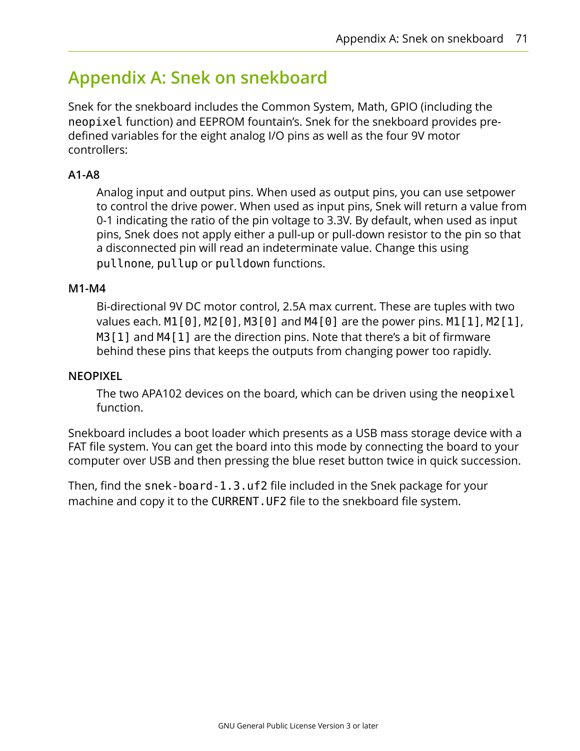# Appendix A: Snek on snekboard

Snek for the snekboard includes the Common System, Math, GPIO (including the `neopixel` function) and EEPROM fountain's. Snek for the snekboard provides pre-defined variables for the eight analog I/O pins as well as the four 9V motor controllers:

**A1-A8**

Analog input and output pins. When used as output pins, you can use setpower to control the drive power. When used as input pins, Snek will return a value from 0-1 indicating the ratio of the pin voltage to 3.3V. By default, when used as input pins, Snek does not apply either a pull-up or pull-down resistor to the pin so that a disconnected pin will read an indeterminate value. Change this using `pullnone`, `pullup` or `pulldown` functions.

**M1-M4**

Bi-directional 9V DC motor control, 2.5A max current. These are tuples with two values each. `M1[0]`, `M2[0]`, `M3[0]` and `M4[0]` are the power pins. `M1[1]`, `M2[1]`, `M3[1]` and `M4[1]` are the direction pins. Note that there's a bit of firmware behind these pins that keeps the outputs from changing power too rapidly.

**NEOPIXEL**

The two APA102 devices on the board, which can be driven using the `neopixel` function.

Snekboard includes a boot loader which presents as a USB mass storage device with a FAT file system. You can get the board into this mode by connecting the board to your computer over USB and then pressing the blue reset button twice in quick succession.

Then, find the `snek-board-1.3.uf2` file included in the Snek package for your machine and copy it to the `CURRENT.UF2` file to the snekboard file system.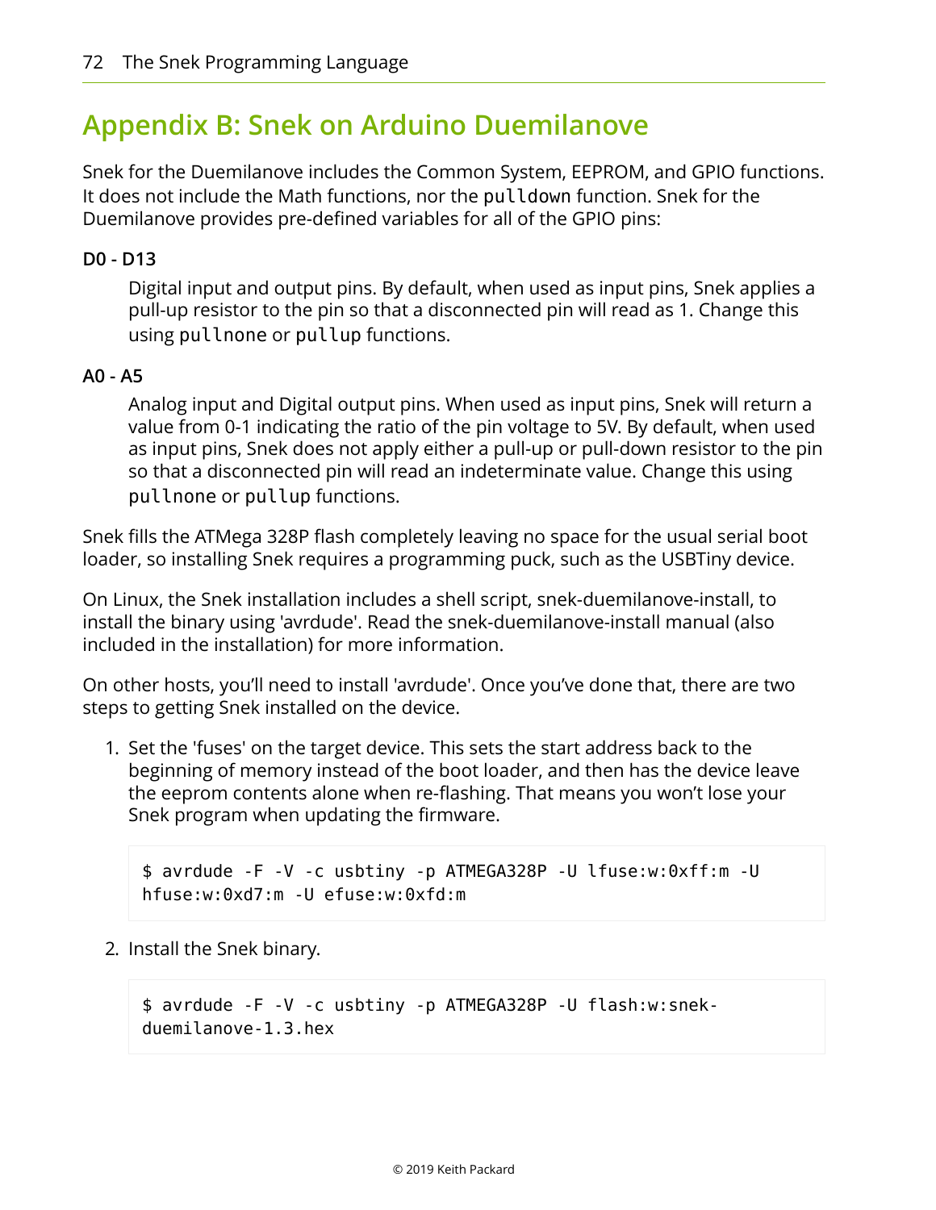# Appendix B: Snek on Arduino Duemilanove

Snek for the Duemilanove includes the Common System, EEPROM, and GPIO functions. It does not include the Math functions, nor the `pulldown` function. Snek for the Duemilanove provides pre-defined variables for all of the GPIO pins:

**D0 - D13**

Digital input and output pins. By default, when used as input pins, Snek applies a pull-up resistor to the pin so that a disconnected pin will read as 1. Change this using `pullnone` or `pullup` functions.

**A0 - A5**

Analog input and Digital output pins. When used as input pins, Snek will return a value from 0-1 indicating the ratio of the pin voltage to 5V. By default, when used as input pins, Snek does not apply either a pull-up or pull-down resistor to the pin so that a disconnected pin will read an indeterminate value. Change this using `pullnone` or `pullup` functions.

Snek fills the ATMega 328P flash completely leaving no space for the usual serial boot loader, so installing Snek requires a programming puck, such as the USBTiny device.

On Linux, the Snek installation includes a shell script, snek-duemilanove-install, to install the binary using 'avrdude'. Read the snek-duemilanove-install manual (also included in the installation) for more information.

On other hosts, you'll need to install 'avrdude'. Once you've done that, there are two steps to getting Snek installed on the device.

1. Set the 'fuses' on the target device. This sets the start address back to the beginning of memory instead of the boot loader, and then has the device leave the eeprom contents alone when re-flashing. That means you won't lose your Snek program when updating the firmware.

```
$ avrdude -F -V -c usbtiny -p ATMEGA328P -U lfuse:w:0xff:m -U hfuse:w:0xd7:m -U efuse:w:0xfd:m
```

2. Install the Snek binary.

```
$ avrdude -F -V -c usbtiny -p ATMEGA328P -U flash:w:snek-duemilanove-1.3.hex
```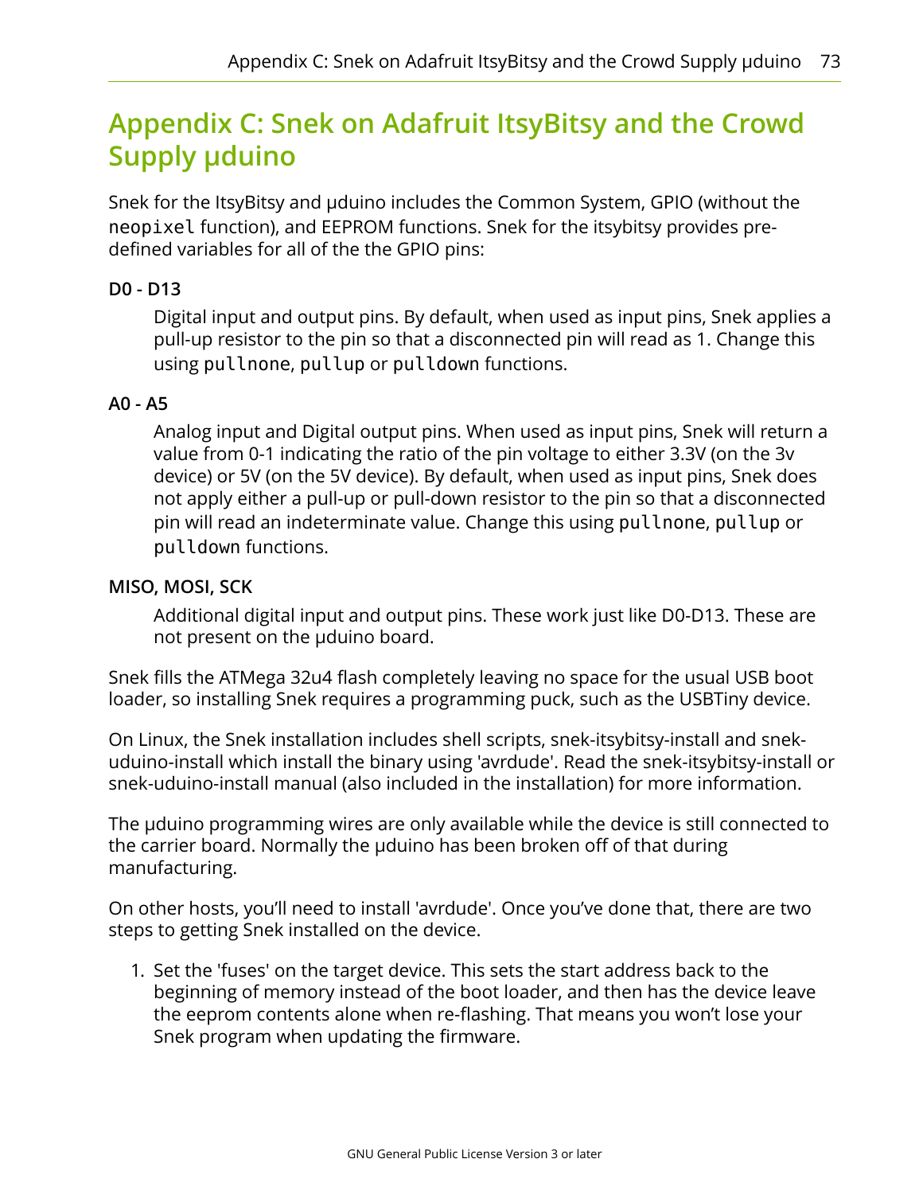# Appendix C: Snek on Adafruit ItsyBitsy and the Crowd Supply µduino

Snek for the ItsyBitsy and µduino includes the Common System, GPIO (without the `neopixel` function), and EEPROM functions. Snek for the itsybitsy provides pre-defined variables for all of the the GPIO pins:

**D0 - D13**

Digital input and output pins. By default, when used as input pins, Snek applies a pull-up resistor to the pin so that a disconnected pin will read as 1. Change this using `pullnone`, `pullup` or `pulldown` functions.

**A0 - A5**

Analog input and Digital output pins. When used as input pins, Snek will return a value from 0-1 indicating the ratio of the pin voltage to either 3.3V (on the 3v device) or 5V (on the 5V device). By default, when used as input pins, Snek does not apply either a pull-up or pull-down resistor to the pin so that a disconnected pin will read an indeterminate value. Change this using `pullnone`, `pullup` or `pulldown` functions.

**MISO, MOSI, SCK**

Additional digital input and output pins. These work just like D0-D13. These are not present on the µduino board.

Snek fills the ATMega 32u4 flash completely leaving no space for the usual USB boot loader, so installing Snek requires a programming puck, such as the USBTiny device.

On Linux, the Snek installation includes shell scripts, snek-itsybitsy-install and snek-uduino-install which install the binary using 'avrdude'. Read the snek-itsybitsy-install or snek-uduino-install manual (also included in the installation) for more information.

The µduino programming wires are only available while the device is still connected to the carrier board. Normally the µduino has been broken off of that during manufacturing.

On other hosts, you'll need to install 'avrdude'. Once you've done that, there are two steps to getting Snek installed on the device.

1. Set the 'fuses' on the target device. This sets the start address back to the beginning of memory instead of the boot loader, and then has the device leave the eeprom contents alone when re-flashing. That means you won't lose your Snek program when updating the firmware.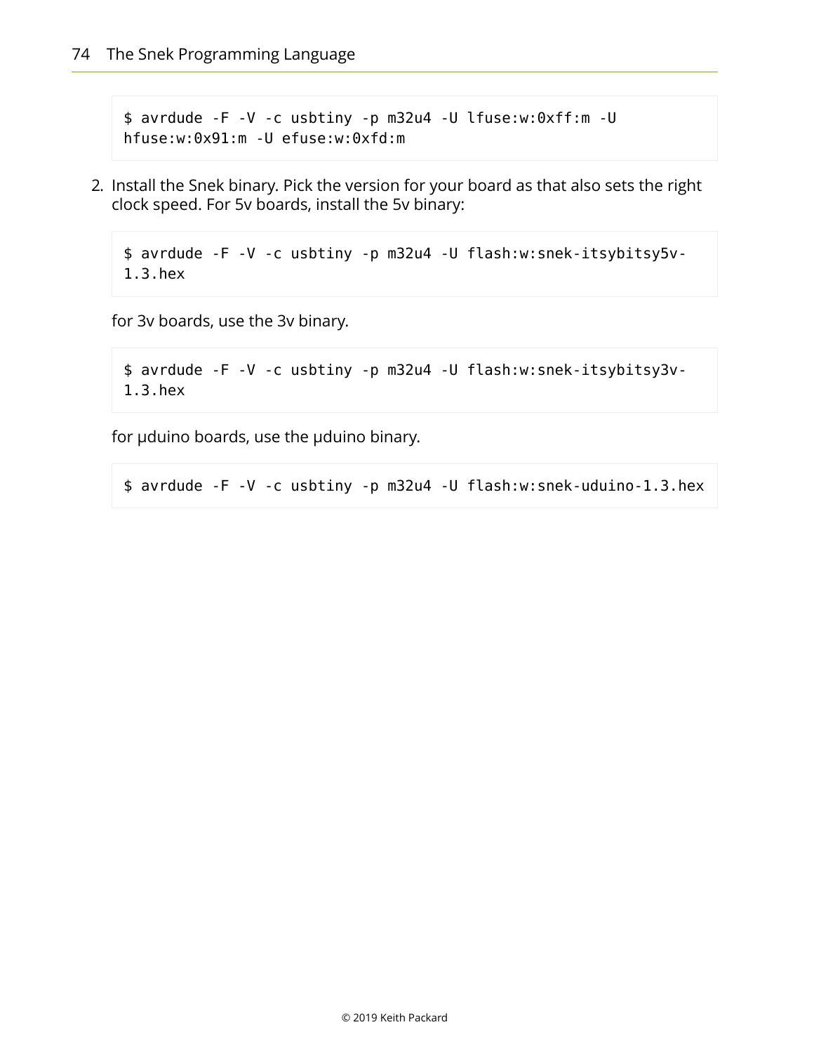```
$ avrdude -F -V -c usbtiny -p m32u4 -U lfuse:w:0xff:m -U
hfuse:w:0x91:m -U efuse:w:0xfd:m
```

2. Install the Snek binary. Pick the version for your board as that also sets the right clock speed. For 5v boards, install the 5v binary:

   ```
   $ avrdude -F -V -c usbtiny -p m32u4 -U flash:w:snek-itsybitsy5v-
   1.3.hex
   ```

   for 3v boards, use the 3v binary.

   ```
   $ avrdude -F -V -c usbtiny -p m32u4 -U flash:w:snek-itsybitsy3v-
   1.3.hex
   ```

   for µduino boards, use the µduino binary.

   ```
   $ avrdude -F -V -c usbtiny -p m32u4 -U flash:w:snek-uduino-1.3.hex
   ```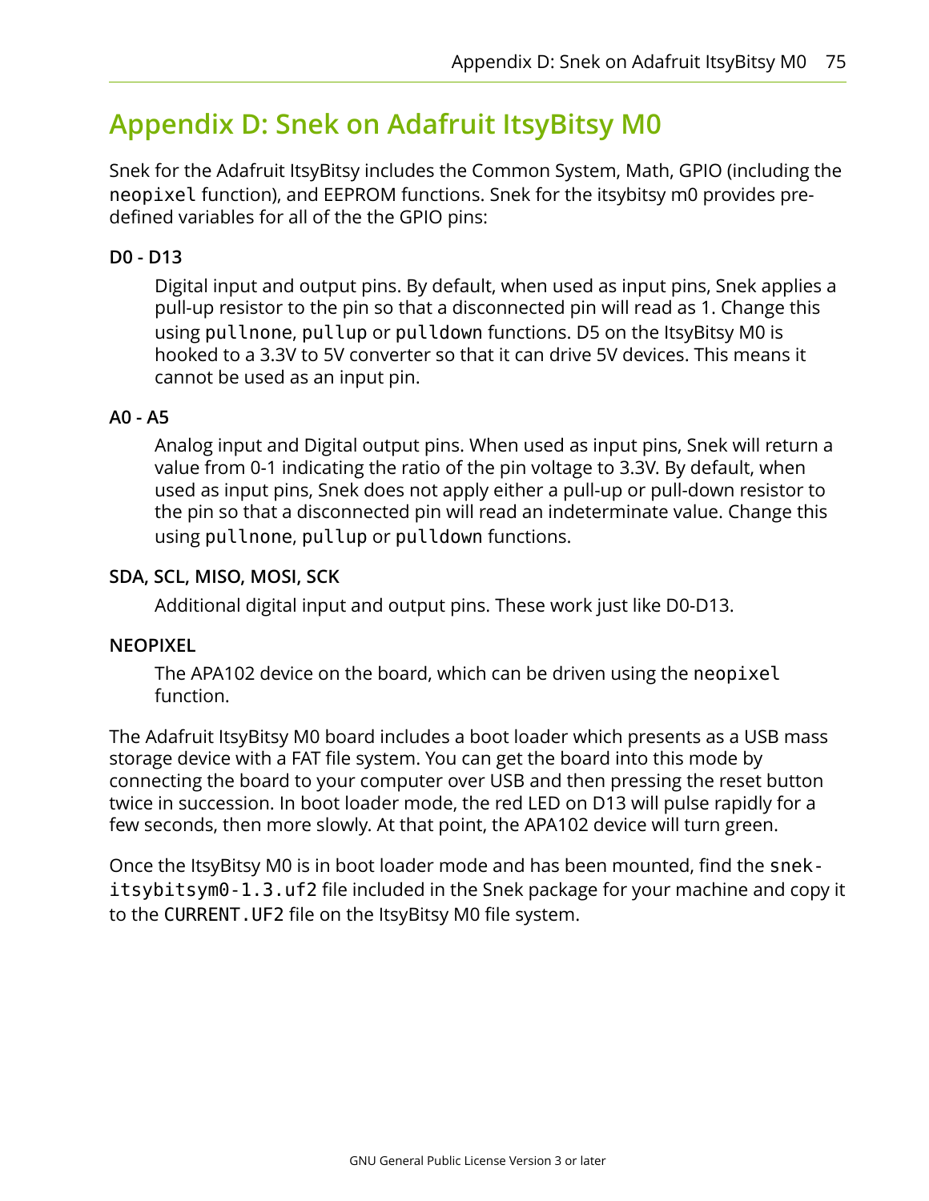# Appendix D: Snek on Adafruit ItsyBitsy M0

Snek for the Adafruit ItsyBitsy includes the Common System, Math, GPIO (including the `neopixel` function), and EEPROM functions. Snek for the itsybitsy m0 provides pre-defined variables for all of the the GPIO pins:

**D0 - D13**

Digital input and output pins. By default, when used as input pins, Snek applies a pull-up resistor to the pin so that a disconnected pin will read as 1. Change this using `pullnone`, `pullup` or `pulldown` functions. D5 on the ItsyBitsy M0 is hooked to a 3.3V to 5V converter so that it can drive 5V devices. This means it cannot be used as an input pin.

**A0 - A5**

Analog input and Digital output pins. When used as input pins, Snek will return a value from 0-1 indicating the ratio of the pin voltage to 3.3V. By default, when used as input pins, Snek does not apply either a pull-up or pull-down resistor to the pin so that a disconnected pin will read an indeterminate value. Change this using `pullnone`, `pullup` or `pulldown` functions.

**SDA, SCL, MISO, MOSI, SCK**

Additional digital input and output pins. These work just like D0-D13.

**NEOPIXEL**

The APA102 device on the board, which can be driven using the `neopixel` function.

The Adafruit ItsyBitsy M0 board includes a boot loader which presents as a USB mass storage device with a FAT file system. You can get the board into this mode by connecting the board to your computer over USB and then pressing the reset button twice in succession. In boot loader mode, the red LED on D13 will pulse rapidly for a few seconds, then more slowly. At that point, the APA102 device will turn green.

Once the ItsyBitsy M0 is in boot loader mode and has been mounted, find the `snek-itsybitsym0-1.3.uf2` file included in the Snek package for your machine and copy it to the `CURRENT.UF2` file on the ItsyBitsy M0 file system.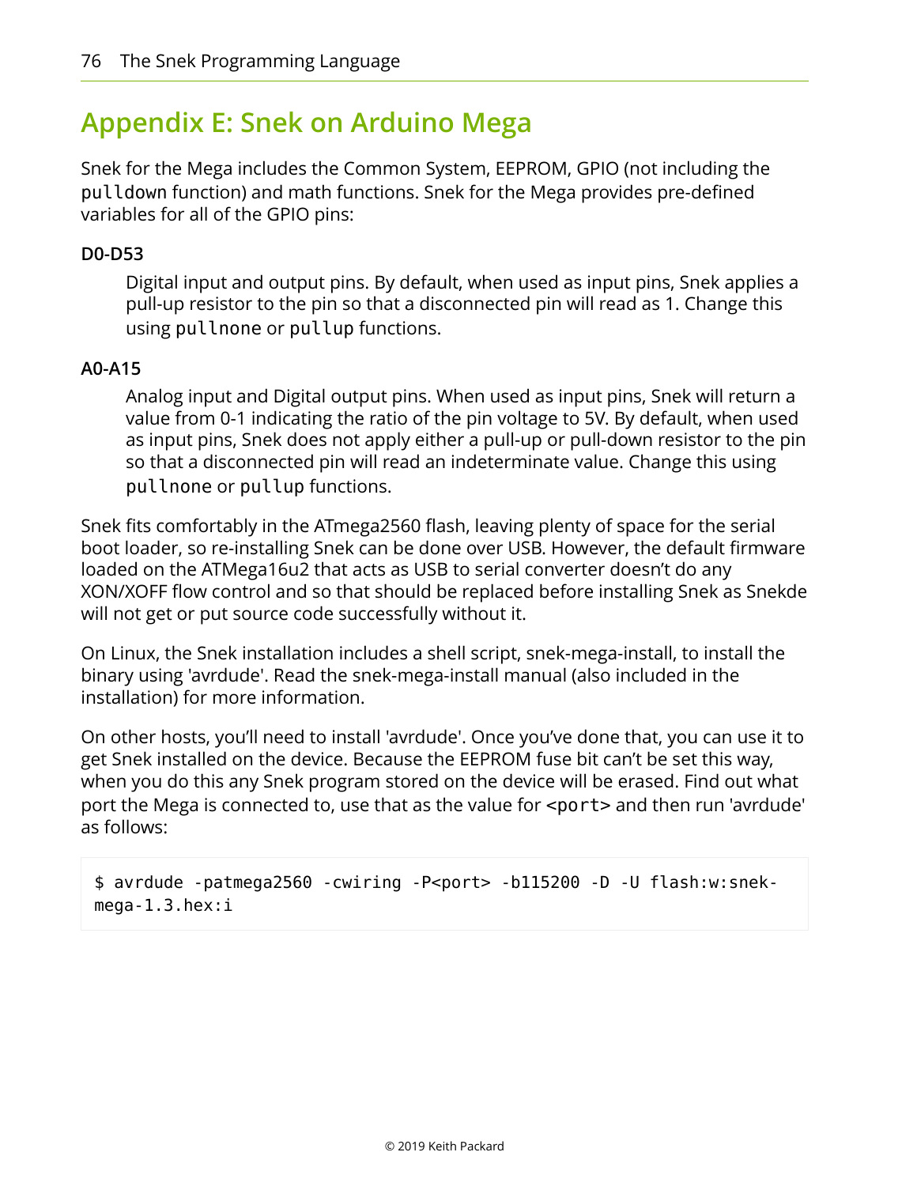# Appendix E: Snek on Arduino Mega

Snek for the Mega includes the Common System, EEPROM, GPIO (not including the `pulldown` function) and math functions. Snek for the Mega provides pre-defined variables for all of the GPIO pins:

**D0-D53**

Digital input and output pins. By default, when used as input pins, Snek applies a pull-up resistor to the pin so that a disconnected pin will read as 1. Change this using `pullnone` or `pullup` functions.

**A0-A15**

Analog input and Digital output pins. When used as input pins, Snek will return a value from 0-1 indicating the ratio of the pin voltage to 5V. By default, when used as input pins, Snek does not apply either a pull-up or pull-down resistor to the pin so that a disconnected pin will read an indeterminate value. Change this using `pullnone` or `pullup` functions.

Snek fits comfortably in the ATmega2560 flash, leaving plenty of space for the serial boot loader, so re-installing Snek can be done over USB. However, the default firmware loaded on the ATMega16u2 that acts as USB to serial converter doesn't do any XON/XOFF flow control and so that should be replaced before installing Snek as Snekde will not get or put source code successfully without it.

On Linux, the Snek installation includes a shell script, snek-mega-install, to install the binary using 'avrdude'. Read the snek-mega-install manual (also included in the installation) for more information.

On other hosts, you'll need to install 'avrdude'. Once you've done that, you can use it to get Snek installed on the device. Because the EEPROM fuse bit can't be set this way, when you do this any Snek program stored on the device will be erased. Find out what port the Mega is connected to, use that as the value for `<port>` and then run 'avrdude' as follows:

```
$ avrdude -patmega2560 -cwiring -P<port> -b115200 -D -U flash:w:snek-mega-1.3.hex:i
```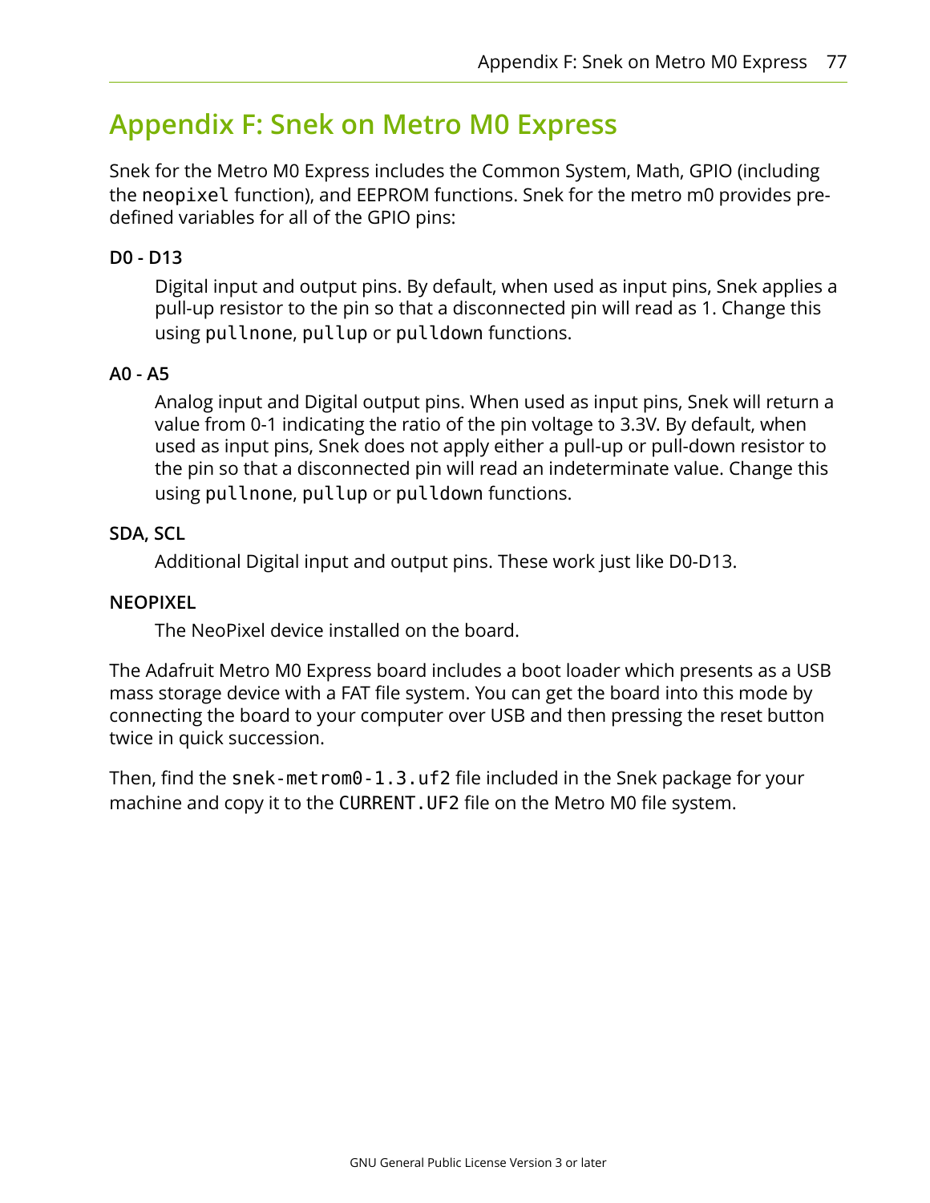# Appendix F: Snek on Metro M0 Express

Snek for the Metro M0 Express includes the Common System, Math, GPIO (including the `neopixel` function), and EEPROM functions. Snek for the metro m0 provides pre-defined variables for all of the GPIO pins:

**D0 - D13**

Digital input and output pins. By default, when used as input pins, Snek applies a pull-up resistor to the pin so that a disconnected pin will read as 1. Change this using `pullnone`, `pullup` or `pulldown` functions.

**A0 - A5**

Analog input and Digital output pins. When used as input pins, Snek will return a value from 0-1 indicating the ratio of the pin voltage to 3.3V. By default, when used as input pins, Snek does not apply either a pull-up or pull-down resistor to the pin so that a disconnected pin will read an indeterminate value. Change this using `pullnone`, `pullup` or `pulldown` functions.

**SDA, SCL**

Additional Digital input and output pins. These work just like D0-D13.

**NEOPIXEL**

The NeoPixel device installed on the board.

The Adafruit Metro M0 Express board includes a boot loader which presents as a USB mass storage device with a FAT file system. You can get the board into this mode by connecting the board to your computer over USB and then pressing the reset button twice in quick succession.

Then, find the `snek-metrom0-1.3.uf2` file included in the Snek package for your machine and copy it to the `CURRENT.UF2` file on the Metro M0 file system.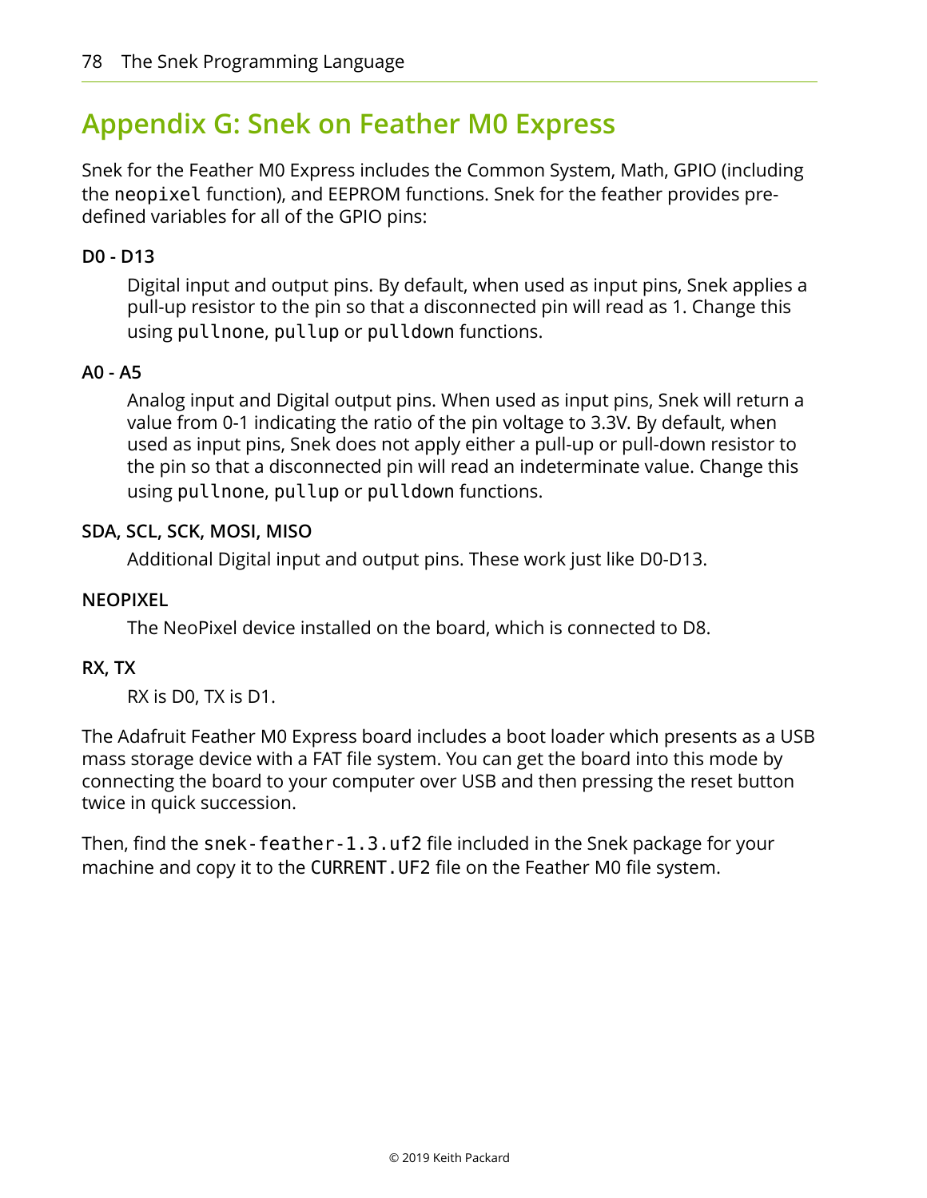# Appendix G: Snek on Feather M0 Express

Snek for the Feather M0 Express includes the Common System, Math, GPIO (including the `neopixel` function), and EEPROM functions. Snek for the feather provides pre-defined variables for all of the GPIO pins:

**D0 - D13**

Digital input and output pins. By default, when used as input pins, Snek applies a pull-up resistor to the pin so that a disconnected pin will read as 1. Change this using `pullnone`, `pullup` or `pulldown` functions.

**A0 - A5**

Analog input and Digital output pins. When used as input pins, Snek will return a value from 0-1 indicating the ratio of the pin voltage to 3.3V. By default, when used as input pins, Snek does not apply either a pull-up or pull-down resistor to the pin so that a disconnected pin will read an indeterminate value. Change this using `pullnone`, `pullup` or `pulldown` functions.

**SDA, SCL, SCK, MOSI, MISO**

Additional Digital input and output pins. These work just like D0-D13.

**NEOPIXEL**

The NeoPixel device installed on the board, which is connected to D8.

**RX, TX**

RX is D0, TX is D1.

The Adafruit Feather M0 Express board includes a boot loader which presents as a USB mass storage device with a FAT file system. You can get the board into this mode by connecting the board to your computer over USB and then pressing the reset button twice in quick succession.

Then, find the `snek-feather-1.3.uf2` file included in the Snek package for your machine and copy it to the `CURRENT.UF2` file on the Feather M0 file system.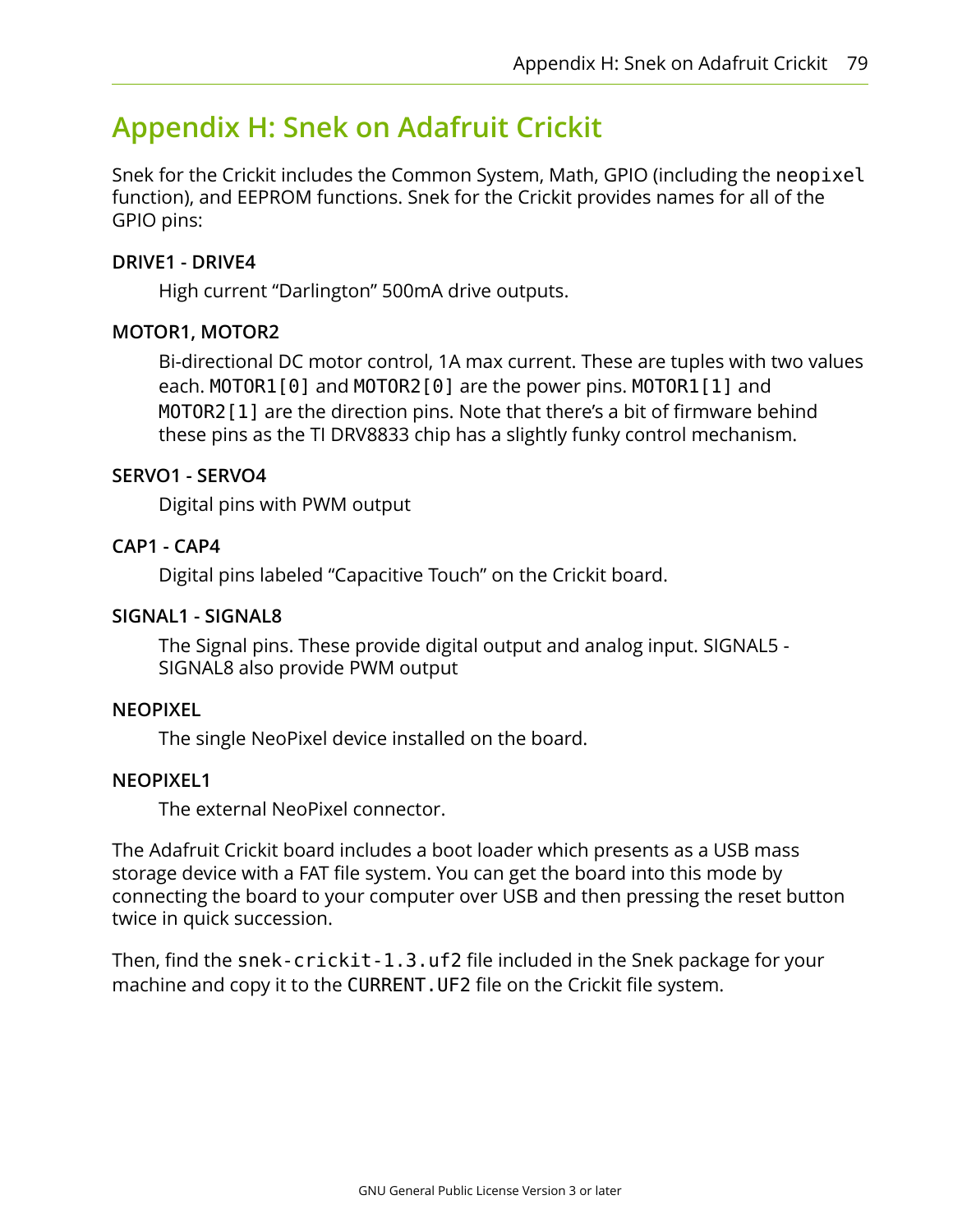# Appendix H: Snek on Adafruit Crickit

Snek for the Crickit includes the Common System, Math, GPIO (including the `neopixel` function), and EEPROM functions. Snek for the Crickit provides names for all of the GPIO pins:

**DRIVE1 - DRIVE4**

High current "Darlington" 500mA drive outputs.

**MOTOR1, MOTOR2**

Bi-directional DC motor control, 1A max current. These are tuples with two values each. `MOTOR1[0]` and `MOTOR2[0]` are the power pins. `MOTOR1[1]` and `MOTOR2[1]` are the direction pins. Note that there's a bit of firmware behind these pins as the TI DRV8833 chip has a slightly funky control mechanism.

**SERVO1 - SERVO4**

Digital pins with PWM output

**CAP1 - CAP4**

Digital pins labeled "Capacitive Touch" on the Crickit board.

**SIGNAL1 - SIGNAL8**

The Signal pins. These provide digital output and analog input. SIGNAL5 - SIGNAL8 also provide PWM output

**NEOPIXEL**

The single NeoPixel device installed on the board.

**NEOPIXEL1**

The external NeoPixel connector.

The Adafruit Crickit board includes a boot loader which presents as a USB mass storage device with a FAT file system. You can get the board into this mode by connecting the board to your computer over USB and then pressing the reset button twice in quick succession.

Then, find the `snek-crickit-1.3.uf2` file included in the Snek package for your machine and copy it to the `CURRENT.UF2` file on the Crickit file system.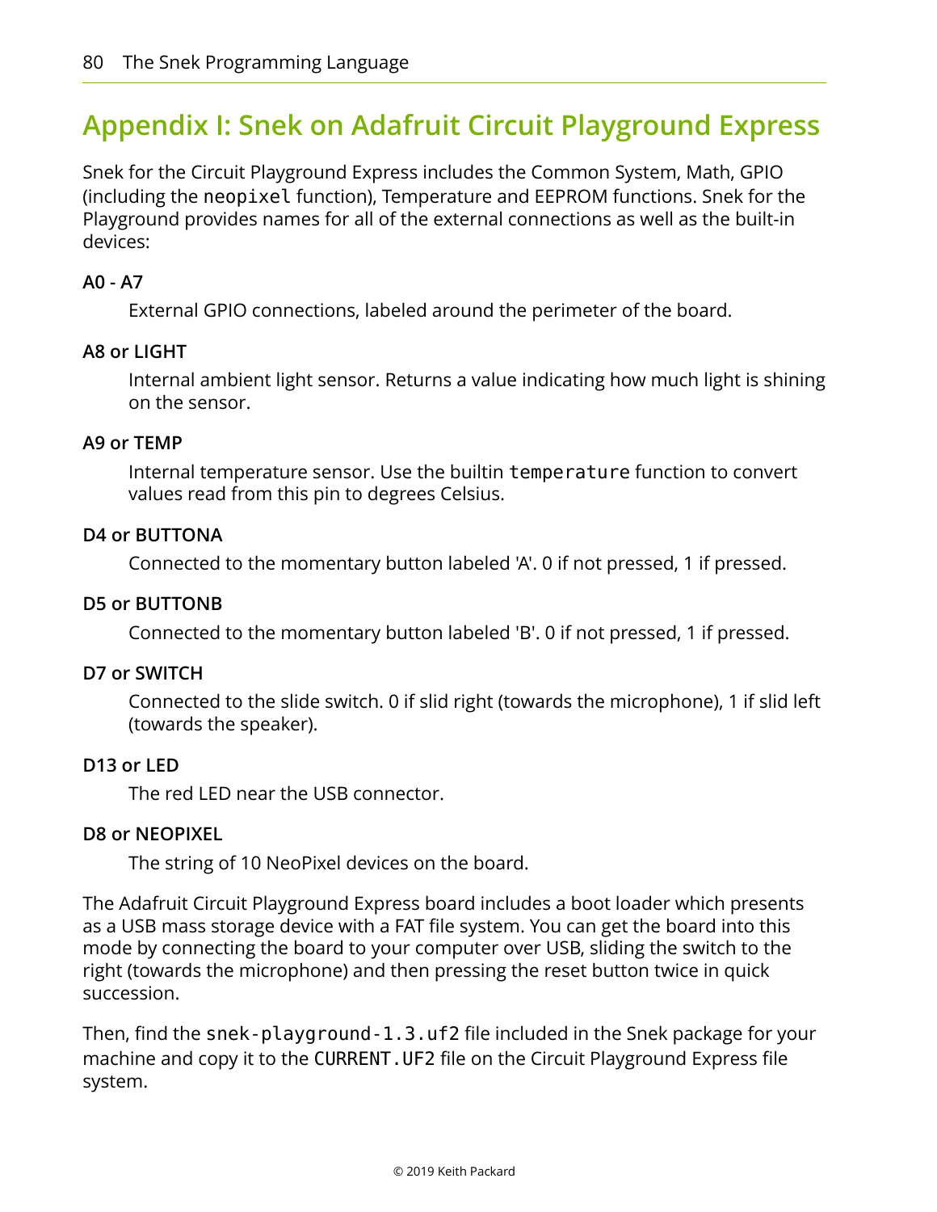# Appendix I: Snek on Adafruit Circuit Playground Express

Snek for the Circuit Playground Express includes the Common System, Math, GPIO (including the `neopixel` function), Temperature and EEPROM functions. Snek for the Playground provides names for all of the external connections as well as the built-in devices:

**A0 - A7**

External GPIO connections, labeled around the perimeter of the board.

**A8 or LIGHT**

Internal ambient light sensor. Returns a value indicating how much light is shining on the sensor.

**A9 or TEMP**

Internal temperature sensor. Use the builtin `temperature` function to convert values read from this pin to degrees Celsius.

**D4 or BUTTONA**

Connected to the momentary button labeled 'A'. 0 if not pressed, 1 if pressed.

**D5 or BUTTONB**

Connected to the momentary button labeled 'B'. 0 if not pressed, 1 if pressed.

**D7 or SWITCH**

Connected to the slide switch. 0 if slid right (towards the microphone), 1 if slid left (towards the speaker).

**D13 or LED**

The red LED near the USB connector.

**D8 or NEOPIXEL**

The string of 10 NeoPixel devices on the board.

The Adafruit Circuit Playground Express board includes a boot loader which presents as a USB mass storage device with a FAT file system. You can get the board into this mode by connecting the board to your computer over USB, sliding the switch to the right (towards the microphone) and then pressing the reset button twice in quick succession.

Then, find the `snek-playground-1.3.uf2` file included in the Snek package for your machine and copy it to the `CURRENT.UF2` file on the Circuit Playground Express file system.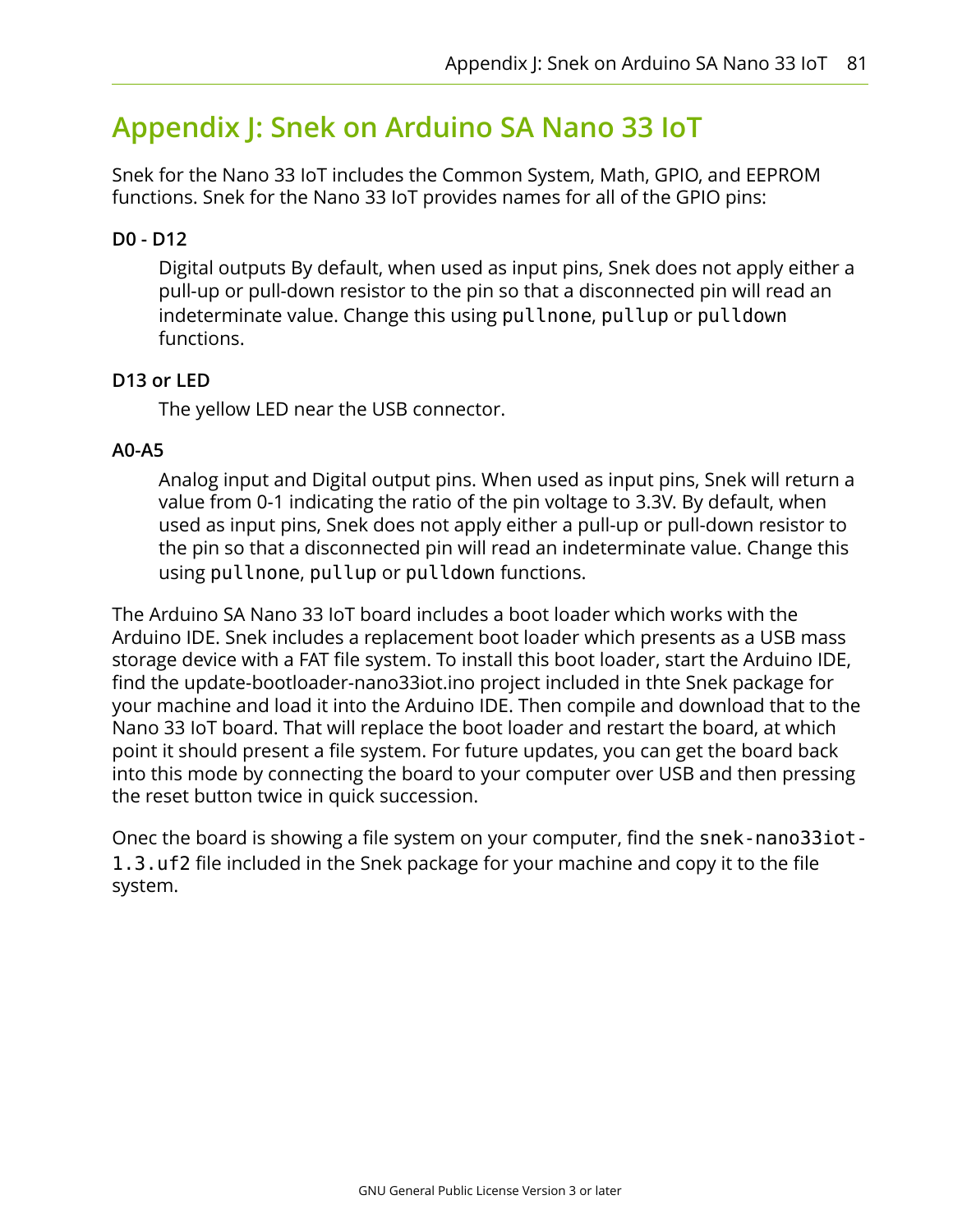# Appendix J: Snek on Arduino SA Nano 33 IoT

Snek for the Nano 33 IoT includes the Common System, Math, GPIO, and EEPROM functions. Snek for the Nano 33 IoT provides names for all of the GPIO pins:

**D0 - D12**

: Digital outputs By default, when used as input pins, Snek does not apply either a pull-up or pull-down resistor to the pin so that a disconnected pin will read an indeterminate value. Change this using `pullnone`, `pullup` or `pulldown` functions.

**D13 or LED**

: The yellow LED near the USB connector.

**A0-A5**

: Analog input and Digital output pins. When used as input pins, Snek will return a value from 0-1 indicating the ratio of the pin voltage to 3.3V. By default, when used as input pins, Snek does not apply either a pull-up or pull-down resistor to the pin so that a disconnected pin will read an indeterminate value. Change this using `pullnone`, `pullup` or `pulldown` functions.

The Arduino SA Nano 33 IoT board includes a boot loader which works with the Arduino IDE. Snek includes a replacement boot loader which presents as a USB mass storage device with a FAT file system. To install this boot loader, start the Arduino IDE, find the update-bootloader-nano33iot.ino project included in thte Snek package for your machine and load it into the Arduino IDE. Then compile and download that to the Nano 33 IoT board. That will replace the boot loader and restart the board, at which point it should present a file system. For future updates, you can get the board back into this mode by connecting the board to your computer over USB and then pressing the reset button twice in quick succession.

Onec the board is showing a file system on your computer, find the `snek-nano33iot-1.3.uf2` file included in the Snek package for your machine and copy it to the file system.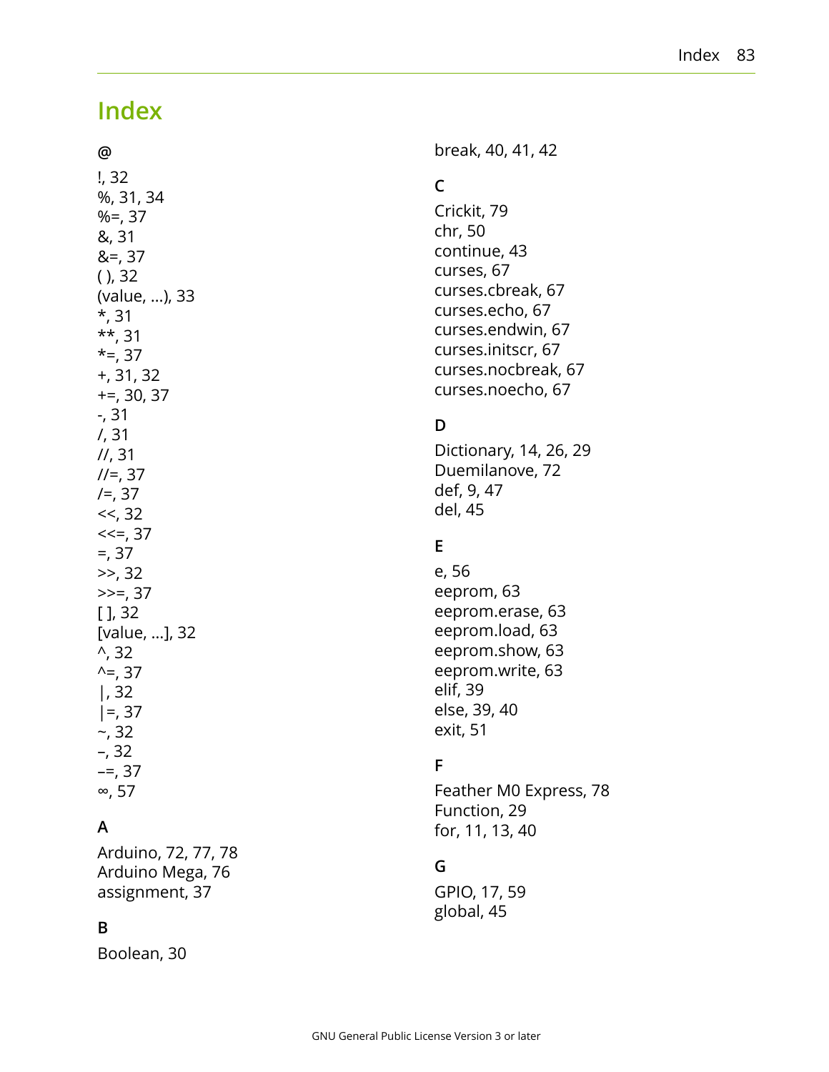# Index

**@**

!, 32
%, 31, 34
%=, 37
&, 31
&=, 37
( ), 32
(value, ...), 33
*, 31
**, 31
*=, 37
+, 31, 32
+=, 30, 37
-, 31
/, 31
//, 31
//=, 37
/=, 37
<<, 32
<<=, 37
=, 37
>>, 32
>>=, 37
[ ], 32
[value, ...], 32
^, 32
^=, 37
|, 32
|=, 37
~, 32
–, 32
–=, 37
∞, 57

**A**

Arduino, 72, 77, 78
Arduino Mega, 76
assignment, 37

**B**

Boolean, 30
break, 40, 41, 42

**C**

Crickit, 79
chr, 50
continue, 43
curses, 67
curses.cbreak, 67
curses.echo, 67
curses.endwin, 67
curses.initscr, 67
curses.nocbreak, 67
curses.noecho, 67

**D**

Dictionary, 14, 26, 29
Duemilanove, 72
def, 9, 47
del, 45

**E**

e, 56
eeprom, 63
eeprom.erase, 63
eeprom.load, 63
eeprom.show, 63
eeprom.write, 63
elif, 39
else, 39, 40
exit, 51

**F**

Feather M0 Express, 78
Function, 29
for, 11, 13, 40

**G**

GPIO, 17, 59
global, 45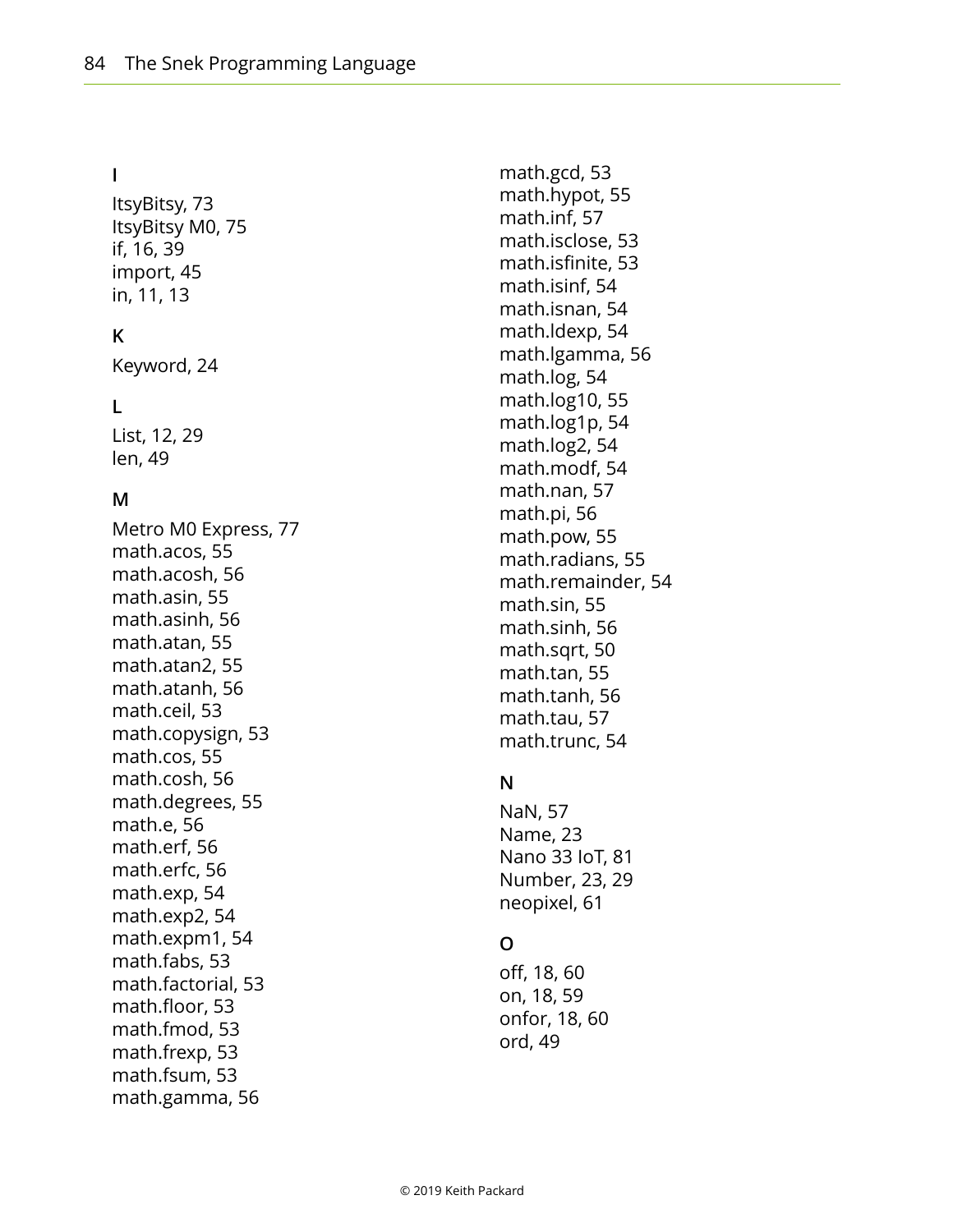## I

ItsyBitsy, 73
ItsyBitsy M0, 75
if, 16, 39
import, 45
in, 11, 13

## K

Keyword, 24

## L

List, 12, 29
len, 49

## M

Metro M0 Express, 77
math.acos, 55
math.acosh, 56
math.asin, 55
math.asinh, 56
math.atan, 55
math.atan2, 55
math.atanh, 56
math.ceil, 53
math.copysign, 53
math.cos, 55
math.cosh, 56
math.degrees, 55
math.e, 56
math.erf, 56
math.erfc, 56
math.exp, 54
math.exp2, 54
math.expm1, 54
math.fabs, 53
math.factorial, 53
math.floor, 53
math.fmod, 53
math.frexp, 53
math.fsum, 53
math.gamma, 56
math.gcd, 53
math.hypot, 55
math.inf, 57
math.isclose, 53
math.isfinite, 53
math.isinf, 54
math.isnan, 54
math.ldexp, 54
math.lgamma, 56
math.log, 54
math.log10, 55
math.log1p, 54
math.log2, 54
math.modf, 54
math.nan, 57
math.pi, 56
math.pow, 55
math.radians, 55
math.remainder, 54
math.sin, 55
math.sinh, 56
math.sqrt, 50
math.tan, 55
math.tanh, 56
math.tau, 57
math.trunc, 54

## N

NaN, 57
Name, 23
Nano 33 IoT, 81
Number, 23, 29
neopixel, 61

## O

off, 18, 60
on, 18, 59
onfor, 18, 60
ord, 49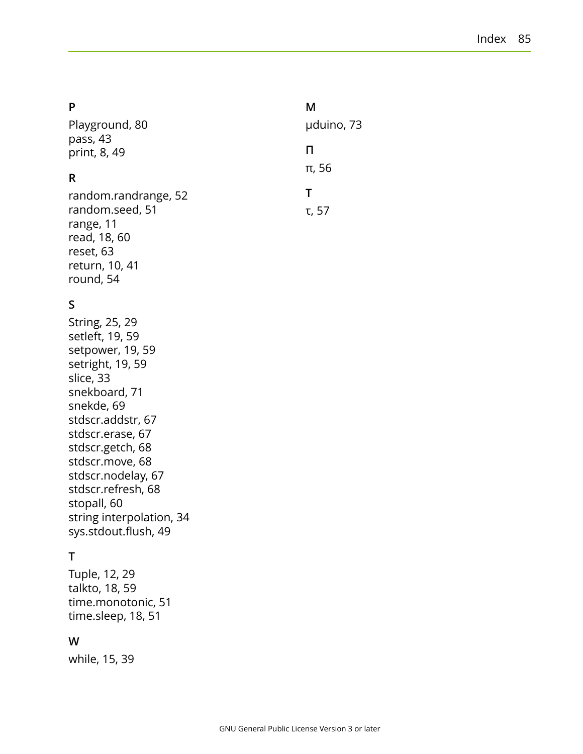## P

Playground, 80
pass, 43
print, 8, 49

## R

random.randrange, 52
random.seed, 51
range, 11
read, 18, 60
reset, 63
return, 10, 41
round, 54

## S

String, 25, 29
setleft, 19, 59
setpower, 19, 59
setright, 19, 59
slice, 33
snekboard, 71
snekde, 69
stdscr.addstr, 67
stdscr.erase, 67
stdscr.getch, 68
stdscr.move, 68
stdscr.nodelay, 67
stdscr.refresh, 68
stopall, 60
string interpolation, 34
sys.stdout.flush, 49

## T

Tuple, 12, 29
talkto, 18, 59
time.monotonic, 51
time.sleep, 18, 51

## W

while, 15, 39

## M

µduino, 73

## Π

π, 56

## Τ

τ, 57